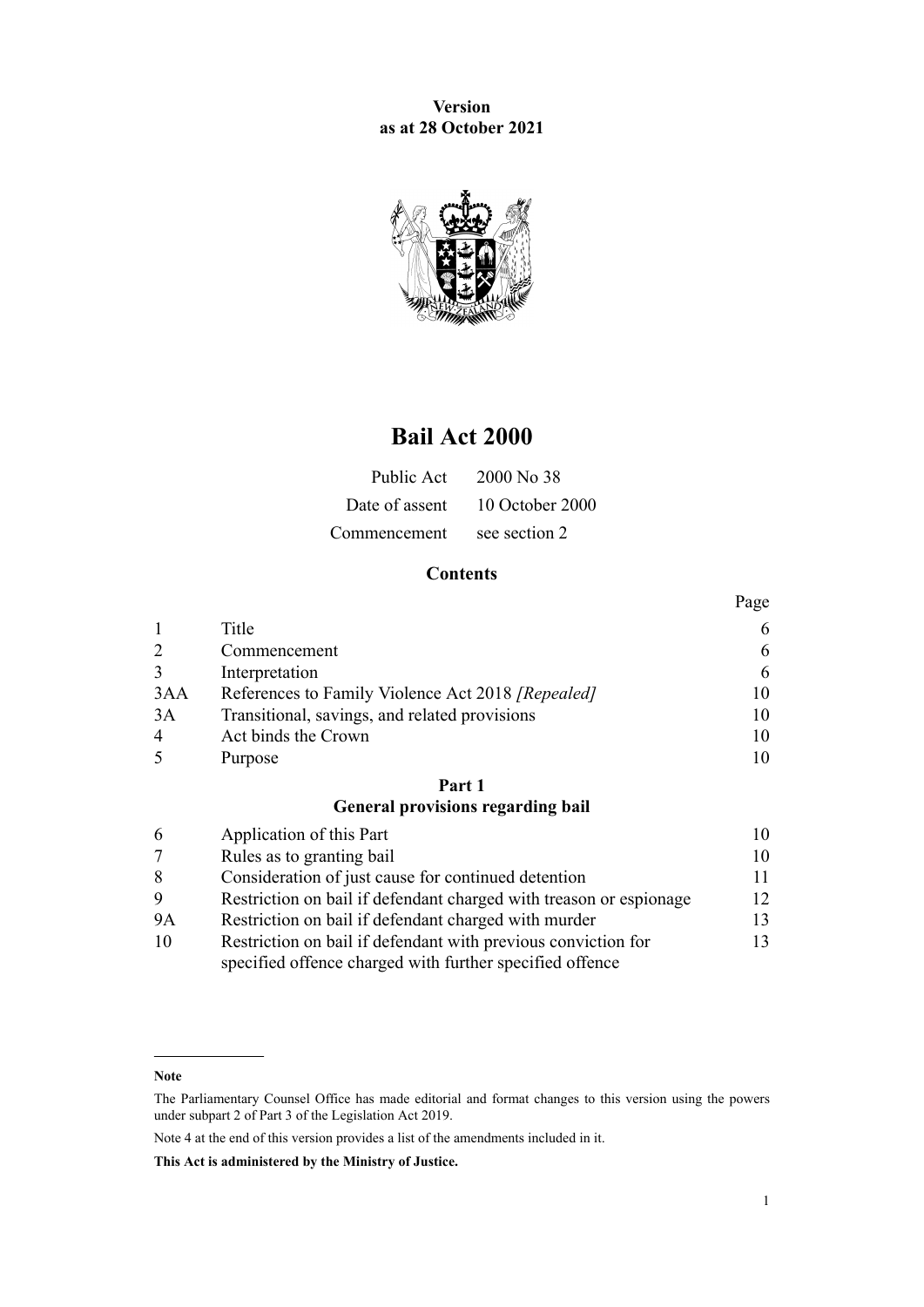**Version**
**as at 28 October 2021**

# Bail Act 2000

| | |
|---|---|
| Public Act | 2000 No 38 |
| Date of assent | 10 October 2000 |
| Commencement | see section 2 |

## Contents

| | | Page |
|---|---|---|
| 1 | Title | 6 |
| 2 | Commencement | 6 |
| 3 | Interpretation | 6 |
| 3AA | References to Family Violence Act 2018 *[Repealed]* | 10 |
| 3A | Transitional, savings, and related provisions | 10 |
| 4 | Act binds the Crown | 10 |
| 5 | Purpose | 10 |
| | **Part 1** **General provisions regarding bail** | |
| 6 | Application of this Part | 10 |
| 7 | Rules as to granting bail | 10 |
| 8 | Consideration of just cause for continued detention | 11 |
| 9 | Restriction on bail if defendant charged with treason or espionage | 12 |
| 9A | Restriction on bail if defendant charged with murder | 13 |
| 10 | Restriction on bail if defendant with previous conviction for specified offence charged with further specified offence | 13 |

**Note**

The Parliamentary Counsel Office has made editorial and format changes to this version using the powers under subpart 2 of Part 3 of the Legislation Act 2019.

Note 4 at the end of this version provides a list of the amendments included in it.

**This Act is administered by the Ministry of Justice.**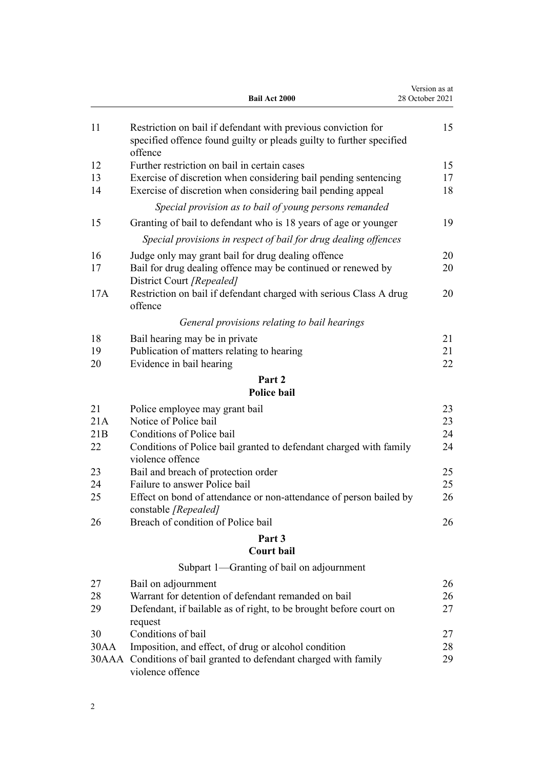| | | |
|---|---|---|
| 11 | Restriction on bail if defendant with previous conviction for specified offence found guilty or pleads guilty to further specified offence | 15 |
| 12 | Further restriction on bail in certain cases | 15 |
| 13 | Exercise of discretion when considering bail pending sentencing | 17 |
| 14 | Exercise of discretion when considering bail pending appeal | 18 |
| | *Special provision as to bail of young persons remanded* | |
| 15 | Granting of bail to defendant who is 18 years of age or younger | 19 |
| | *Special provisions in respect of bail for drug dealing offences* | |
| 16 | Judge only may grant bail for drug dealing offence | 20 |
| 17 | Bail for drug dealing offence may be continued or renewed by District Court *[Repealed]* | 20 |
| 17A | Restriction on bail if defendant charged with serious Class A drug offence | 20 |
| | *General provisions relating to bail hearings* | |
| 18 | Bail hearing may be in private | 21 |
| 19 | Publication of matters relating to hearing | 21 |
| 20 | Evidence in bail hearing | 22 |

**Part 2**
**Police bail**

| | | |
|---|---|---|
| 21 | Police employee may grant bail | 23 |
| 21A | Notice of Police bail | 23 |
| 21B | Conditions of Police bail | 24 |
| 22 | Conditions of Police bail granted to defendant charged with family violence offence | 24 |
| 23 | Bail and breach of protection order | 25 |
| 24 | Failure to answer Police bail | 25 |
| 25 | Effect on bond of attendance or non-attendance of person bailed by constable *[Repealed]* | 26 |
| 26 | Breach of condition of Police bail | 26 |

**Part 3**
**Court bail**

Subpart 1—Granting of bail on adjournment

| | | |
|---|---|---|
| 27 | Bail on adjournment | 26 |
| 28 | Warrant for detention of defendant remanded on bail | 26 |
| 29 | Defendant, if bailable as of right, to be brought before court on request | 27 |
| 30 | Conditions of bail | 27 |
| 30AA | Imposition, and effect, of drug or alcohol condition | 28 |
| 30AAA | Conditions of bail granted to defendant charged with family violence offence | 29 |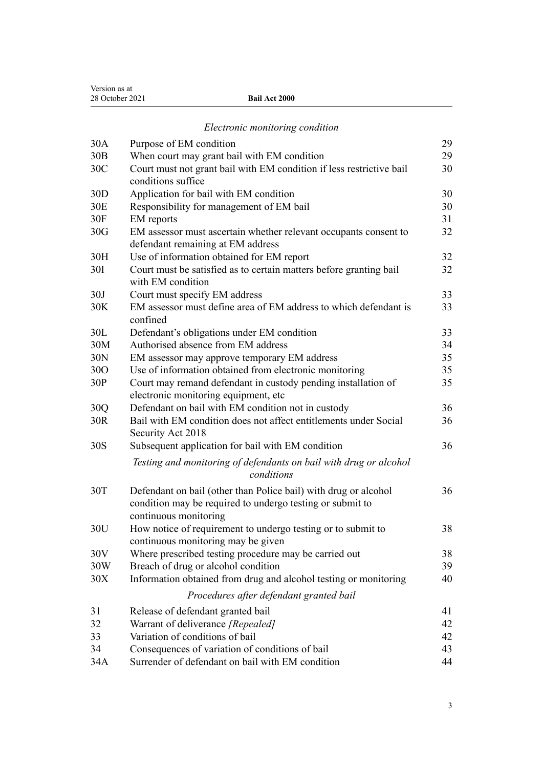*Electronic monitoring condition*

| | | |
|---|---|---|
| 30A | Purpose of EM condition | 29 |
| 30B | When court may grant bail with EM condition | 29 |
| 30C | Court must not grant bail with EM condition if less restrictive bail conditions suffice | 30 |
| 30D | Application for bail with EM condition | 30 |
| 30E | Responsibility for management of EM bail | 30 |
| 30F | EM reports | 31 |
| 30G | EM assessor must ascertain whether relevant occupants consent to defendant remaining at EM address | 32 |
| 30H | Use of information obtained for EM report | 32 |
| 30I | Court must be satisfied as to certain matters before granting bail with EM condition | 32 |
| 30J | Court must specify EM address | 33 |
| 30K | EM assessor must define area of EM address to which defendant is confined | 33 |
| 30L | Defendant's obligations under EM condition | 33 |
| 30M | Authorised absence from EM address | 34 |
| 30N | EM assessor may approve temporary EM address | 35 |
| 30O | Use of information obtained from electronic monitoring | 35 |
| 30P | Court may remand defendant in custody pending installation of electronic monitoring equipment, etc | 35 |
| 30Q | Defendant on bail with EM condition not in custody | 36 |
| 30R | Bail with EM condition does not affect entitlements under Social Security Act 2018 | 36 |
| 30S | Subsequent application for bail with EM condition | 36 |

*Testing and monitoring of defendants on bail with drug or alcohol conditions*

| | | |
|---|---|---|
| 30T | Defendant on bail (other than Police bail) with drug or alcohol condition may be required to undergo testing or submit to continuous monitoring | 36 |
| 30U | How notice of requirement to undergo testing or to submit to continuous monitoring may be given | 38 |
| 30V | Where prescribed testing procedure may be carried out | 38 |
| 30W | Breach of drug or alcohol condition | 39 |
| 30X | Information obtained from drug and alcohol testing or monitoring | 40 |

*Procedures after defendant granted bail*

| | | |
|---|---|---|
| 31 | Release of defendant granted bail | 41 |
| 32 | Warrant of deliverance *[Repealed]* | 42 |
| 33 | Variation of conditions of bail | 42 |
| 34 | Consequences of variation of conditions of bail | 43 |
| 34A | Surrender of defendant on bail with EM condition | 44 |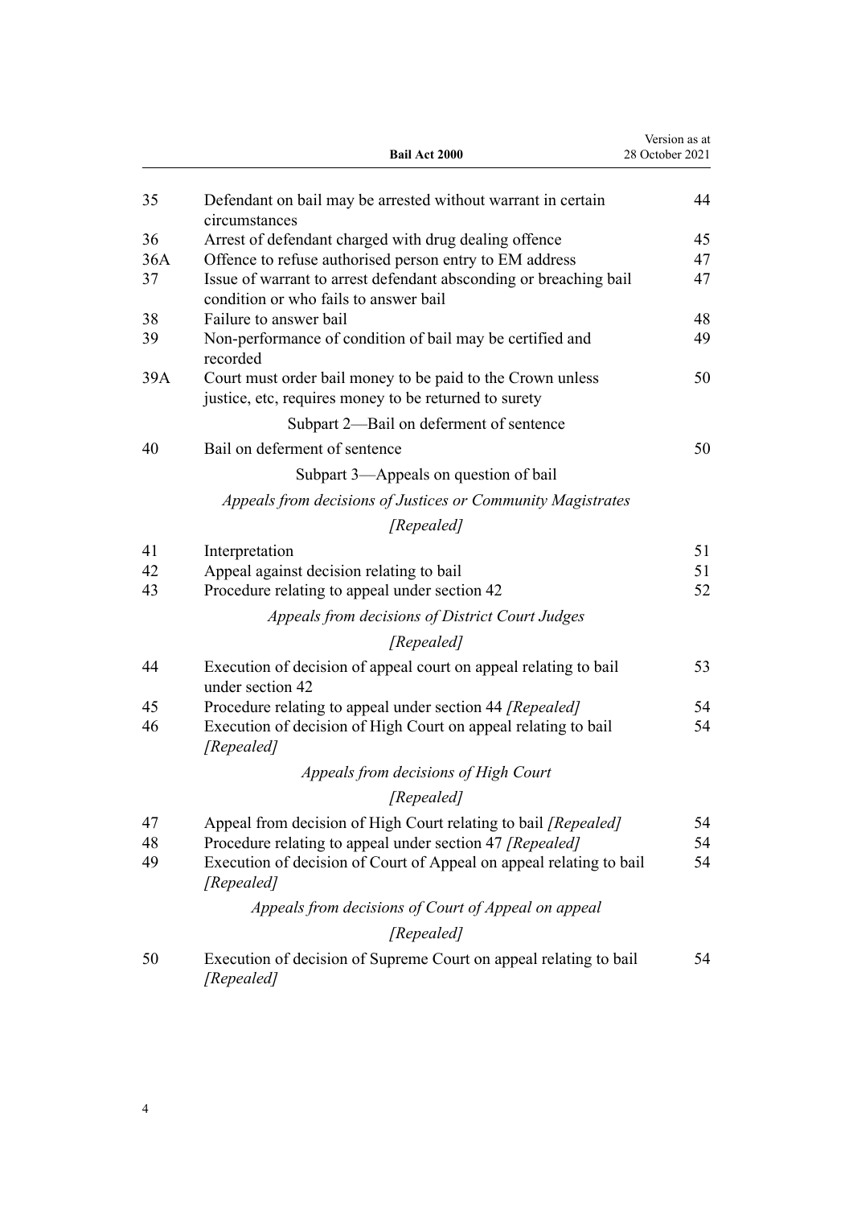| | | |
|---|---|---|
| 35 | Defendant on bail may be arrested without warrant in certain circumstances | 44 |
| 36 | Arrest of defendant charged with drug dealing offence | 45 |
| 36A | Offence to refuse authorised person entry to EM address | 47 |
| 37 | Issue of warrant to arrest defendant absconding or breaching bail condition or who fails to answer bail | 47 |
| 38 | Failure to answer bail | 48 |
| 39 | Non-performance of condition of bail may be certified and recorded | 49 |
| 39A | Court must order bail money to be paid to the Crown unless justice, etc, requires money to be returned to surety | 50 |

Subpart 2—Bail on deferment of sentence

| | | |
|---|---|---|
| 40 | Bail on deferment of sentence | 50 |

Subpart 3—Appeals on question of bail

*Appeals from decisions of Justices or Community Magistrates*

*[Repealed]*

| | | |
|---|---|---|
| 41 | Interpretation | 51 |
| 42 | Appeal against decision relating to bail | 51 |
| 43 | Procedure relating to appeal under section 42 | 52 |

*Appeals from decisions of District Court Judges*

*[Repealed]*

| | | |
|---|---|---|
| 44 | Execution of decision of appeal court on appeal relating to bail under section 42 | 53 |
| 45 | Procedure relating to appeal under section 44 *[Repealed]* | 54 |
| 46 | Execution of decision of High Court on appeal relating to bail *[Repealed]* | 54 |

*Appeals from decisions of High Court*

*[Repealed]*

| | | |
|---|---|---|
| 47 | Appeal from decision of High Court relating to bail *[Repealed]* | 54 |
| 48 | Procedure relating to appeal under section 47 *[Repealed]* | 54 |
| 49 | Execution of decision of Court of Appeal on appeal relating to bail *[Repealed]* | 54 |

*Appeals from decisions of Court of Appeal on appeal*

*[Repealed]*

| | | |
|---|---|---|
| 50 | Execution of decision of Supreme Court on appeal relating to bail *[Repealed]* | 54 |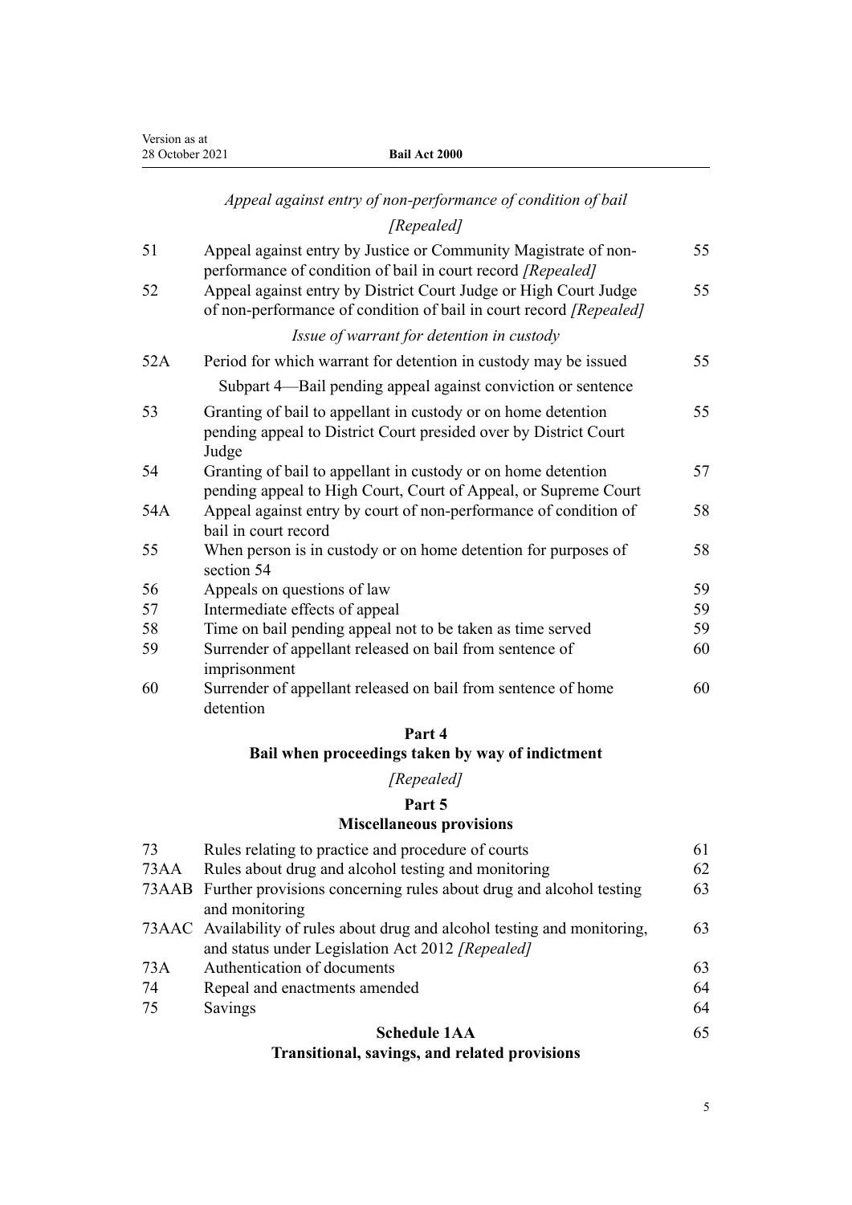*Appeal against entry of non-performance of condition of bail*

*[Repealed]*

| | | |
|---|---|---|
| 51 | Appeal against entry by Justice or Community Magistrate of non-performance of condition of bail in court record *[Repealed]* | 55 |
| 52 | Appeal against entry by District Court Judge or High Court Judge of non-performance of condition of bail in court record *[Repealed]* | 55 |
| | *Issue of warrant for detention in custody* | |
| 52A | Period for which warrant for detention in custody may be issued | 55 |
| | Subpart 4—Bail pending appeal against conviction or sentence | |
| 53 | Granting of bail to appellant in custody or on home detention pending appeal to District Court presided over by District Court Judge | 55 |
| 54 | Granting of bail to appellant in custody or on home detention pending appeal to High Court, Court of Appeal, or Supreme Court | 57 |
| 54A | Appeal against entry by court of non-performance of condition of bail in court record | 58 |
| 55 | When person is in custody or on home detention for purposes of section 54 | 58 |
| 56 | Appeals on questions of law | 59 |
| 57 | Intermediate effects of appeal | 59 |
| 58 | Time on bail pending appeal not to be taken as time served | 59 |
| 59 | Surrender of appellant released on bail from sentence of imprisonment | 60 |
| 60 | Surrender of appellant released on bail from sentence of home detention | 60 |

**Part 4**
**Bail when proceedings taken by way of indictment**

*[Repealed]*

**Part 5**
**Miscellaneous provisions**

| | | |
|---|---|---|
| 73 | Rules relating to practice and procedure of courts | 61 |
| 73AA | Rules about drug and alcohol testing and monitoring | 62 |
| 73AAB | Further provisions concerning rules about drug and alcohol testing and monitoring | 63 |
| 73AAC | Availability of rules about drug and alcohol testing and monitoring, and status under Legislation Act 2012 *[Repealed]* | 63 |
| 73A | Authentication of documents | 63 |
| 74 | Repeal and enactments amended | 64 |
| 75 | Savings | 64 |

**Schedule 1AA** 65
**Transitional, savings, and related provisions**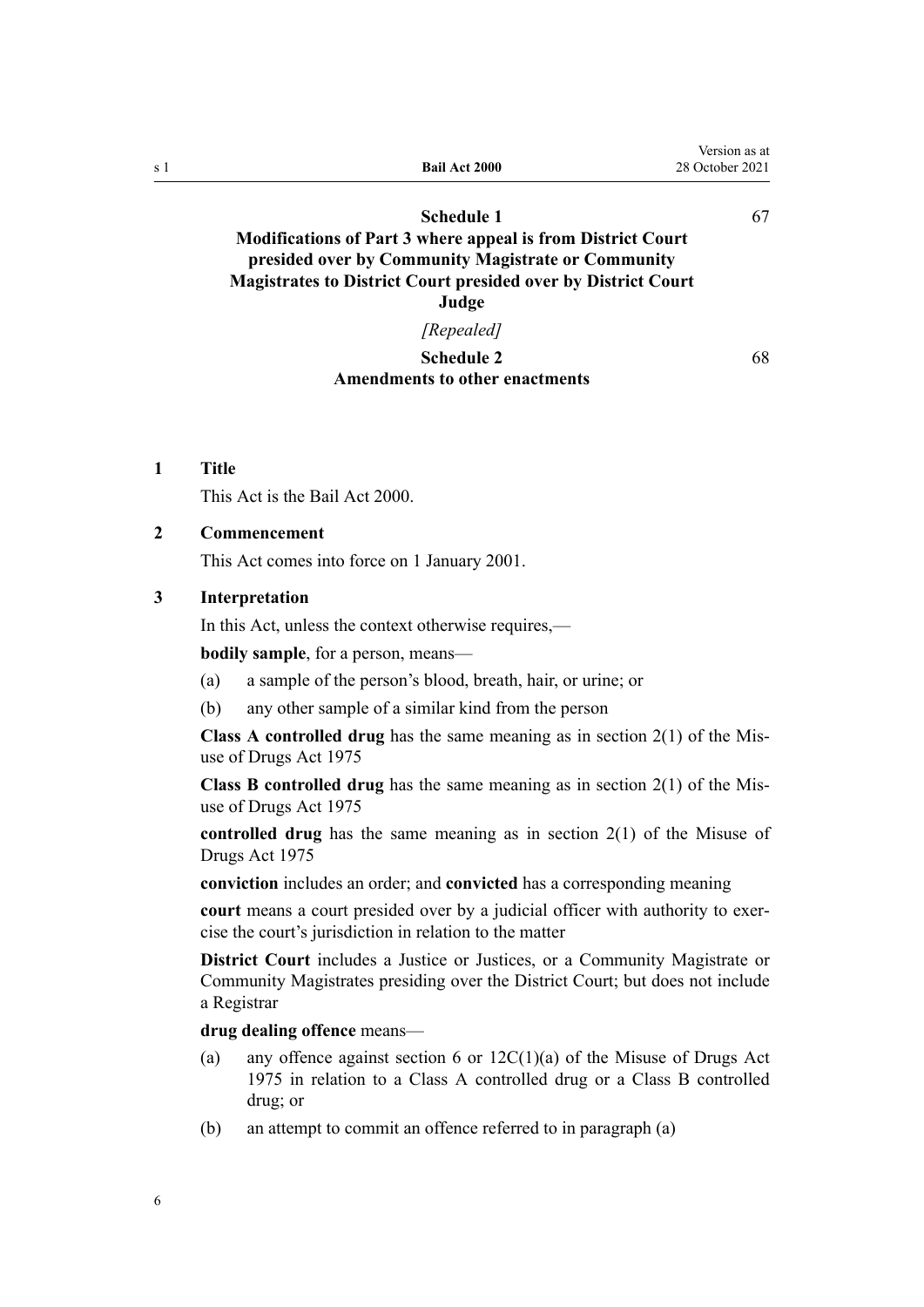Schedule 1
Modifications of Part 3 where appeal is from District Court presided over by Community Magistrate or Community Magistrates to District Court presided over by District Court Judge 67

*[Repealed]*

Schedule 2
Amendments to other enactments 68

**1 Title**

This Act is the Bail Act 2000.

**2 Commencement**

This Act comes into force on 1 January 2001.

**3 Interpretation**

In this Act, unless the context otherwise requires,—

**bodily sample**, for a person, means—

(a) a sample of the person's blood, breath, hair, or urine; or

(b) any other sample of a similar kind from the person

**Class A controlled drug** has the same meaning as in section 2(1) of the Misuse of Drugs Act 1975

**Class B controlled drug** has the same meaning as in section 2(1) of the Misuse of Drugs Act 1975

**controlled drug** has the same meaning as in section 2(1) of the Misuse of Drugs Act 1975

**conviction** includes an order; and **convicted** has a corresponding meaning

**court** means a court presided over by a judicial officer with authority to exercise the court's jurisdiction in relation to the matter

**District Court** includes a Justice or Justices, or a Community Magistrate or Community Magistrates presiding over the District Court; but does not include a Registrar

**drug dealing offence** means—

(a) any offence against section 6 or 12C(1)(a) of the Misuse of Drugs Act 1975 in relation to a Class A controlled drug or a Class B controlled drug; or

(b) an attempt to commit an offence referred to in paragraph (a)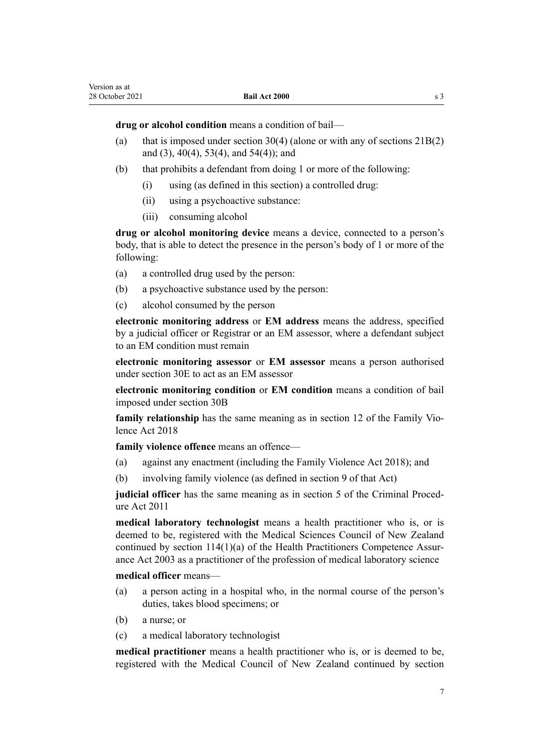**drug or alcohol condition** means a condition of bail—

(a) that is imposed under section 30(4) (alone or with any of sections 21B(2) and (3), 40(4), 53(4), and 54(4)); and

(b) that prohibits a defendant from doing 1 or more of the following:

    (i) using (as defined in this section) a controlled drug:

    (ii) using a psychoactive substance:

    (iii) consuming alcohol

**drug or alcohol monitoring device** means a device, connected to a person's body, that is able to detect the presence in the person's body of 1 or more of the following:

(a) a controlled drug used by the person:

(b) a psychoactive substance used by the person:

(c) alcohol consumed by the person

**electronic monitoring address** or **EM address** means the address, specified by a judicial officer or Registrar or an EM assessor, where a defendant subject to an EM condition must remain

**electronic monitoring assessor** or **EM assessor** means a person authorised under section 30E to act as an EM assessor

**electronic monitoring condition** or **EM condition** means a condition of bail imposed under section 30B

**family relationship** has the same meaning as in section 12 of the Family Violence Act 2018

**family violence offence** means an offence—

(a) against any enactment (including the Family Violence Act 2018); and

(b) involving family violence (as defined in section 9 of that Act)

**judicial officer** has the same meaning as in section 5 of the Criminal Procedure Act 2011

**medical laboratory technologist** means a health practitioner who is, or is deemed to be, registered with the Medical Sciences Council of New Zealand continued by section 114(1)(a) of the Health Practitioners Competence Assurance Act 2003 as a practitioner of the profession of medical laboratory science

**medical officer** means—

(a) a person acting in a hospital who, in the normal course of the person's duties, takes blood specimens; or

(b) a nurse; or

(c) a medical laboratory technologist

**medical practitioner** means a health practitioner who is, or is deemed to be, registered with the Medical Council of New Zealand continued by section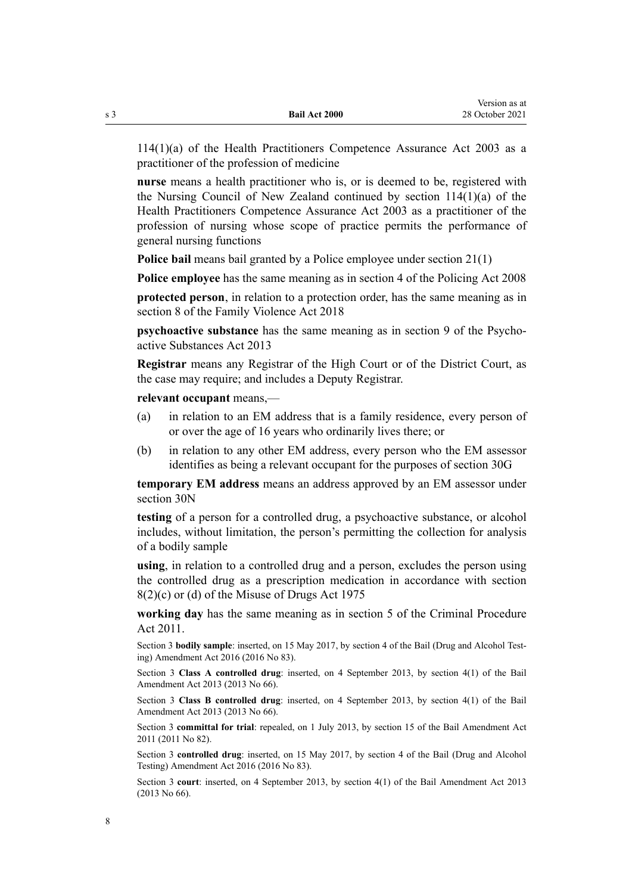114(1)(a) of the Health Practitioners Competence Assurance Act 2003 as a practitioner of the profession of medicine

**nurse** means a health practitioner who is, or is deemed to be, registered with the Nursing Council of New Zealand continued by section 114(1)(a) of the Health Practitioners Competence Assurance Act 2003 as a practitioner of the profession of nursing whose scope of practice permits the performance of general nursing functions

**Police bail** means bail granted by a Police employee under section 21(1)

**Police employee** has the same meaning as in section 4 of the Policing Act 2008

**protected person**, in relation to a protection order, has the same meaning as in section 8 of the Family Violence Act 2018

**psychoactive substance** has the same meaning as in section 9 of the Psychoactive Substances Act 2013

**Registrar** means any Registrar of the High Court or of the District Court, as the case may require; and includes a Deputy Registrar.

**relevant occupant** means,—

(a) in relation to an EM address that is a family residence, every person of or over the age of 16 years who ordinarily lives there; or

(b) in relation to any other EM address, every person who the EM assessor identifies as being a relevant occupant for the purposes of section 30G

**temporary EM address** means an address approved by an EM assessor under section 30N

**testing** of a person for a controlled drug, a psychoactive substance, or alcohol includes, without limitation, the person's permitting the collection for analysis of a bodily sample

**using**, in relation to a controlled drug and a person, excludes the person using the controlled drug as a prescription medication in accordance with section 8(2)(c) or (d) of the Misuse of Drugs Act 1975

**working day** has the same meaning as in section 5 of the Criminal Procedure Act 2011.

Section 3 **bodily sample**: inserted, on 15 May 2017, by section 4 of the Bail (Drug and Alcohol Testing) Amendment Act 2016 (2016 No 83).

Section 3 **Class A controlled drug**: inserted, on 4 September 2013, by section 4(1) of the Bail Amendment Act 2013 (2013 No 66).

Section 3 **Class B controlled drug**: inserted, on 4 September 2013, by section 4(1) of the Bail Amendment Act 2013 (2013 No 66).

Section 3 **committal for trial**: repealed, on 1 July 2013, by section 15 of the Bail Amendment Act 2011 (2011 No 82).

Section 3 **controlled drug**: inserted, on 15 May 2017, by section 4 of the Bail (Drug and Alcohol Testing) Amendment Act 2016 (2016 No 83).

Section 3 **court**: inserted, on 4 September 2013, by section 4(1) of the Bail Amendment Act 2013 (2013 No 66).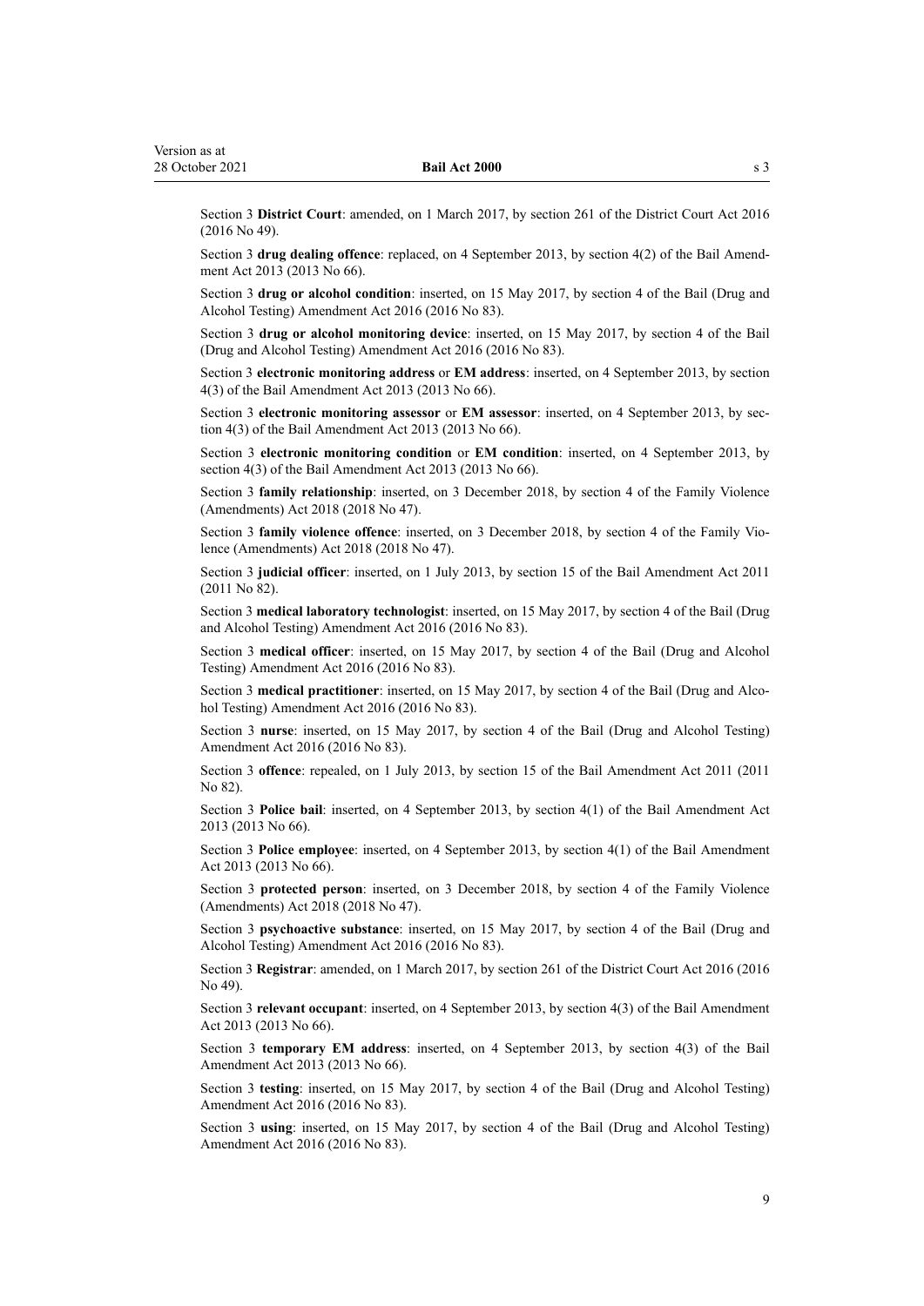Section 3 **District Court**: amended, on 1 March 2017, by section 261 of the District Court Act 2016 (2016 No 49).

Section 3 **drug dealing offence**: replaced, on 4 September 2013, by section 4(2) of the Bail Amendment Act 2013 (2013 No 66).

Section 3 **drug or alcohol condition**: inserted, on 15 May 2017, by section 4 of the Bail (Drug and Alcohol Testing) Amendment Act 2016 (2016 No 83).

Section 3 **drug or alcohol monitoring device**: inserted, on 15 May 2017, by section 4 of the Bail (Drug and Alcohol Testing) Amendment Act 2016 (2016 No 83).

Section 3 **electronic monitoring address** or **EM address**: inserted, on 4 September 2013, by section 4(3) of the Bail Amendment Act 2013 (2013 No 66).

Section 3 **electronic monitoring assessor** or **EM assessor**: inserted, on 4 September 2013, by section 4(3) of the Bail Amendment Act 2013 (2013 No 66).

Section 3 **electronic monitoring condition** or **EM condition**: inserted, on 4 September 2013, by section 4(3) of the Bail Amendment Act 2013 (2013 No 66).

Section 3 **family relationship**: inserted, on 3 December 2018, by section 4 of the Family Violence (Amendments) Act 2018 (2018 No 47).

Section 3 **family violence offence**: inserted, on 3 December 2018, by section 4 of the Family Violence (Amendments) Act 2018 (2018 No 47).

Section 3 **judicial officer**: inserted, on 1 July 2013, by section 15 of the Bail Amendment Act 2011 (2011 No 82).

Section 3 **medical laboratory technologist**: inserted, on 15 May 2017, by section 4 of the Bail (Drug and Alcohol Testing) Amendment Act 2016 (2016 No 83).

Section 3 **medical officer**: inserted, on 15 May 2017, by section 4 of the Bail (Drug and Alcohol Testing) Amendment Act 2016 (2016 No 83).

Section 3 **medical practitioner**: inserted, on 15 May 2017, by section 4 of the Bail (Drug and Alcohol Testing) Amendment Act 2016 (2016 No 83).

Section 3 **nurse**: inserted, on 15 May 2017, by section 4 of the Bail (Drug and Alcohol Testing) Amendment Act 2016 (2016 No 83).

Section 3 **offence**: repealed, on 1 July 2013, by section 15 of the Bail Amendment Act 2011 (2011 No 82).

Section 3 **Police bail**: inserted, on 4 September 2013, by section 4(1) of the Bail Amendment Act 2013 (2013 No 66).

Section 3 **Police employee**: inserted, on 4 September 2013, by section 4(1) of the Bail Amendment Act 2013 (2013 No 66).

Section 3 **protected person**: inserted, on 3 December 2018, by section 4 of the Family Violence (Amendments) Act 2018 (2018 No 47).

Section 3 **psychoactive substance**: inserted, on 15 May 2017, by section 4 of the Bail (Drug and Alcohol Testing) Amendment Act 2016 (2016 No 83).

Section 3 **Registrar**: amended, on 1 March 2017, by section 261 of the District Court Act 2016 (2016 No 49).

Section 3 **relevant occupant**: inserted, on 4 September 2013, by section 4(3) of the Bail Amendment Act 2013 (2013 No 66).

Section 3 **temporary EM address**: inserted, on 4 September 2013, by section 4(3) of the Bail Amendment Act 2013 (2013 No 66).

Section 3 **testing**: inserted, on 15 May 2017, by section 4 of the Bail (Drug and Alcohol Testing) Amendment Act 2016 (2016 No 83).

Section 3 **using**: inserted, on 15 May 2017, by section 4 of the Bail (Drug and Alcohol Testing) Amendment Act 2016 (2016 No 83).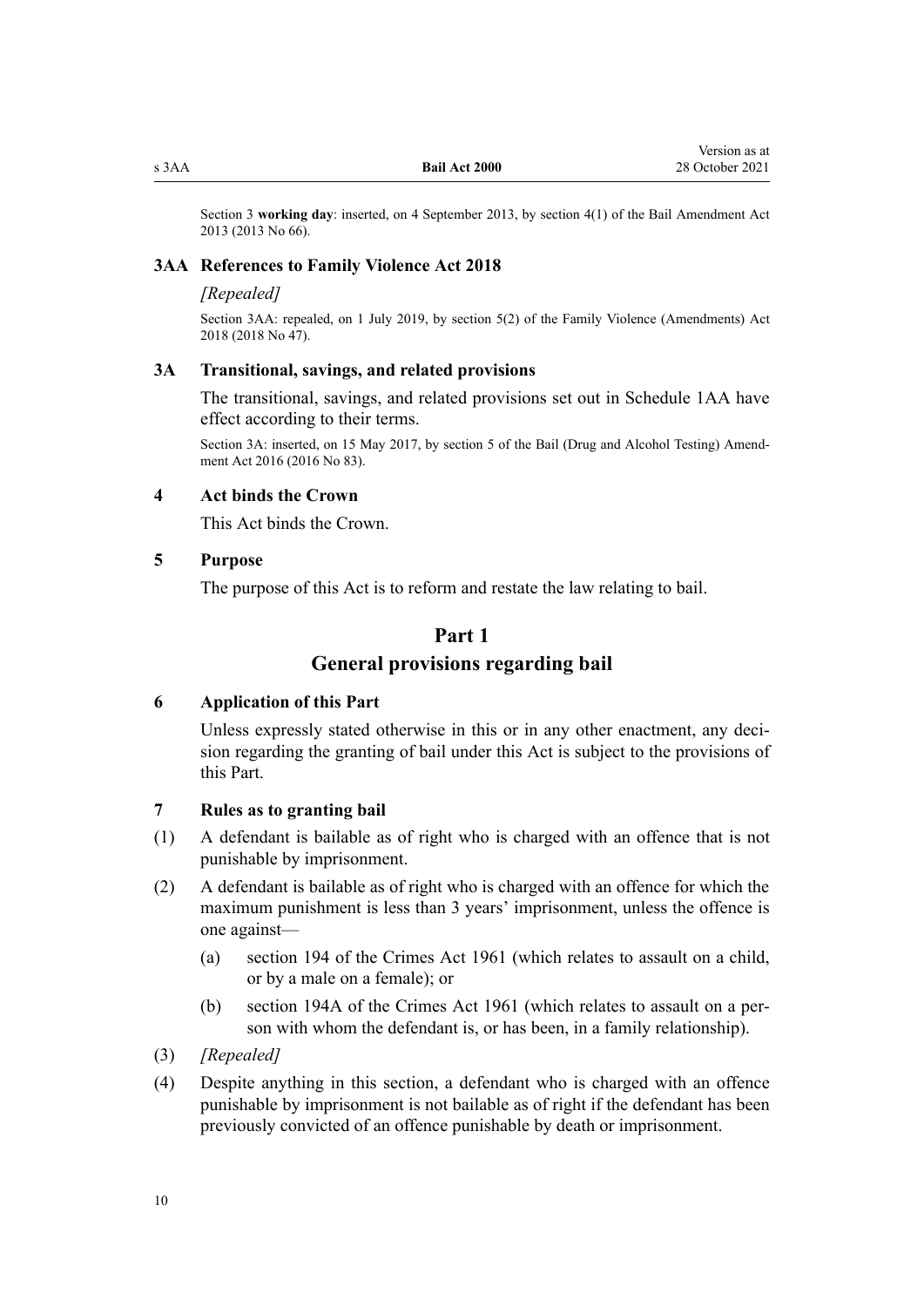Section 3 **working day**: inserted, on 4 September 2013, by section 4(1) of the Bail Amendment Act 2013 (2013 No 66).

### 3AA References to Family Violence Act 2018

*[Repealed]*

Section 3AA: repealed, on 1 July 2019, by section 5(2) of the Family Violence (Amendments) Act 2018 (2018 No 47).

### 3A Transitional, savings, and related provisions

The transitional, savings, and related provisions set out in Schedule 1AA have effect according to their terms.

Section 3A: inserted, on 15 May 2017, by section 5 of the Bail (Drug and Alcohol Testing) Amendment Act 2016 (2016 No 83).

### 4 Act binds the Crown

This Act binds the Crown.

### 5 Purpose

The purpose of this Act is to reform and restate the law relating to bail.

# Part 1
## General provisions regarding bail

### 6 Application of this Part

Unless expressly stated otherwise in this or in any other enactment, any decision regarding the granting of bail under this Act is subject to the provisions of this Part.

### 7 Rules as to granting bail

(1) A defendant is bailable as of right who is charged with an offence that is not punishable by imprisonment.

(2) A defendant is bailable as of right who is charged with an offence for which the maximum punishment is less than 3 years' imprisonment, unless the offence is one against—

- (a) section 194 of the Crimes Act 1961 (which relates to assault on a child, or by a male on a female); or
- (b) section 194A of the Crimes Act 1961 (which relates to assault on a person with whom the defendant is, or has been, in a family relationship).

(3) *[Repealed]*

(4) Despite anything in this section, a defendant who is charged with an offence punishable by imprisonment is not bailable as of right if the defendant has been previously convicted of an offence punishable by death or imprisonment.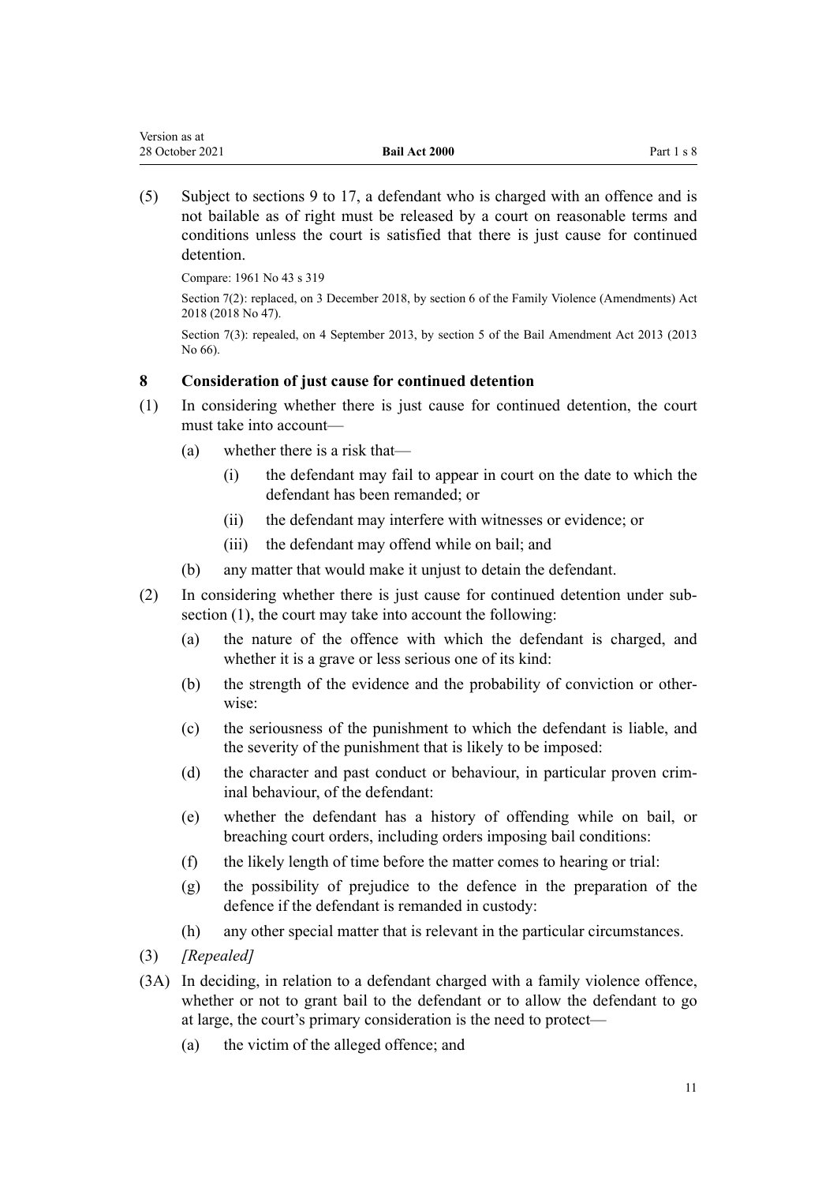(5) Subject to sections 9 to 17, a defendant who is charged with an offence and is not bailable as of right must be released by a court on reasonable terms and conditions unless the court is satisfied that there is just cause for continued detention.

Compare: 1961 No 43 s 319

Section 7(2): replaced, on 3 December 2018, by section 6 of the Family Violence (Amendments) Act 2018 (2018 No 47).

Section 7(3): repealed, on 4 September 2013, by section 5 of the Bail Amendment Act 2013 (2013 No 66).

### 8 Consideration of just cause for continued detention

(1) In considering whether there is just cause for continued detention, the court must take into account—

   (a) whether there is a risk that—

      (i) the defendant may fail to appear in court on the date to which the defendant has been remanded; or

      (ii) the defendant may interfere with witnesses or evidence; or

      (iii) the defendant may offend while on bail; and

   (b) any matter that would make it unjust to detain the defendant.

(2) In considering whether there is just cause for continued detention under subsection (1), the court may take into account the following:

   (a) the nature of the offence with which the defendant is charged, and whether it is a grave or less serious one of its kind:

   (b) the strength of the evidence and the probability of conviction or otherwise:

   (c) the seriousness of the punishment to which the defendant is liable, and the severity of the punishment that is likely to be imposed:

   (d) the character and past conduct or behaviour, in particular proven criminal behaviour, of the defendant:

   (e) whether the defendant has a history of offending while on bail, or breaching court orders, including orders imposing bail conditions:

   (f) the likely length of time before the matter comes to hearing or trial:

   (g) the possibility of prejudice to the defence in the preparation of the defence if the defendant is remanded in custody:

   (h) any other special matter that is relevant in the particular circumstances.

(3) *[Repealed]*

(3A) In deciding, in relation to a defendant charged with a family violence offence, whether or not to grant bail to the defendant or to allow the defendant to go at large, the court's primary consideration is the need to protect—

   (a) the victim of the alleged offence; and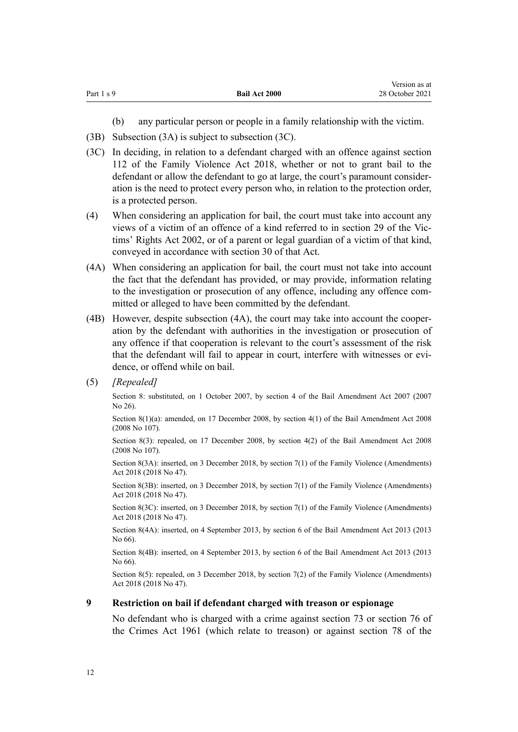(b) any particular person or people in a family relationship with the victim.

(3B) Subsection (3A) is subject to subsection (3C).

(3C) In deciding, in relation to a defendant charged with an offence against section 112 of the Family Violence Act 2018, whether or not to grant bail to the defendant or allow the defendant to go at large, the court's paramount consideration is the need to protect every person who, in relation to the protection order, is a protected person.

(4) When considering an application for bail, the court must take into account any views of a victim of an offence of a kind referred to in section 29 of the Victims' Rights Act 2002, or of a parent or legal guardian of a victim of that kind, conveyed in accordance with section 30 of that Act.

(4A) When considering an application for bail, the court must not take into account the fact that the defendant has provided, or may provide, information relating to the investigation or prosecution of any offence, including any offence committed or alleged to have been committed by the defendant.

(4B) However, despite subsection (4A), the court may take into account the cooperation by the defendant with authorities in the investigation or prosecution of any offence if that cooperation is relevant to the court's assessment of the risk that the defendant will fail to appear in court, interfere with witnesses or evidence, or offend while on bail.

(5) *[Repealed]*

Section 8: substituted, on 1 October 2007, by section 4 of the Bail Amendment Act 2007 (2007 No 26).

Section 8(1)(a): amended, on 17 December 2008, by section 4(1) of the Bail Amendment Act 2008 (2008 No 107).

Section 8(3): repealed, on 17 December 2008, by section 4(2) of the Bail Amendment Act 2008 (2008 No 107).

Section 8(3A): inserted, on 3 December 2018, by section 7(1) of the Family Violence (Amendments) Act 2018 (2018 No 47).

Section 8(3B): inserted, on 3 December 2018, by section 7(1) of the Family Violence (Amendments) Act 2018 (2018 No 47).

Section 8(3C): inserted, on 3 December 2018, by section 7(1) of the Family Violence (Amendments) Act 2018 (2018 No 47).

Section 8(4A): inserted, on 4 September 2013, by section 6 of the Bail Amendment Act 2013 (2013 No 66).

Section 8(4B): inserted, on 4 September 2013, by section 6 of the Bail Amendment Act 2013 (2013 No 66).

Section 8(5): repealed, on 3 December 2018, by section 7(2) of the Family Violence (Amendments) Act 2018 (2018 No 47).

### 9 Restriction on bail if defendant charged with treason or espionage

No defendant who is charged with a crime against section 73 or section 76 of the Crimes Act 1961 (which relate to treason) or against section 78 of the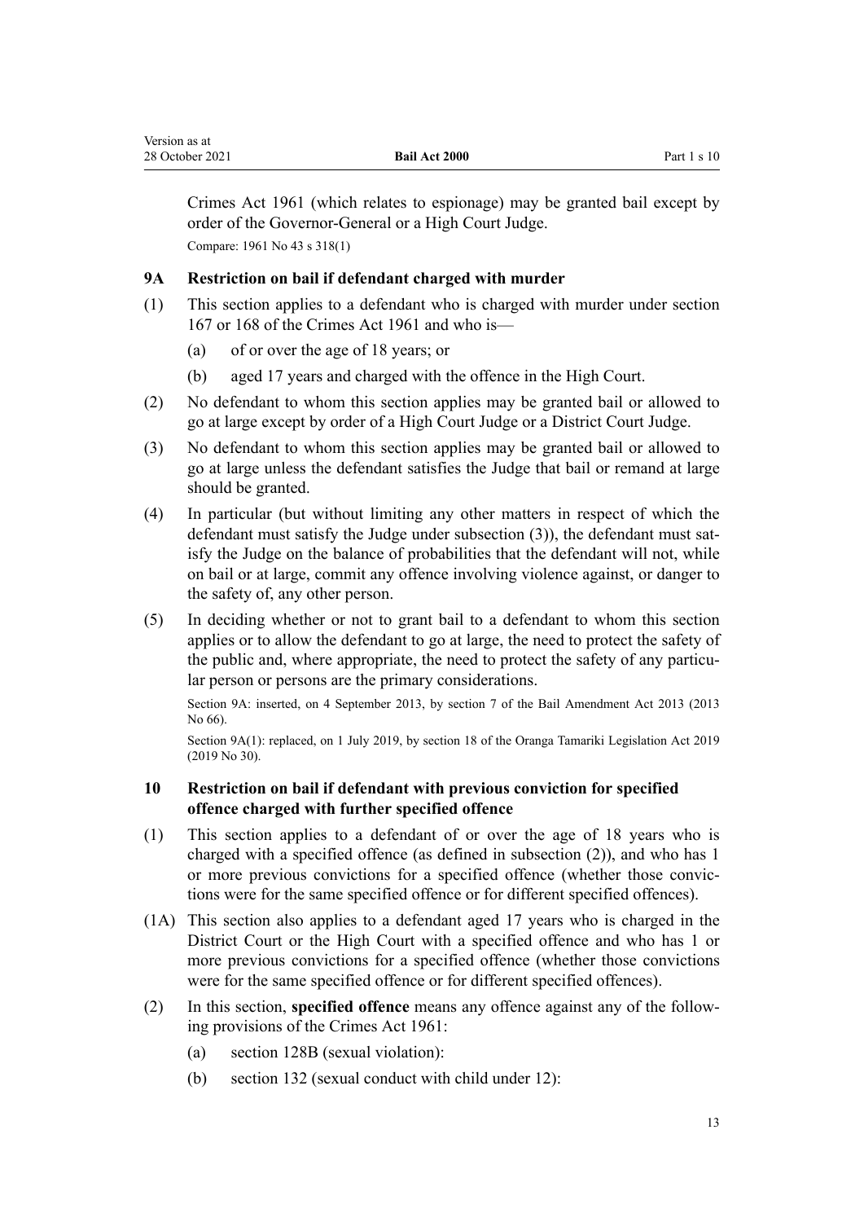Crimes Act 1961 (which relates to espionage) may be granted bail except by order of the Governor-General or a High Court Judge.

Compare: 1961 No 43 s 318(1)

### 9A Restriction on bail if defendant charged with murder

(1) This section applies to a defendant who is charged with murder under section 167 or 168 of the Crimes Act 1961 and who is—

  (a) of or over the age of 18 years; or

  (b) aged 17 years and charged with the offence in the High Court.

(2) No defendant to whom this section applies may be granted bail or allowed to go at large except by order of a High Court Judge or a District Court Judge.

(3) No defendant to whom this section applies may be granted bail or allowed to go at large unless the defendant satisfies the Judge that bail or remand at large should be granted.

(4) In particular (but without limiting any other matters in respect of which the defendant must satisfy the Judge under subsection (3)), the defendant must satisfy the Judge on the balance of probabilities that the defendant will not, while on bail or at large, commit any offence involving violence against, or danger to the safety of, any other person.

(5) In deciding whether or not to grant bail to a defendant to whom this section applies or to allow the defendant to go at large, the need to protect the safety of the public and, where appropriate, the need to protect the safety of any particular person or persons are the primary considerations.

Section 9A: inserted, on 4 September 2013, by section 7 of the Bail Amendment Act 2013 (2013 No 66).

Section 9A(1): replaced, on 1 July 2019, by section 18 of the Oranga Tamariki Legislation Act 2019 (2019 No 30).

### 10 Restriction on bail if defendant with previous conviction for specified offence charged with further specified offence

(1) This section applies to a defendant of or over the age of 18 years who is charged with a specified offence (as defined in subsection (2)), and who has 1 or more previous convictions for a specified offence (whether those convictions were for the same specified offence or for different specified offences).

(1A) This section also applies to a defendant aged 17 years who is charged in the District Court or the High Court with a specified offence and who has 1 or more previous convictions for a specified offence (whether those convictions were for the same specified offence or for different specified offences).

(2) In this section, **specified offence** means any offence against any of the following provisions of the Crimes Act 1961:

  (a) section 128B (sexual violation):

  (b) section 132 (sexual conduct with child under 12):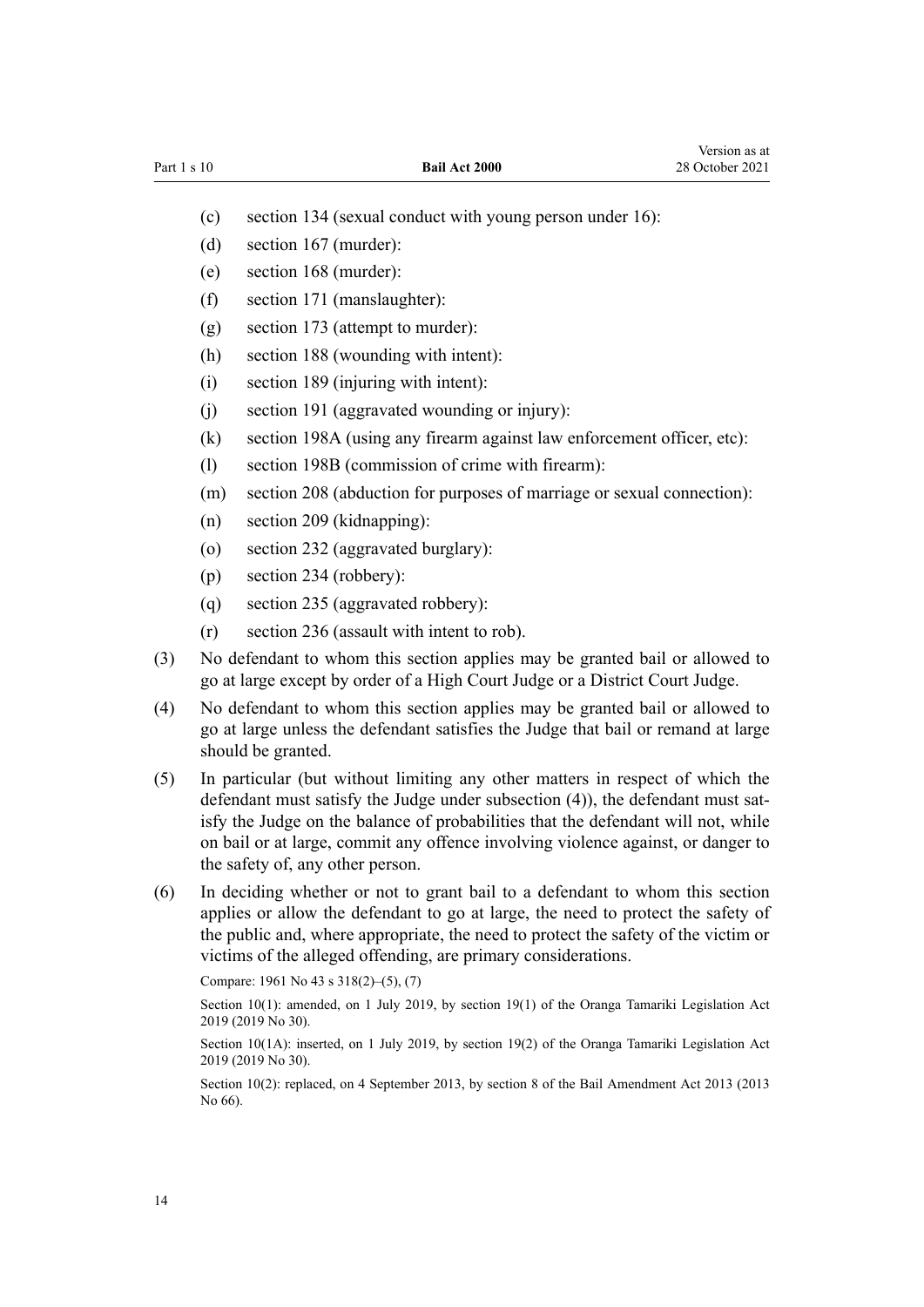(c) section 134 (sexual conduct with young person under 16):

(d) section 167 (murder):

(e) section 168 (murder):

(f) section 171 (manslaughter):

(g) section 173 (attempt to murder):

(h) section 188 (wounding with intent):

(i) section 189 (injuring with intent):

(j) section 191 (aggravated wounding or injury):

(k) section 198A (using any firearm against law enforcement officer, etc):

(l) section 198B (commission of crime with firearm):

(m) section 208 (abduction for purposes of marriage or sexual connection):

(n) section 209 (kidnapping):

(o) section 232 (aggravated burglary):

(p) section 234 (robbery):

(q) section 235 (aggravated robbery):

(r) section 236 (assault with intent to rob).

(3) No defendant to whom this section applies may be granted bail or allowed to go at large except by order of a High Court Judge or a District Court Judge.

(4) No defendant to whom this section applies may be granted bail or allowed to go at large unless the defendant satisfies the Judge that bail or remand at large should be granted.

(5) In particular (but without limiting any other matters in respect of which the defendant must satisfy the Judge under subsection (4)), the defendant must satisfy the Judge on the balance of probabilities that the defendant will not, while on bail or at large, commit any offence involving violence against, or danger to the safety of, any other person.

(6) In deciding whether or not to grant bail to a defendant to whom this section applies or allow the defendant to go at large, the need to protect the safety of the public and, where appropriate, the need to protect the safety of the victim or victims of the alleged offending, are primary considerations.

Compare: 1961 No 43 s 318(2)–(5), (7)

Section 10(1): amended, on 1 July 2019, by section 19(1) of the Oranga Tamariki Legislation Act 2019 (2019 No 30).

Section 10(1A): inserted, on 1 July 2019, by section 19(2) of the Oranga Tamariki Legislation Act 2019 (2019 No 30).

Section 10(2): replaced, on 4 September 2013, by section 8 of the Bail Amendment Act 2013 (2013 No 66).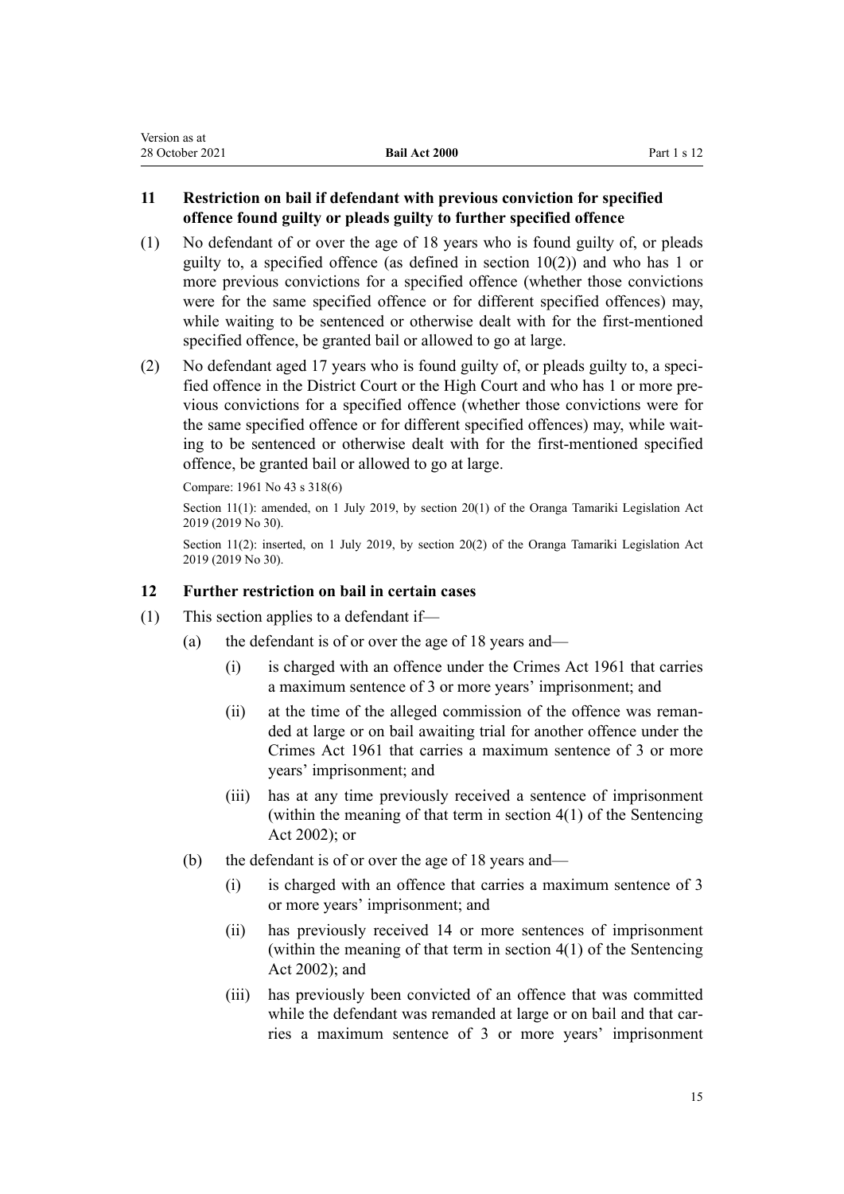## 11 Restriction on bail if defendant with previous conviction for specified offence found guilty or pleads guilty to further specified offence

(1) No defendant of or over the age of 18 years who is found guilty of, or pleads guilty to, a specified offence (as defined in section 10(2)) and who has 1 or more previous convictions for a specified offence (whether those convictions were for the same specified offence or for different specified offences) may, while waiting to be sentenced or otherwise dealt with for the first-mentioned specified offence, be granted bail or allowed to go at large.

(2) No defendant aged 17 years who is found guilty of, or pleads guilty to, a specified offence in the District Court or the High Court and who has 1 or more previous convictions for a specified offence (whether those convictions were for the same specified offence or for different specified offences) may, while waiting to be sentenced or otherwise dealt with for the first-mentioned specified offence, be granted bail or allowed to go at large.

Compare: 1961 No 43 s 318(6)

Section 11(1): amended, on 1 July 2019, by section 20(1) of the Oranga Tamariki Legislation Act 2019 (2019 No 30).

Section 11(2): inserted, on 1 July 2019, by section 20(2) of the Oranga Tamariki Legislation Act 2019 (2019 No 30).

## 12 Further restriction on bail in certain cases

(1) This section applies to a defendant if—

  (a) the defendant is of or over the age of 18 years and—

    (i) is charged with an offence under the Crimes Act 1961 that carries a maximum sentence of 3 or more years' imprisonment; and

    (ii) at the time of the alleged commission of the offence was remanded at large or on bail awaiting trial for another offence under the Crimes Act 1961 that carries a maximum sentence of 3 or more years' imprisonment; and

    (iii) has at any time previously received a sentence of imprisonment (within the meaning of that term in section 4(1) of the Sentencing Act 2002); or

  (b) the defendant is of or over the age of 18 years and—

    (i) is charged with an offence that carries a maximum sentence of 3 or more years' imprisonment; and

    (ii) has previously received 14 or more sentences of imprisonment (within the meaning of that term in section 4(1) of the Sentencing Act 2002); and

    (iii) has previously been convicted of an offence that was committed while the defendant was remanded at large or on bail and that carries a maximum sentence of 3 or more years' imprisonment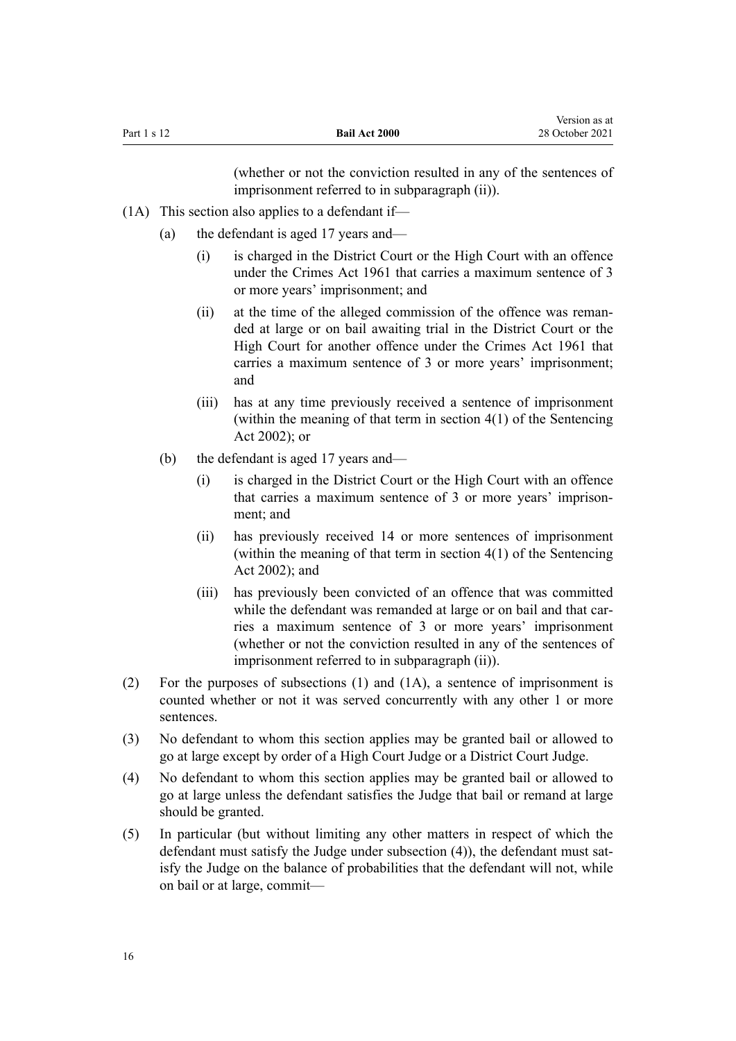(whether or not the conviction resulted in any of the sentences of imprisonment referred to in subparagraph (ii)).

(1A) This section also applies to a defendant if—

- (a) the defendant is aged 17 years and—
  - (i) is charged in the District Court or the High Court with an offence under the Crimes Act 1961 that carries a maximum sentence of 3 or more years' imprisonment; and
  - (ii) at the time of the alleged commission of the offence was remanded at large or on bail awaiting trial in the District Court or the High Court for another offence under the Crimes Act 1961 that carries a maximum sentence of 3 or more years' imprisonment; and
  - (iii) has at any time previously received a sentence of imprisonment (within the meaning of that term in section 4(1) of the Sentencing Act 2002); or
- (b) the defendant is aged 17 years and—
  - (i) is charged in the District Court or the High Court with an offence that carries a maximum sentence of 3 or more years' imprisonment; and
  - (ii) has previously received 14 or more sentences of imprisonment (within the meaning of that term in section 4(1) of the Sentencing Act 2002); and
  - (iii) has previously been convicted of an offence that was committed while the defendant was remanded at large or on bail and that carries a maximum sentence of 3 or more years' imprisonment (whether or not the conviction resulted in any of the sentences of imprisonment referred to in subparagraph (ii)).

(2) For the purposes of subsections (1) and (1A), a sentence of imprisonment is counted whether or not it was served concurrently with any other 1 or more sentences.

(3) No defendant to whom this section applies may be granted bail or allowed to go at large except by order of a High Court Judge or a District Court Judge.

(4) No defendant to whom this section applies may be granted bail or allowed to go at large unless the defendant satisfies the Judge that bail or remand at large should be granted.

(5) In particular (but without limiting any other matters in respect of which the defendant must satisfy the Judge under subsection (4)), the defendant must satisfy the Judge on the balance of probabilities that the defendant will not, while on bail or at large, commit—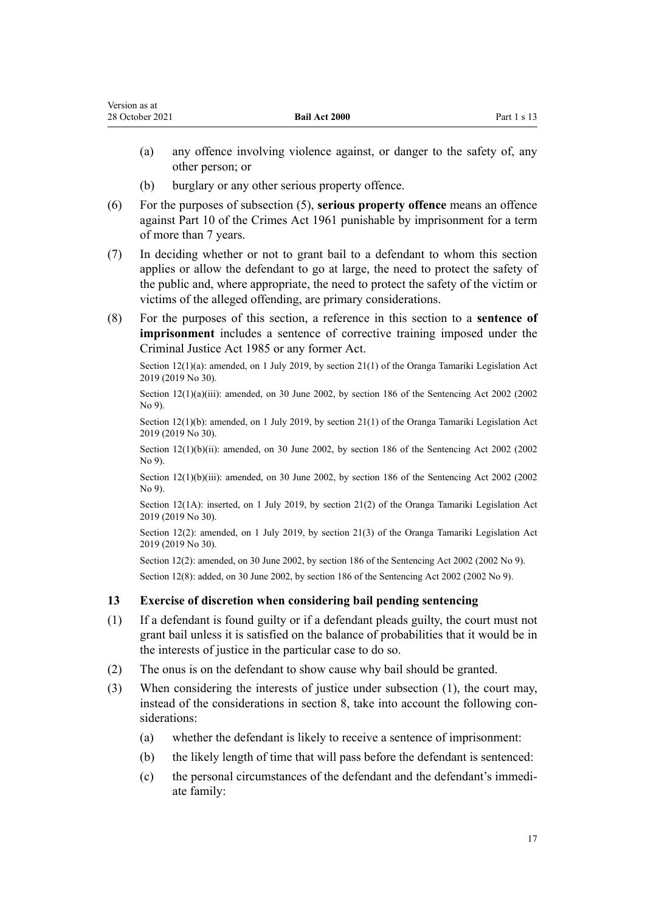(a) any offence involving violence against, or danger to the safety of, any other person; or

(b) burglary or any other serious property offence.

(6) For the purposes of subsection (5), **serious property offence** means an offence against Part 10 of the Crimes Act 1961 punishable by imprisonment for a term of more than 7 years.

(7) In deciding whether or not to grant bail to a defendant to whom this section applies or allow the defendant to go at large, the need to protect the safety of the public and, where appropriate, the need to protect the safety of the victim or victims of the alleged offending, are primary considerations.

(8) For the purposes of this section, a reference in this section to a **sentence of imprisonment** includes a sentence of corrective training imposed under the Criminal Justice Act 1985 or any former Act.

Section 12(1)(a): amended, on 1 July 2019, by section 21(1) of the Oranga Tamariki Legislation Act 2019 (2019 No 30).

Section 12(1)(a)(iii): amended, on 30 June 2002, by section 186 of the Sentencing Act 2002 (2002 No 9).

Section 12(1)(b): amended, on 1 July 2019, by section 21(1) of the Oranga Tamariki Legislation Act 2019 (2019 No 30).

Section 12(1)(b)(ii): amended, on 30 June 2002, by section 186 of the Sentencing Act 2002 (2002 No 9).

Section 12(1)(b)(iii): amended, on 30 June 2002, by section 186 of the Sentencing Act 2002 (2002 No 9).

Section 12(1A): inserted, on 1 July 2019, by section 21(2) of the Oranga Tamariki Legislation Act 2019 (2019 No 30).

Section 12(2): amended, on 1 July 2019, by section 21(3) of the Oranga Tamariki Legislation Act 2019 (2019 No 30).

Section 12(2): amended, on 30 June 2002, by section 186 of the Sentencing Act 2002 (2002 No 9).

Section 12(8): added, on 30 June 2002, by section 186 of the Sentencing Act 2002 (2002 No 9).

### 13 Exercise of discretion when considering bail pending sentencing

(1) If a defendant is found guilty or if a defendant pleads guilty, the court must not grant bail unless it is satisfied on the balance of probabilities that it would be in the interests of justice in the particular case to do so.

(2) The onus is on the defendant to show cause why bail should be granted.

(3) When considering the interests of justice under subsection (1), the court may, instead of the considerations in section 8, take into account the following considerations:

(a) whether the defendant is likely to receive a sentence of imprisonment:

(b) the likely length of time that will pass before the defendant is sentenced:

(c) the personal circumstances of the defendant and the defendant's immediate family: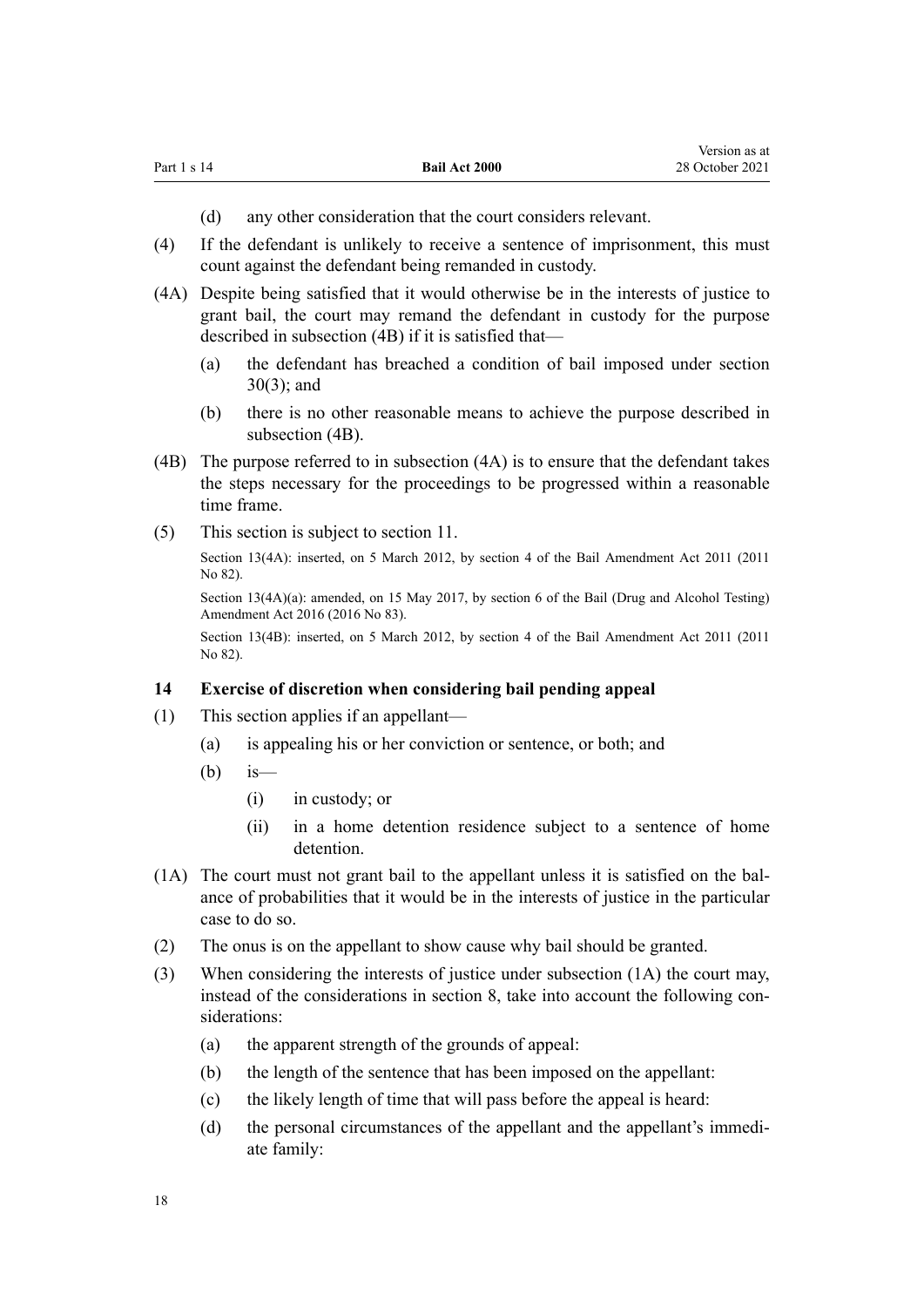(d) any other consideration that the court considers relevant.

(4) If the defendant is unlikely to receive a sentence of imprisonment, this must count against the defendant being remanded in custody.

(4A) Despite being satisfied that it would otherwise be in the interests of justice to grant bail, the court may remand the defendant in custody for the purpose described in subsection (4B) if it is satisfied that—

(a) the defendant has breached a condition of bail imposed under section 30(3); and

(b) there is no other reasonable means to achieve the purpose described in subsection (4B).

(4B) The purpose referred to in subsection (4A) is to ensure that the defendant takes the steps necessary for the proceedings to be progressed within a reasonable time frame.

(5) This section is subject to section 11.

Section 13(4A): inserted, on 5 March 2012, by section 4 of the Bail Amendment Act 2011 (2011 No 82).

Section 13(4A)(a): amended, on 15 May 2017, by section 6 of the Bail (Drug and Alcohol Testing) Amendment Act 2016 (2016 No 83).

Section 13(4B): inserted, on 5 March 2012, by section 4 of the Bail Amendment Act 2011 (2011 No 82).

### 14 Exercise of discretion when considering bail pending appeal

(1) This section applies if an appellant—

(a) is appealing his or her conviction or sentence, or both; and

(b) is—

(i) in custody; or

(ii) in a home detention residence subject to a sentence of home detention.

(1A) The court must not grant bail to the appellant unless it is satisfied on the balance of probabilities that it would be in the interests of justice in the particular case to do so.

(2) The onus is on the appellant to show cause why bail should be granted.

(3) When considering the interests of justice under subsection (1A) the court may, instead of the considerations in section 8, take into account the following considerations:

(a) the apparent strength of the grounds of appeal:

(b) the length of the sentence that has been imposed on the appellant:

(c) the likely length of time that will pass before the appeal is heard:

(d) the personal circumstances of the appellant and the appellant's immediate family: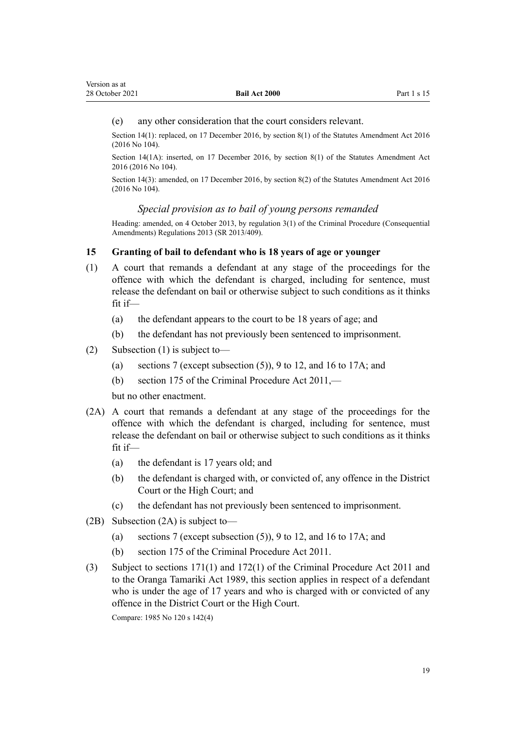(e) any other consideration that the court considers relevant.

Section 14(1): replaced, on 17 December 2016, by section 8(1) of the Statutes Amendment Act 2016 (2016 No 104).

Section 14(1A): inserted, on 17 December 2016, by section 8(1) of the Statutes Amendment Act 2016 (2016 No 104).

Section 14(3): amended, on 17 December 2016, by section 8(2) of the Statutes Amendment Act 2016 (2016 No 104).

*Special provision as to bail of young persons remanded*

Heading: amended, on 4 October 2013, by regulation 3(1) of the Criminal Procedure (Consequential Amendments) Regulations 2013 (SR 2013/409).

### 15 Granting of bail to defendant who is 18 years of age or younger

(1) A court that remands a defendant at any stage of the proceedings for the offence with which the defendant is charged, including for sentence, must release the defendant on bail or otherwise subject to such conditions as it thinks fit if—

(a) the defendant appears to the court to be 18 years of age; and

(b) the defendant has not previously been sentenced to imprisonment.

(2) Subsection (1) is subject to—

(a) sections 7 (except subsection (5)), 9 to 12, and 16 to 17A; and

(b) section 175 of the Criminal Procedure Act 2011,—

but no other enactment.

(2A) A court that remands a defendant at any stage of the proceedings for the offence with which the defendant is charged, including for sentence, must release the defendant on bail or otherwise subject to such conditions as it thinks fit if—

(a) the defendant is 17 years old; and

(b) the defendant is charged with, or convicted of, any offence in the District Court or the High Court; and

(c) the defendant has not previously been sentenced to imprisonment.

(2B) Subsection (2A) is subject to—

(a) sections 7 (except subsection (5)), 9 to 12, and 16 to 17A; and

(b) section 175 of the Criminal Procedure Act 2011.

(3) Subject to sections 171(1) and 172(1) of the Criminal Procedure Act 2011 and to the Oranga Tamariki Act 1989, this section applies in respect of a defendant who is under the age of 17 years and who is charged with or convicted of any offence in the District Court or the High Court.

Compare: 1985 No 120 s 142(4)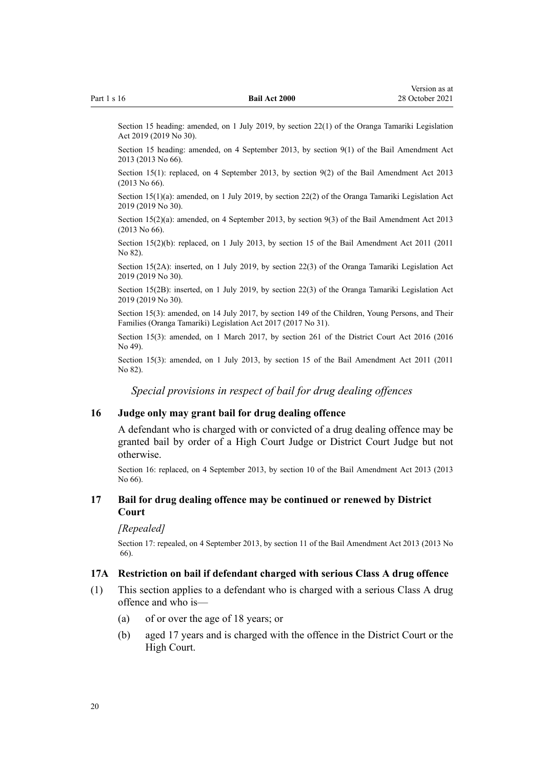Section 15 heading: amended, on 1 July 2019, by section 22(1) of the Oranga Tamariki Legislation Act 2019 (2019 No 30).

Section 15 heading: amended, on 4 September 2013, by section 9(1) of the Bail Amendment Act 2013 (2013 No 66).

Section 15(1): replaced, on 4 September 2013, by section 9(2) of the Bail Amendment Act 2013 (2013 No 66).

Section 15(1)(a): amended, on 1 July 2019, by section 22(2) of the Oranga Tamariki Legislation Act 2019 (2019 No 30).

Section 15(2)(a): amended, on 4 September 2013, by section 9(3) of the Bail Amendment Act 2013 (2013 No 66).

Section 15(2)(b): replaced, on 1 July 2013, by section 15 of the Bail Amendment Act 2011 (2011 No 82).

Section 15(2A): inserted, on 1 July 2019, by section 22(3) of the Oranga Tamariki Legislation Act 2019 (2019 No 30).

Section 15(2B): inserted, on 1 July 2019, by section 22(3) of the Oranga Tamariki Legislation Act 2019 (2019 No 30).

Section 15(3): amended, on 14 July 2017, by section 149 of the Children, Young Persons, and Their Families (Oranga Tamariki) Legislation Act 2017 (2017 No 31).

Section 15(3): amended, on 1 March 2017, by section 261 of the District Court Act 2016 (2016 No 49).

Section 15(3): amended, on 1 July 2013, by section 15 of the Bail Amendment Act 2011 (2011 No 82).

*Special provisions in respect of bail for drug dealing offences*

### 16 Judge only may grant bail for drug dealing offence

A defendant who is charged with or convicted of a drug dealing offence may be granted bail by order of a High Court Judge or District Court Judge but not otherwise.

Section 16: replaced, on 4 September 2013, by section 10 of the Bail Amendment Act 2013 (2013 No 66).

### 17 Bail for drug dealing offence may be continued or renewed by District Court

*[Repealed]*

Section 17: repealed, on 4 September 2013, by section 11 of the Bail Amendment Act 2013 (2013 No 66).

### 17A Restriction on bail if defendant charged with serious Class A drug offence

(1) This section applies to a defendant who is charged with a serious Class A drug offence and who is—

- (a) of or over the age of 18 years; or
- (b) aged 17 years and is charged with the offence in the District Court or the High Court.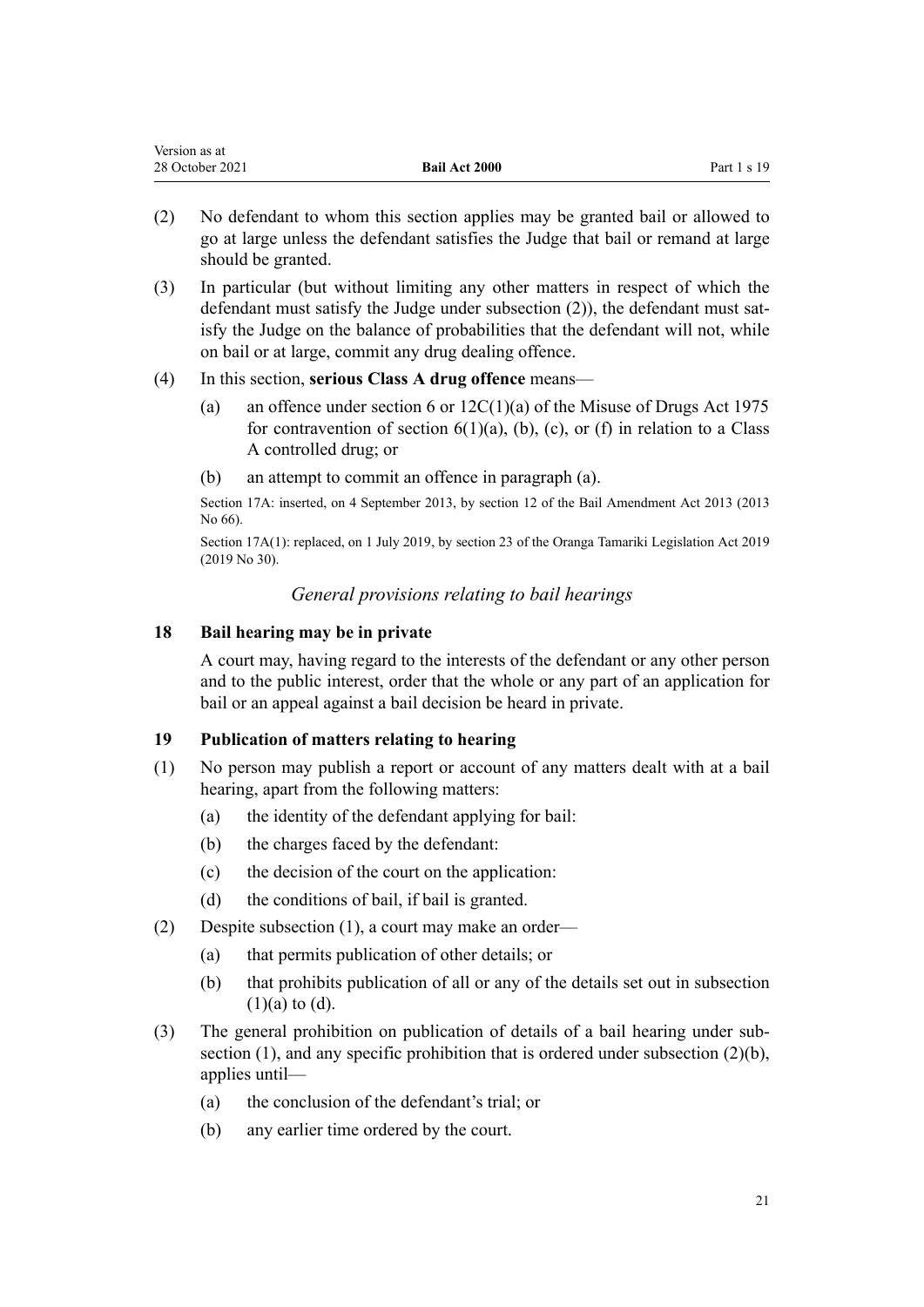(2) No defendant to whom this section applies may be granted bail or allowed to go at large unless the defendant satisfies the Judge that bail or remand at large should be granted.

(3) In particular (but without limiting any other matters in respect of which the defendant must satisfy the Judge under subsection (2)), the defendant must satisfy the Judge on the balance of probabilities that the defendant will not, while on bail or at large, commit any drug dealing offence.

(4) In this section, **serious Class A drug offence** means—

- (a) an offence under section 6 or 12C(1)(a) of the Misuse of Drugs Act 1975 for contravention of section 6(1)(a), (b), (c), or (f) in relation to a Class A controlled drug; or
- (b) an attempt to commit an offence in paragraph (a).

Section 17A: inserted, on 4 September 2013, by section 12 of the Bail Amendment Act 2013 (2013 No 66).

Section 17A(1): replaced, on 1 July 2019, by section 23 of the Oranga Tamariki Legislation Act 2019 (2019 No 30).

*General provisions relating to bail hearings*

### 18 Bail hearing may be in private

A court may, having regard to the interests of the defendant or any other person and to the public interest, order that the whole or any part of an application for bail or an appeal against a bail decision be heard in private.

### 19 Publication of matters relating to hearing

(1) No person may publish a report or account of any matters dealt with at a bail hearing, apart from the following matters:

- (a) the identity of the defendant applying for bail:
- (b) the charges faced by the defendant:
- (c) the decision of the court on the application:
- (d) the conditions of bail, if bail is granted.

(2) Despite subsection (1), a court may make an order—

- (a) that permits publication of other details; or
- (b) that prohibits publication of all or any of the details set out in subsection (1)(a) to (d).

(3) The general prohibition on publication of details of a bail hearing under subsection (1), and any specific prohibition that is ordered under subsection (2)(b), applies until—

- (a) the conclusion of the defendant's trial; or
- (b) any earlier time ordered by the court.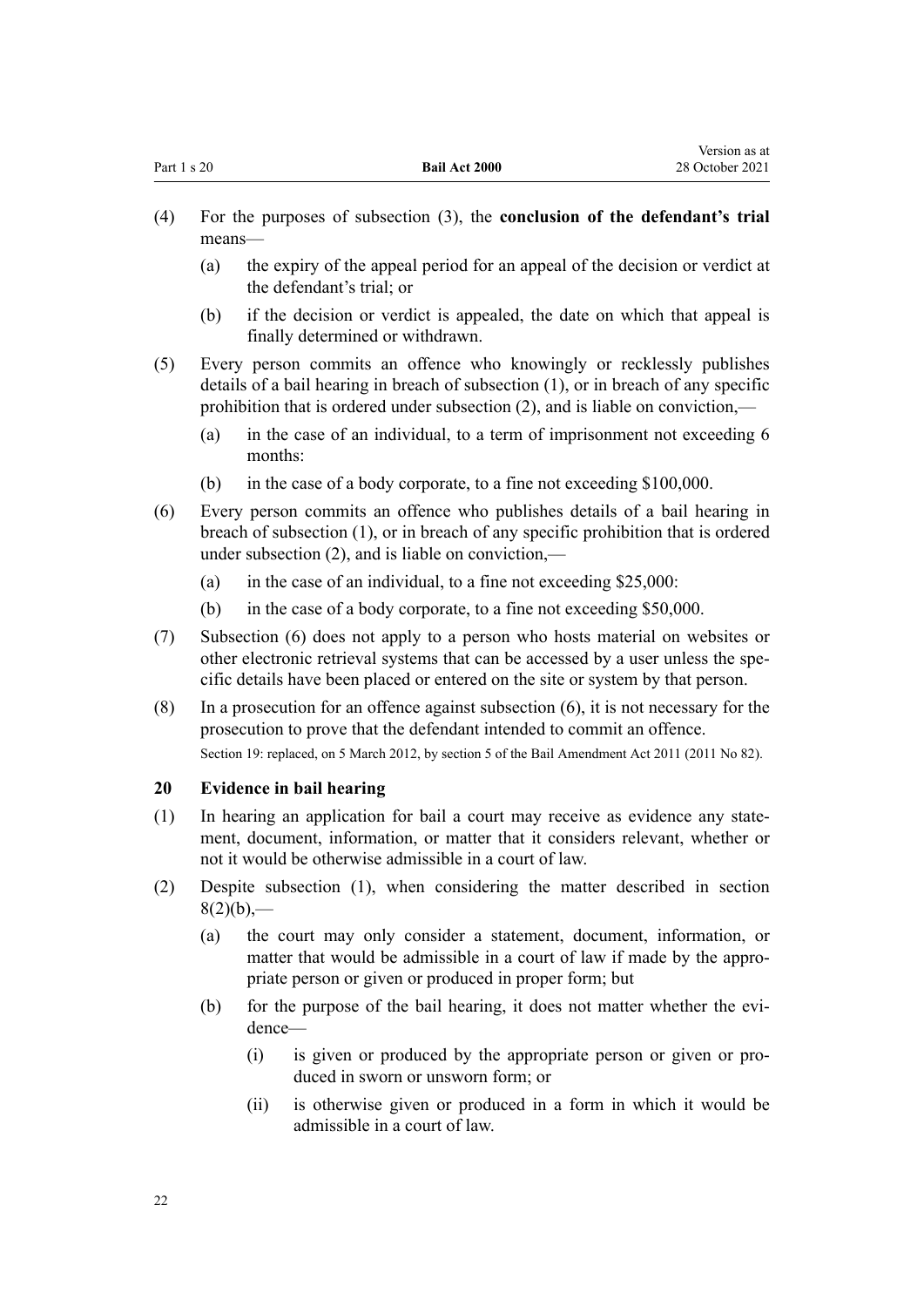(4) For the purposes of subsection (3), the **conclusion of the defendant's trial** means—

  (a) the expiry of the appeal period for an appeal of the decision or verdict at the defendant's trial; or

  (b) if the decision or verdict is appealed, the date on which that appeal is finally determined or withdrawn.

(5) Every person commits an offence who knowingly or recklessly publishes details of a bail hearing in breach of subsection (1), or in breach of any specific prohibition that is ordered under subsection (2), and is liable on conviction,—

  (a) in the case of an individual, to a term of imprisonment not exceeding 6 months:

  (b) in the case of a body corporate, to a fine not exceeding $100,000.

(6) Every person commits an offence who publishes details of a bail hearing in breach of subsection (1), or in breach of any specific prohibition that is ordered under subsection (2), and is liable on conviction,—

  (a) in the case of an individual, to a fine not exceeding $25,000:

  (b) in the case of a body corporate, to a fine not exceeding $50,000.

(7) Subsection (6) does not apply to a person who hosts material on websites or other electronic retrieval systems that can be accessed by a user unless the specific details have been placed or entered on the site or system by that person.

(8) In a prosecution for an offence against subsection (6), it is not necessary for the prosecution to prove that the defendant intended to commit an offence.

Section 19: replaced, on 5 March 2012, by section 5 of the Bail Amendment Act 2011 (2011 No 82).

### 20 Evidence in bail hearing

(1) In hearing an application for bail a court may receive as evidence any statement, document, information, or matter that it considers relevant, whether or not it would be otherwise admissible in a court of law.

(2) Despite subsection (1), when considering the matter described in section 8(2)(b),—

  (a) the court may only consider a statement, document, information, or matter that would be admissible in a court of law if made by the appropriate person or given or produced in proper form; but

  (b) for the purpose of the bail hearing, it does not matter whether the evidence—

    (i) is given or produced by the appropriate person or given or produced in sworn or unsworn form; or

    (ii) is otherwise given or produced in a form in which it would be admissible in a court of law.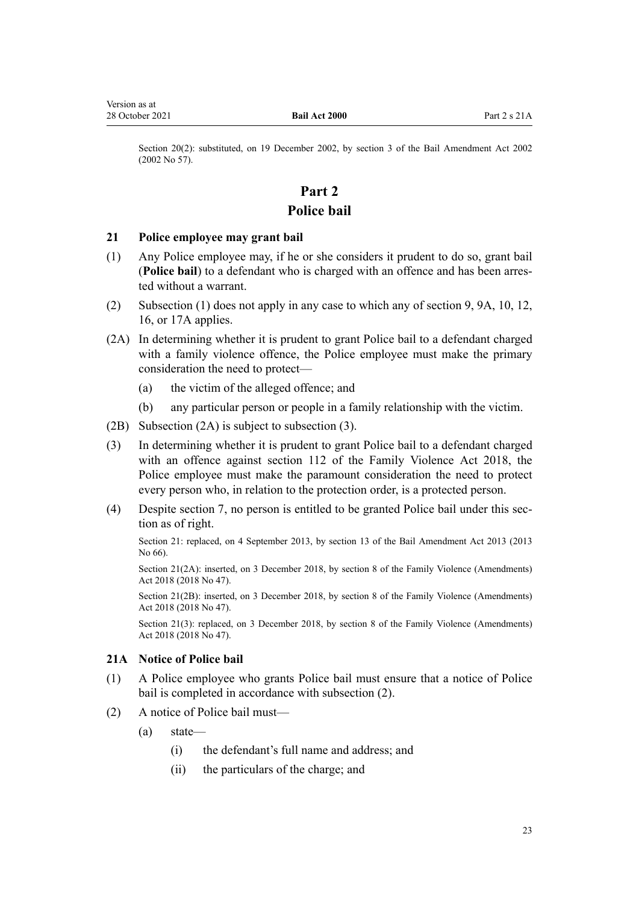Section 20(2): substituted, on 19 December 2002, by section 3 of the Bail Amendment Act 2002 (2002 No 57).

# Part 2
# Police bail

### 21 Police employee may grant bail

(1) Any Police employee may, if he or she considers it prudent to do so, grant bail (**Police bail**) to a defendant who is charged with an offence and has been arrested without a warrant.

(2) Subsection (1) does not apply in any case to which any of section 9, 9A, 10, 12, 16, or 17A applies.

(2A) In determining whether it is prudent to grant Police bail to a defendant charged with a family violence offence, the Police employee must make the primary consideration the need to protect—

- (a) the victim of the alleged offence; and
- (b) any particular person or people in a family relationship with the victim.

(2B) Subsection (2A) is subject to subsection (3).

(3) In determining whether it is prudent to grant Police bail to a defendant charged with an offence against section 112 of the Family Violence Act 2018, the Police employee must make the paramount consideration the need to protect every person who, in relation to the protection order, is a protected person.

(4) Despite section 7, no person is entitled to be granted Police bail under this section as of right.

Section 21: replaced, on 4 September 2013, by section 13 of the Bail Amendment Act 2013 (2013 No 66).

Section 21(2A): inserted, on 3 December 2018, by section 8 of the Family Violence (Amendments) Act 2018 (2018 No 47).

Section 21(2B): inserted, on 3 December 2018, by section 8 of the Family Violence (Amendments) Act 2018 (2018 No 47).

Section 21(3): replaced, on 3 December 2018, by section 8 of the Family Violence (Amendments) Act 2018 (2018 No 47).

### 21A Notice of Police bail

(1) A Police employee who grants Police bail must ensure that a notice of Police bail is completed in accordance with subsection (2).

(2) A notice of Police bail must—

- (a) state—
  - (i) the defendant's full name and address; and
  - (ii) the particulars of the charge; and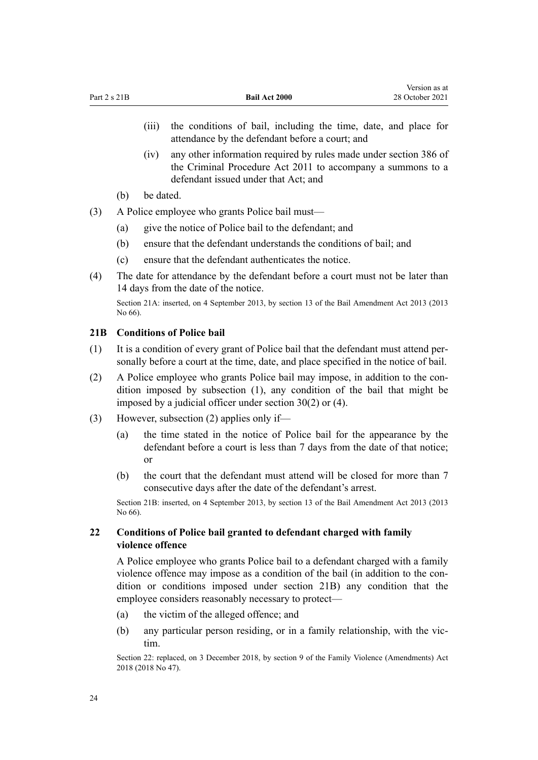(iii) the conditions of bail, including the time, date, and place for attendance by the defendant before a court; and

(iv) any other information required by rules made under section 386 of the Criminal Procedure Act 2011 to accompany a summons to a defendant issued under that Act; and

(b) be dated.

(3) A Police employee who grants Police bail must—

(a) give the notice of Police bail to the defendant; and

(b) ensure that the defendant understands the conditions of bail; and

(c) ensure that the defendant authenticates the notice.

(4) The date for attendance by the defendant before a court must not be later than 14 days from the date of the notice.

Section 21A: inserted, on 4 September 2013, by section 13 of the Bail Amendment Act 2013 (2013 No 66).

### 21B Conditions of Police bail

(1) It is a condition of every grant of Police bail that the defendant must attend personally before a court at the time, date, and place specified in the notice of bail.

(2) A Police employee who grants Police bail may impose, in addition to the condition imposed by subsection (1), any condition of the bail that might be imposed by a judicial officer under section 30(2) or (4).

(3) However, subsection (2) applies only if—

(a) the time stated in the notice of Police bail for the appearance by the defendant before a court is less than 7 days from the date of that notice; or

(b) the court that the defendant must attend will be closed for more than 7 consecutive days after the date of the defendant's arrest.

Section 21B: inserted, on 4 September 2013, by section 13 of the Bail Amendment Act 2013 (2013 No 66).

### 22 Conditions of Police bail granted to defendant charged with family violence offence

A Police employee who grants Police bail to a defendant charged with a family violence offence may impose as a condition of the bail (in addition to the condition or conditions imposed under section 21B) any condition that the employee considers reasonably necessary to protect—

(a) the victim of the alleged offence; and

(b) any particular person residing, or in a family relationship, with the victim.

Section 22: replaced, on 3 December 2018, by section 9 of the Family Violence (Amendments) Act 2018 (2018 No 47).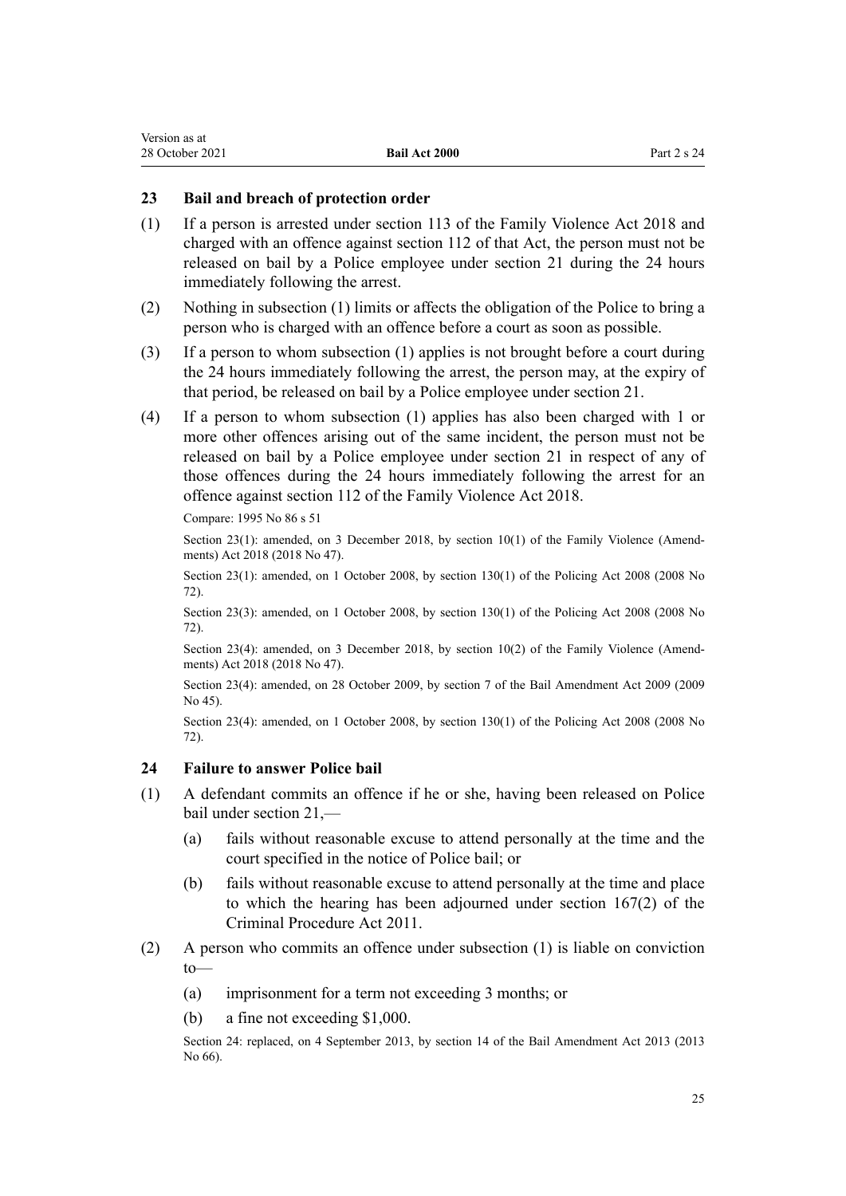## 23 Bail and breach of protection order

(1) If a person is arrested under section 113 of the Family Violence Act 2018 and charged with an offence against section 112 of that Act, the person must not be released on bail by a Police employee under section 21 during the 24 hours immediately following the arrest.

(2) Nothing in subsection (1) limits or affects the obligation of the Police to bring a person who is charged with an offence before a court as soon as possible.

(3) If a person to whom subsection (1) applies is not brought before a court during the 24 hours immediately following the arrest, the person may, at the expiry of that period, be released on bail by a Police employee under section 21.

(4) If a person to whom subsection (1) applies has also been charged with 1 or more other offences arising out of the same incident, the person must not be released on bail by a Police employee under section 21 in respect of any of those offences during the 24 hours immediately following the arrest for an offence against section 112 of the Family Violence Act 2018.

Compare: 1995 No 86 s 51

Section 23(1): amended, on 3 December 2018, by section 10(1) of the Family Violence (Amendments) Act 2018 (2018 No 47).

Section 23(1): amended, on 1 October 2008, by section 130(1) of the Policing Act 2008 (2008 No 72).

Section 23(3): amended, on 1 October 2008, by section 130(1) of the Policing Act 2008 (2008 No 72).

Section 23(4): amended, on 3 December 2018, by section 10(2) of the Family Violence (Amendments) Act 2018 (2018 No 47).

Section 23(4): amended, on 28 October 2009, by section 7 of the Bail Amendment Act 2009 (2009 No 45).

Section 23(4): amended, on 1 October 2008, by section 130(1) of the Policing Act 2008 (2008 No 72).

## 24 Failure to answer Police bail

(1) A defendant commits an offence if he or she, having been released on Police bail under section 21,—

  (a) fails without reasonable excuse to attend personally at the time and the court specified in the notice of Police bail; or

  (b) fails without reasonable excuse to attend personally at the time and place to which the hearing has been adjourned under section 167(2) of the Criminal Procedure Act 2011.

(2) A person who commits an offence under subsection (1) is liable on conviction to—

  (a) imprisonment for a term not exceeding 3 months; or

  (b) a fine not exceeding $1,000.

Section 24: replaced, on 4 September 2013, by section 14 of the Bail Amendment Act 2013 (2013 No 66).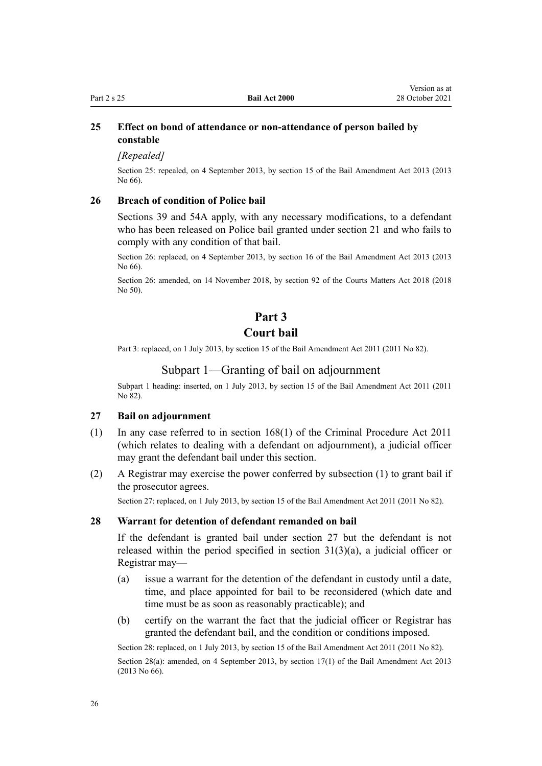### 25 Effect on bond of attendance or non-attendance of person bailed by constable

*[Repealed]*

Section 25: repealed, on 4 September 2013, by section 15 of the Bail Amendment Act 2013 (2013 No 66).

### 26 Breach of condition of Police bail

Sections 39 and 54A apply, with any necessary modifications, to a defendant who has been released on Police bail granted under section 21 and who fails to comply with any condition of that bail.

Section 26: replaced, on 4 September 2013, by section 16 of the Bail Amendment Act 2013 (2013 No 66).

Section 26: amended, on 14 November 2018, by section 92 of the Courts Matters Act 2018 (2018 No 50).

# Part 3
# Court bail

Part 3: replaced, on 1 July 2013, by section 15 of the Bail Amendment Act 2011 (2011 No 82).

## Subpart 1—Granting of bail on adjournment

Subpart 1 heading: inserted, on 1 July 2013, by section 15 of the Bail Amendment Act 2011 (2011 No 82).

### 27 Bail on adjournment

(1) In any case referred to in section 168(1) of the Criminal Procedure Act 2011 (which relates to dealing with a defendant on adjournment), a judicial officer may grant the defendant bail under this section.

(2) A Registrar may exercise the power conferred by subsection (1) to grant bail if the prosecutor agrees.

Section 27: replaced, on 1 July 2013, by section 15 of the Bail Amendment Act 2011 (2011 No 82).

### 28 Warrant for detention of defendant remanded on bail

If the defendant is granted bail under section 27 but the defendant is not released within the period specified in section 31(3)(a), a judicial officer or Registrar may—

(a) issue a warrant for the detention of the defendant in custody until a date, time, and place appointed for bail to be reconsidered (which date and time must be as soon as reasonably practicable); and

(b) certify on the warrant the fact that the judicial officer or Registrar has granted the defendant bail, and the condition or conditions imposed.

Section 28: replaced, on 1 July 2013, by section 15 of the Bail Amendment Act 2011 (2011 No 82).

Section 28(a): amended, on 4 September 2013, by section 17(1) of the Bail Amendment Act 2013 (2013 No 66).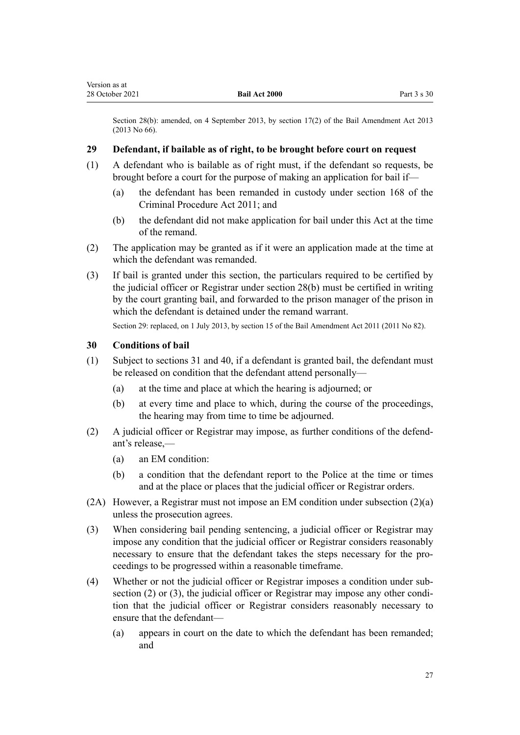Section 28(b): amended, on 4 September 2013, by section 17(2) of the Bail Amendment Act 2013 (2013 No 66).

### 29 Defendant, if bailable as of right, to be brought before court on request

(1) A defendant who is bailable as of right must, if the defendant so requests, be brought before a court for the purpose of making an application for bail if—

(a) the defendant has been remanded in custody under section 168 of the Criminal Procedure Act 2011; and

(b) the defendant did not make application for bail under this Act at the time of the remand.

(2) The application may be granted as if it were an application made at the time at which the defendant was remanded.

(3) If bail is granted under this section, the particulars required to be certified by the judicial officer or Registrar under section 28(b) must be certified in writing by the court granting bail, and forwarded to the prison manager of the prison in which the defendant is detained under the remand warrant.

Section 29: replaced, on 1 July 2013, by section 15 of the Bail Amendment Act 2011 (2011 No 82).

### 30 Conditions of bail

(1) Subject to sections 31 and 40, if a defendant is granted bail, the defendant must be released on condition that the defendant attend personally—

(a) at the time and place at which the hearing is adjourned; or

(b) at every time and place to which, during the course of the proceedings, the hearing may from time to time be adjourned.

(2) A judicial officer or Registrar may impose, as further conditions of the defendant's release,—

(a) an EM condition:

(b) a condition that the defendant report to the Police at the time or times and at the place or places that the judicial officer or Registrar orders.

(2A) However, a Registrar must not impose an EM condition under subsection (2)(a) unless the prosecution agrees.

(3) When considering bail pending sentencing, a judicial officer or Registrar may impose any condition that the judicial officer or Registrar considers reasonably necessary to ensure that the defendant takes the steps necessary for the proceedings to be progressed within a reasonable timeframe.

(4) Whether or not the judicial officer or Registrar imposes a condition under subsection (2) or (3), the judicial officer or Registrar may impose any other condition that the judicial officer or Registrar considers reasonably necessary to ensure that the defendant—

(a) appears in court on the date to which the defendant has been remanded; and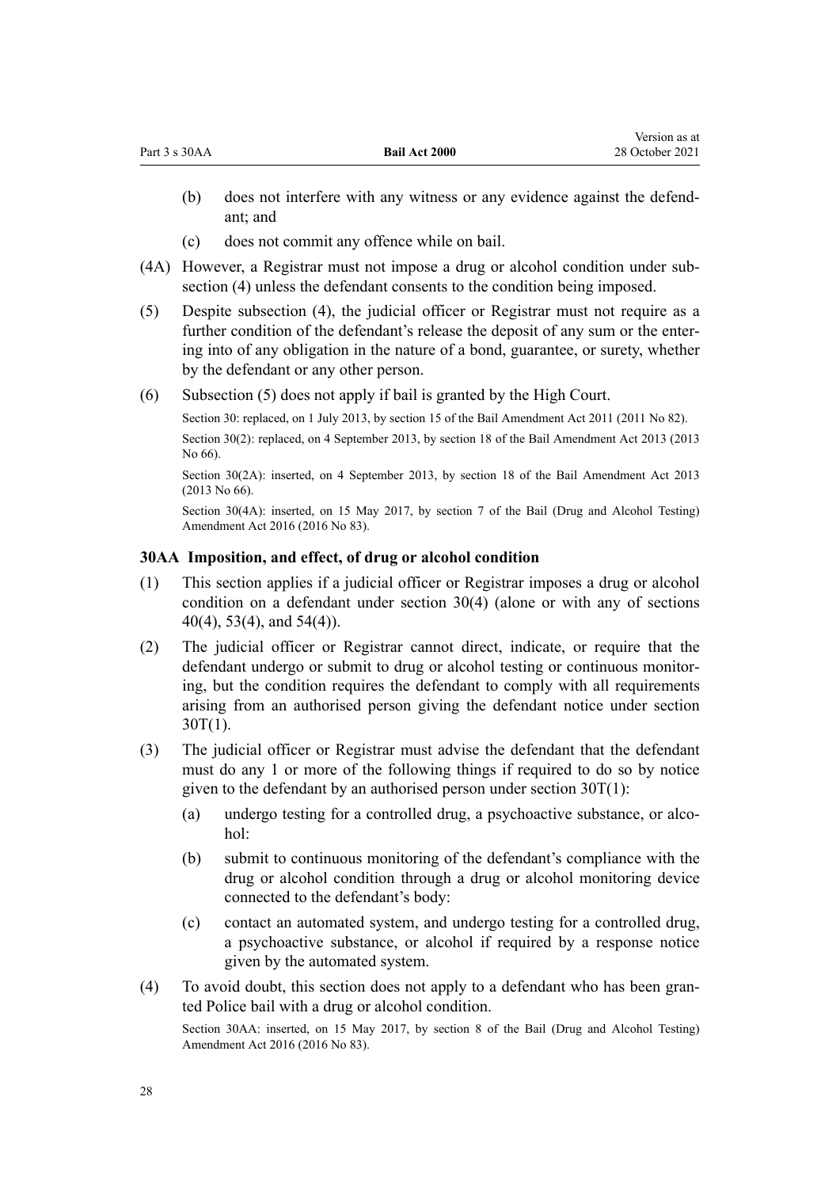(b) does not interfere with any witness or any evidence against the defendant; and

(c) does not commit any offence while on bail.

(4A) However, a Registrar must not impose a drug or alcohol condition under subsection (4) unless the defendant consents to the condition being imposed.

(5) Despite subsection (4), the judicial officer or Registrar must not require as a further condition of the defendant's release the deposit of any sum or the entering into of any obligation in the nature of a bond, guarantee, or surety, whether by the defendant or any other person.

(6) Subsection (5) does not apply if bail is granted by the High Court.

Section 30: replaced, on 1 July 2013, by section 15 of the Bail Amendment Act 2011 (2011 No 82).

Section 30(2): replaced, on 4 September 2013, by section 18 of the Bail Amendment Act 2013 (2013 No 66).

Section 30(2A): inserted, on 4 September 2013, by section 18 of the Bail Amendment Act 2013 (2013 No 66).

Section 30(4A): inserted, on 15 May 2017, by section 7 of the Bail (Drug and Alcohol Testing) Amendment Act 2016 (2016 No 83).

### 30AA Imposition, and effect, of drug or alcohol condition

(1) This section applies if a judicial officer or Registrar imposes a drug or alcohol condition on a defendant under section 30(4) (alone or with any of sections 40(4), 53(4), and 54(4)).

(2) The judicial officer or Registrar cannot direct, indicate, or require that the defendant undergo or submit to drug or alcohol testing or continuous monitoring, but the condition requires the defendant to comply with all requirements arising from an authorised person giving the defendant notice under section 30T(1).

(3) The judicial officer or Registrar must advise the defendant that the defendant must do any 1 or more of the following things if required to do so by notice given to the defendant by an authorised person under section 30T(1):

(a) undergo testing for a controlled drug, a psychoactive substance, or alcohol:

(b) submit to continuous monitoring of the defendant's compliance with the drug or alcohol condition through a drug or alcohol monitoring device connected to the defendant's body:

(c) contact an automated system, and undergo testing for a controlled drug, a psychoactive substance, or alcohol if required by a response notice given by the automated system.

(4) To avoid doubt, this section does not apply to a defendant who has been granted Police bail with a drug or alcohol condition.

Section 30AA: inserted, on 15 May 2017, by section 8 of the Bail (Drug and Alcohol Testing) Amendment Act 2016 (2016 No 83).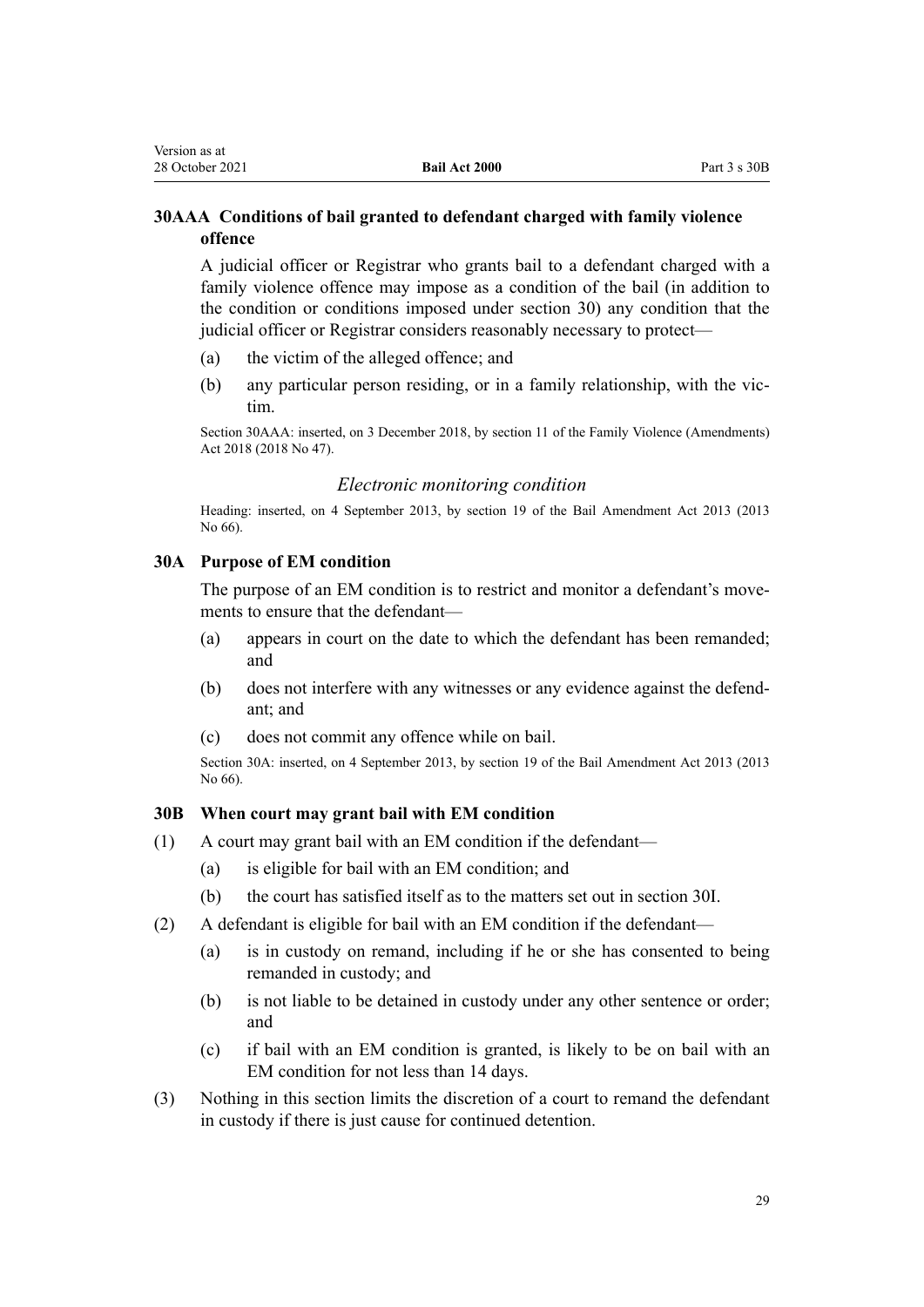### 30AAA Conditions of bail granted to defendant charged with family violence offence

A judicial officer or Registrar who grants bail to a defendant charged with a family violence offence may impose as a condition of the bail (in addition to the condition or conditions imposed under section 30) any condition that the judicial officer or Registrar considers reasonably necessary to protect—

(a) the victim of the alleged offence; and

(b) any particular person residing, or in a family relationship, with the victim.

Section 30AAA: inserted, on 3 December 2018, by section 11 of the Family Violence (Amendments) Act 2018 (2018 No 47).

## *Electronic monitoring condition*

Heading: inserted, on 4 September 2013, by section 19 of the Bail Amendment Act 2013 (2013 No 66).

### 30A Purpose of EM condition

The purpose of an EM condition is to restrict and monitor a defendant's movements to ensure that the defendant—

(a) appears in court on the date to which the defendant has been remanded; and

(b) does not interfere with any witnesses or any evidence against the defendant; and

(c) does not commit any offence while on bail.

Section 30A: inserted, on 4 September 2013, by section 19 of the Bail Amendment Act 2013 (2013 No 66).

### 30B When court may grant bail with EM condition

(1) A court may grant bail with an EM condition if the defendant—

(a) is eligible for bail with an EM condition; and

(b) the court has satisfied itself as to the matters set out in section 30I.

(2) A defendant is eligible for bail with an EM condition if the defendant—

(a) is in custody on remand, including if he or she has consented to being remanded in custody; and

(b) is not liable to be detained in custody under any other sentence or order; and

(c) if bail with an EM condition is granted, is likely to be on bail with an EM condition for not less than 14 days.

(3) Nothing in this section limits the discretion of a court to remand the defendant in custody if there is just cause for continued detention.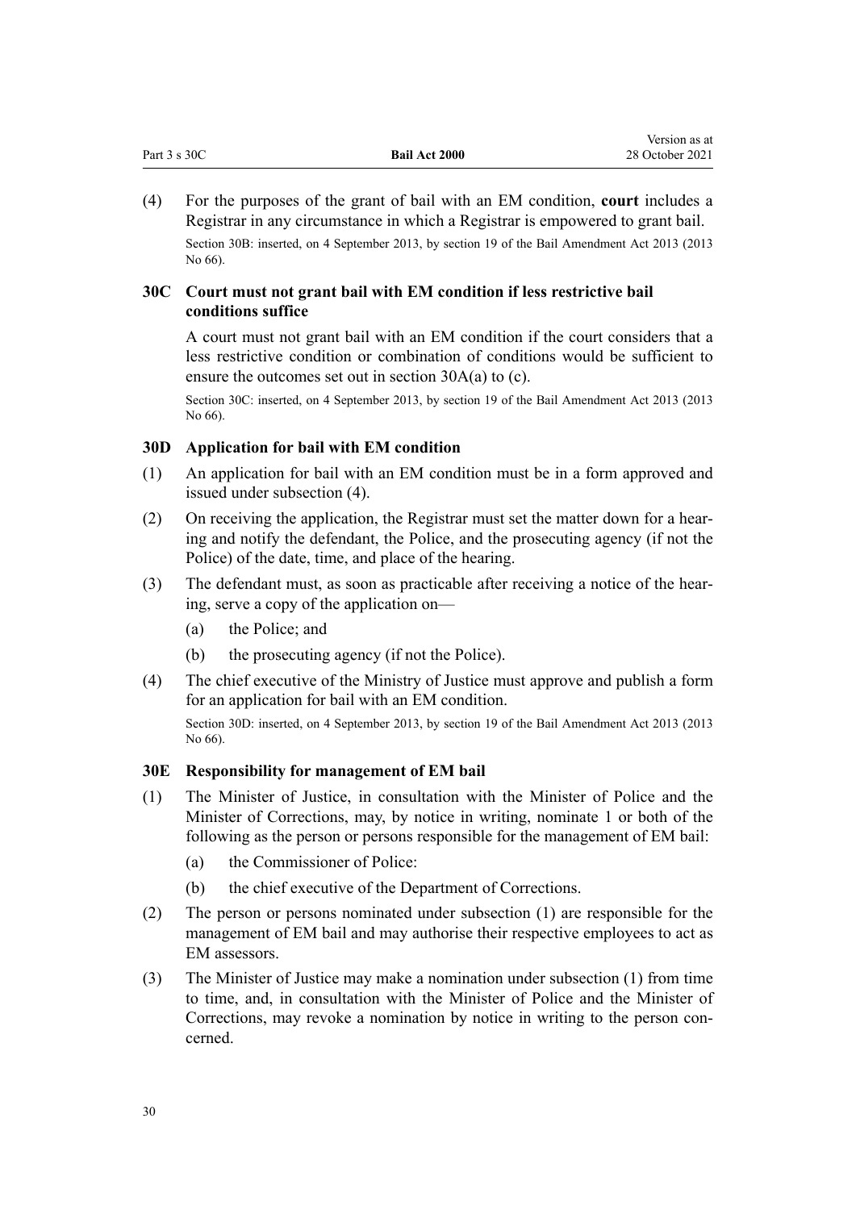(4) For the purposes of the grant of bail with an EM condition, **court** includes a Registrar in any circumstance in which a Registrar is empowered to grant bail.

Section 30B: inserted, on 4 September 2013, by section 19 of the Bail Amendment Act 2013 (2013 No 66).

### 30C Court must not grant bail with EM condition if less restrictive bail conditions suffice

A court must not grant bail with an EM condition if the court considers that a less restrictive condition or combination of conditions would be sufficient to ensure the outcomes set out in section 30A(a) to (c).

Section 30C: inserted, on 4 September 2013, by section 19 of the Bail Amendment Act 2013 (2013 No 66).

### 30D Application for bail with EM condition

(1) An application for bail with an EM condition must be in a form approved and issued under subsection (4).

(2) On receiving the application, the Registrar must set the matter down for a hearing and notify the defendant, the Police, and the prosecuting agency (if not the Police) of the date, time, and place of the hearing.

(3) The defendant must, as soon as practicable after receiving a notice of the hearing, serve a copy of the application on—

- (a) the Police; and
- (b) the prosecuting agency (if not the Police).

(4) The chief executive of the Ministry of Justice must approve and publish a form for an application for bail with an EM condition.

Section 30D: inserted, on 4 September 2013, by section 19 of the Bail Amendment Act 2013 (2013 No 66).

### 30E Responsibility for management of EM bail

(1) The Minister of Justice, in consultation with the Minister of Police and the Minister of Corrections, may, by notice in writing, nominate 1 or both of the following as the person or persons responsible for the management of EM bail:

- (a) the Commissioner of Police:
- (b) the chief executive of the Department of Corrections.

(2) The person or persons nominated under subsection (1) are responsible for the management of EM bail and may authorise their respective employees to act as EM assessors.

(3) The Minister of Justice may make a nomination under subsection (1) from time to time, and, in consultation with the Minister of Police and the Minister of Corrections, may revoke a nomination by notice in writing to the person concerned.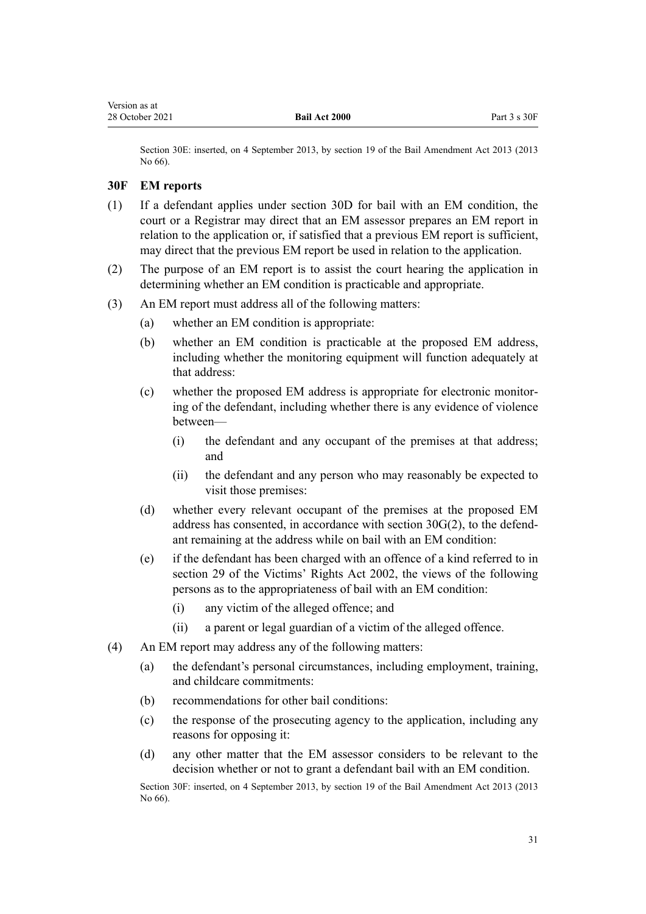Section 30E: inserted, on 4 September 2013, by section 19 of the Bail Amendment Act 2013 (2013 No 66).

### 30F EM reports

(1) If a defendant applies under section 30D for bail with an EM condition, the court or a Registrar may direct that an EM assessor prepares an EM report in relation to the application or, if satisfied that a previous EM report is sufficient, may direct that the previous EM report be used in relation to the application.

(2) The purpose of an EM report is to assist the court hearing the application in determining whether an EM condition is practicable and appropriate.

(3) An EM report must address all of the following matters:

   (a) whether an EM condition is appropriate:

   (b) whether an EM condition is practicable at the proposed EM address, including whether the monitoring equipment will function adequately at that address:

   (c) whether the proposed EM address is appropriate for electronic monitoring of the defendant, including whether there is any evidence of violence between—

      (i) the defendant and any occupant of the premises at that address; and

      (ii) the defendant and any person who may reasonably be expected to visit those premises:

   (d) whether every relevant occupant of the premises at the proposed EM address has consented, in accordance with section 30G(2), to the defendant remaining at the address while on bail with an EM condition:

   (e) if the defendant has been charged with an offence of a kind referred to in section 29 of the Victims' Rights Act 2002, the views of the following persons as to the appropriateness of bail with an EM condition:

      (i) any victim of the alleged offence; and

      (ii) a parent or legal guardian of a victim of the alleged offence.

(4) An EM report may address any of the following matters:

   (a) the defendant's personal circumstances, including employment, training, and childcare commitments:

   (b) recommendations for other bail conditions:

   (c) the response of the prosecuting agency to the application, including any reasons for opposing it:

   (d) any other matter that the EM assessor considers to be relevant to the decision whether or not to grant a defendant bail with an EM condition.

Section 30F: inserted, on 4 September 2013, by section 19 of the Bail Amendment Act 2013 (2013 No 66).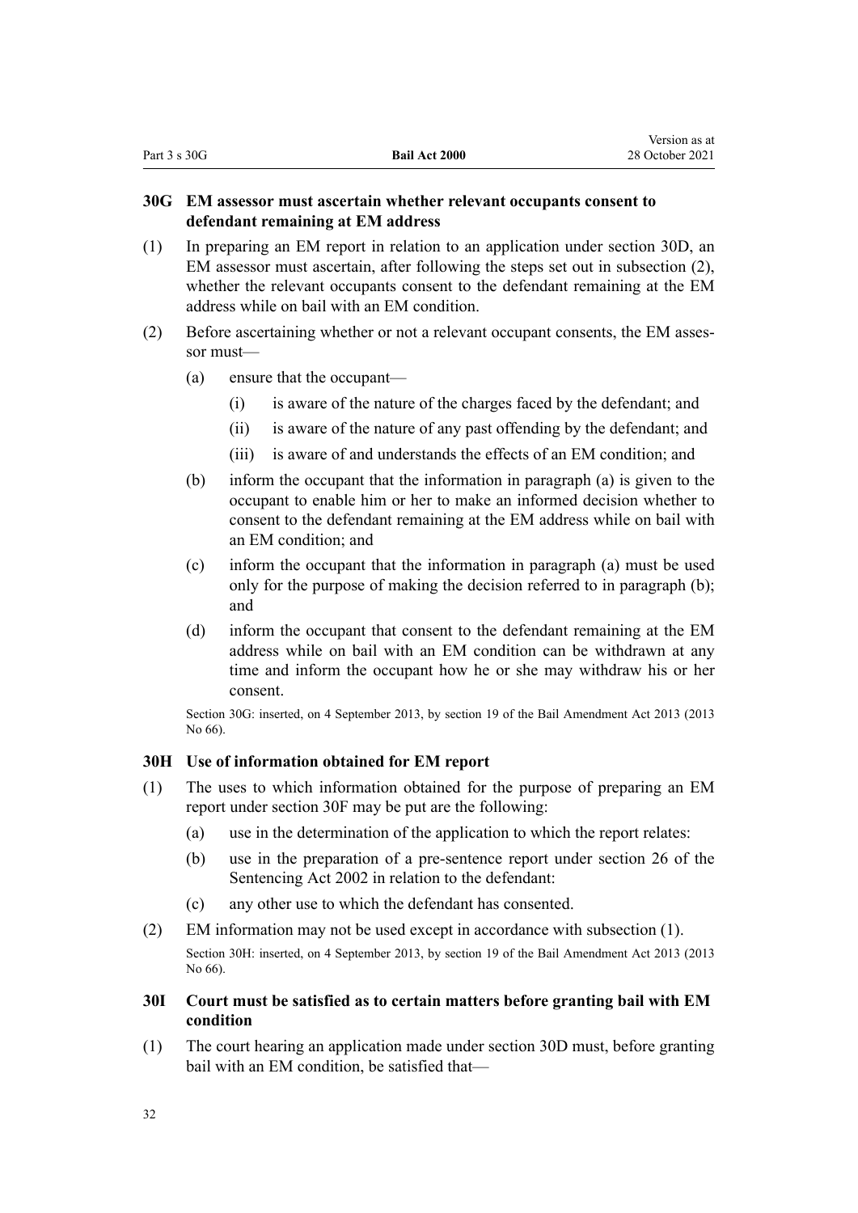### 30G EM assessor must ascertain whether relevant occupants consent to defendant remaining at EM address

(1) In preparing an EM report in relation to an application under section 30D, an EM assessor must ascertain, after following the steps set out in subsection (2), whether the relevant occupants consent to the defendant remaining at the EM address while on bail with an EM condition.

(2) Before ascertaining whether or not a relevant occupant consents, the EM assessor must—

- (a) ensure that the occupant—
  - (i) is aware of the nature of the charges faced by the defendant; and
  - (ii) is aware of the nature of any past offending by the defendant; and
  - (iii) is aware of and understands the effects of an EM condition; and
- (b) inform the occupant that the information in paragraph (a) is given to the occupant to enable him or her to make an informed decision whether to consent to the defendant remaining at the EM address while on bail with an EM condition; and
- (c) inform the occupant that the information in paragraph (a) must be used only for the purpose of making the decision referred to in paragraph (b); and
- (d) inform the occupant that consent to the defendant remaining at the EM address while on bail with an EM condition can be withdrawn at any time and inform the occupant how he or she may withdraw his or her consent.

Section 30G: inserted, on 4 September 2013, by section 19 of the Bail Amendment Act 2013 (2013 No 66).

### 30H Use of information obtained for EM report

(1) The uses to which information obtained for the purpose of preparing an EM report under section 30F may be put are the following:

- (a) use in the determination of the application to which the report relates:
- (b) use in the preparation of a pre-sentence report under section 26 of the Sentencing Act 2002 in relation to the defendant:
- (c) any other use to which the defendant has consented.

(2) EM information may not be used except in accordance with subsection (1).

Section 30H: inserted, on 4 September 2013, by section 19 of the Bail Amendment Act 2013 (2013 No 66).

### 30I Court must be satisfied as to certain matters before granting bail with EM condition

(1) The court hearing an application made under section 30D must, before granting bail with an EM condition, be satisfied that—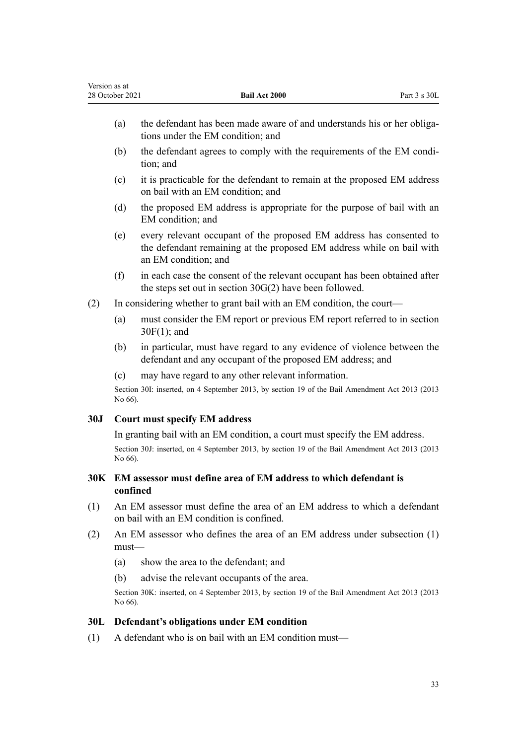(a) the defendant has been made aware of and understands his or her obligations under the EM condition; and

(b) the defendant agrees to comply with the requirements of the EM condition; and

(c) it is practicable for the defendant to remain at the proposed EM address on bail with an EM condition; and

(d) the proposed EM address is appropriate for the purpose of bail with an EM condition; and

(e) every relevant occupant of the proposed EM address has consented to the defendant remaining at the proposed EM address while on bail with an EM condition; and

(f) in each case the consent of the relevant occupant has been obtained after the steps set out in section 30G(2) have been followed.

(2) In considering whether to grant bail with an EM condition, the court—

(a) must consider the EM report or previous EM report referred to in section 30F(1); and

(b) in particular, must have regard to any evidence of violence between the defendant and any occupant of the proposed EM address; and

(c) may have regard to any other relevant information.

Section 30I: inserted, on 4 September 2013, by section 19 of the Bail Amendment Act 2013 (2013 No 66).

### 30J Court must specify EM address

In granting bail with an EM condition, a court must specify the EM address.

Section 30J: inserted, on 4 September 2013, by section 19 of the Bail Amendment Act 2013 (2013 No 66).

### 30K EM assessor must define area of EM address to which defendant is confined

(1) An EM assessor must define the area of an EM address to which a defendant on bail with an EM condition is confined.

(2) An EM assessor who defines the area of an EM address under subsection (1) must—

(a) show the area to the defendant; and

(b) advise the relevant occupants of the area.

Section 30K: inserted, on 4 September 2013, by section 19 of the Bail Amendment Act 2013 (2013 No 66).

### 30L Defendant's obligations under EM condition

(1) A defendant who is on bail with an EM condition must—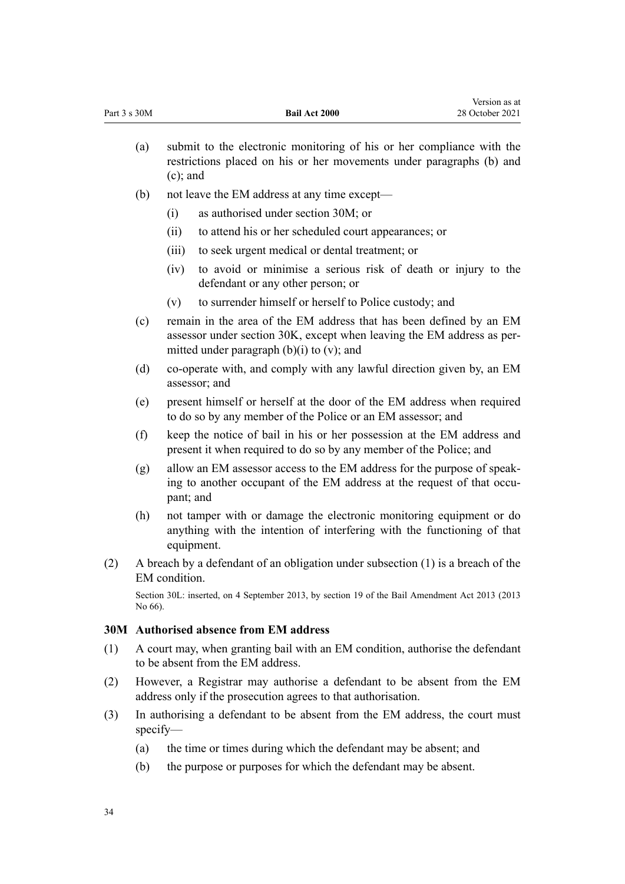(a) submit to the electronic monitoring of his or her compliance with the restrictions placed on his or her movements under paragraphs (b) and (c); and

(b) not leave the EM address at any time except—

  (i) as authorised under section 30M; or

  (ii) to attend his or her scheduled court appearances; or

  (iii) to seek urgent medical or dental treatment; or

  (iv) to avoid or minimise a serious risk of death or injury to the defendant or any other person; or

  (v) to surrender himself or herself to Police custody; and

(c) remain in the area of the EM address that has been defined by an EM assessor under section 30K, except when leaving the EM address as permitted under paragraph (b)(i) to (v); and

(d) co-operate with, and comply with any lawful direction given by, an EM assessor; and

(e) present himself or herself at the door of the EM address when required to do so by any member of the Police or an EM assessor; and

(f) keep the notice of bail in his or her possession at the EM address and present it when required to do so by any member of the Police; and

(g) allow an EM assessor access to the EM address for the purpose of speaking to another occupant of the EM address at the request of that occupant; and

(h) not tamper with or damage the electronic monitoring equipment or do anything with the intention of interfering with the functioning of that equipment.

(2) A breach by a defendant of an obligation under subsection (1) is a breach of the EM condition.

Section 30L: inserted, on 4 September 2013, by section 19 of the Bail Amendment Act 2013 (2013 No 66).

### 30M Authorised absence from EM address

(1) A court may, when granting bail with an EM condition, authorise the defendant to be absent from the EM address.

(2) However, a Registrar may authorise a defendant to be absent from the EM address only if the prosecution agrees to that authorisation.

(3) In authorising a defendant to be absent from the EM address, the court must specify—

  (a) the time or times during which the defendant may be absent; and

  (b) the purpose or purposes for which the defendant may be absent.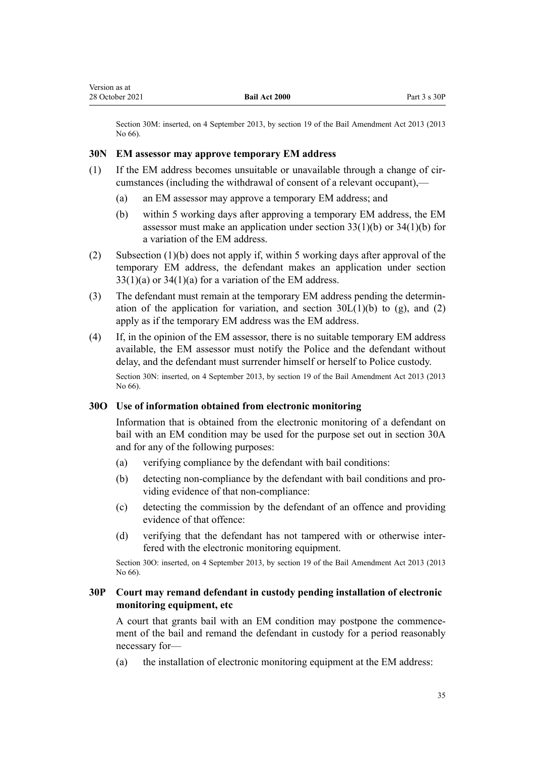Section 30M: inserted, on 4 September 2013, by section 19 of the Bail Amendment Act 2013 (2013 No 66).

### 30N EM assessor may approve temporary EM address

(1) If the EM address becomes unsuitable or unavailable through a change of circumstances (including the withdrawal of consent of a relevant occupant),—

(a) an EM assessor may approve a temporary EM address; and

(b) within 5 working days after approving a temporary EM address, the EM assessor must make an application under section 33(1)(b) or 34(1)(b) for a variation of the EM address.

(2) Subsection (1)(b) does not apply if, within 5 working days after approval of the temporary EM address, the defendant makes an application under section 33(1)(a) or 34(1)(a) for a variation of the EM address.

(3) The defendant must remain at the temporary EM address pending the determination of the application for variation, and section 30L(1)(b) to (g), and (2) apply as if the temporary EM address was the EM address.

(4) If, in the opinion of the EM assessor, there is no suitable temporary EM address available, the EM assessor must notify the Police and the defendant without delay, and the defendant must surrender himself or herself to Police custody.

Section 30N: inserted, on 4 September 2013, by section 19 of the Bail Amendment Act 2013 (2013 No 66).

### 30O Use of information obtained from electronic monitoring

Information that is obtained from the electronic monitoring of a defendant on bail with an EM condition may be used for the purpose set out in section 30A and for any of the following purposes:

(a) verifying compliance by the defendant with bail conditions:

(b) detecting non-compliance by the defendant with bail conditions and providing evidence of that non-compliance:

(c) detecting the commission by the defendant of an offence and providing evidence of that offence:

(d) verifying that the defendant has not tampered with or otherwise interfered with the electronic monitoring equipment.

Section 30O: inserted, on 4 September 2013, by section 19 of the Bail Amendment Act 2013 (2013 No 66).

### 30P Court may remand defendant in custody pending installation of electronic monitoring equipment, etc

A court that grants bail with an EM condition may postpone the commencement of the bail and remand the defendant in custody for a period reasonably necessary for—

(a) the installation of electronic monitoring equipment at the EM address: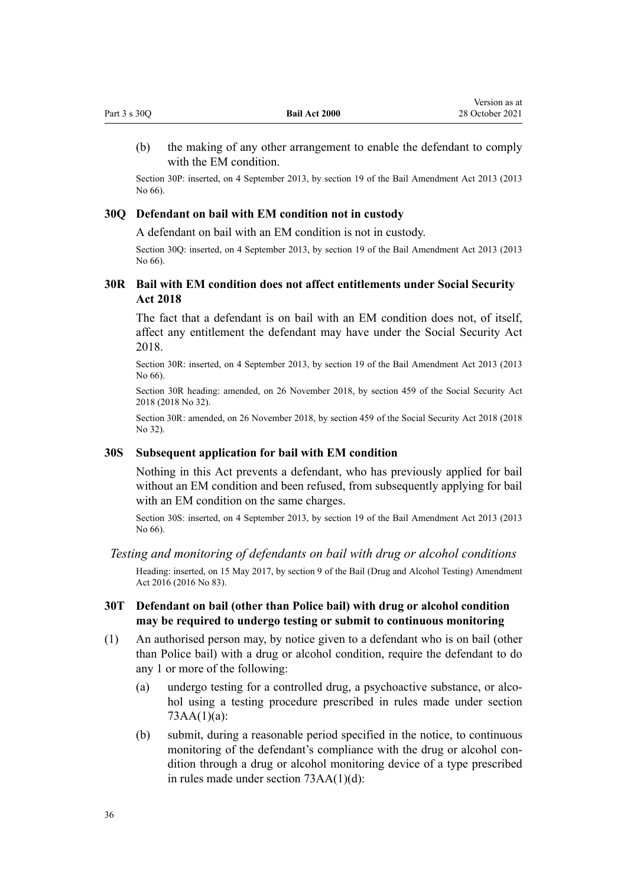(b) the making of any other arrangement to enable the defendant to comply with the EM condition.

Section 30P: inserted, on 4 September 2013, by section 19 of the Bail Amendment Act 2013 (2013 No 66).

### 30Q Defendant on bail with EM condition not in custody

A defendant on bail with an EM condition is not in custody.

Section 30Q: inserted, on 4 September 2013, by section 19 of the Bail Amendment Act 2013 (2013 No 66).

### 30R Bail with EM condition does not affect entitlements under Social Security Act 2018

The fact that a defendant is on bail with an EM condition does not, of itself, affect any entitlement the defendant may have under the Social Security Act 2018.

Section 30R: inserted, on 4 September 2013, by section 19 of the Bail Amendment Act 2013 (2013 No 66).

Section 30R heading: amended, on 26 November 2018, by section 459 of the Social Security Act 2018 (2018 No 32).

Section 30R: amended, on 26 November 2018, by section 459 of the Social Security Act 2018 (2018 No 32).

### 30S Subsequent application for bail with EM condition

Nothing in this Act prevents a defendant, who has previously applied for bail without an EM condition and been refused, from subsequently applying for bail with an EM condition on the same charges.

Section 30S: inserted, on 4 September 2013, by section 19 of the Bail Amendment Act 2013 (2013 No 66).

*Testing and monitoring of defendants on bail with drug or alcohol conditions*

Heading: inserted, on 15 May 2017, by section 9 of the Bail (Drug and Alcohol Testing) Amendment Act 2016 (2016 No 83).

### 30T Defendant on bail (other than Police bail) with drug or alcohol condition may be required to undergo testing or submit to continuous monitoring

(1) An authorised person may, by notice given to a defendant who is on bail (other than Police bail) with a drug or alcohol condition, require the defendant to do any 1 or more of the following:

(a) undergo testing for a controlled drug, a psychoactive substance, or alcohol using a testing procedure prescribed in rules made under section 73AA(1)(a):

(b) submit, during a reasonable period specified in the notice, to continuous monitoring of the defendant's compliance with the drug or alcohol condition through a drug or alcohol monitoring device of a type prescribed in rules made under section 73AA(1)(d):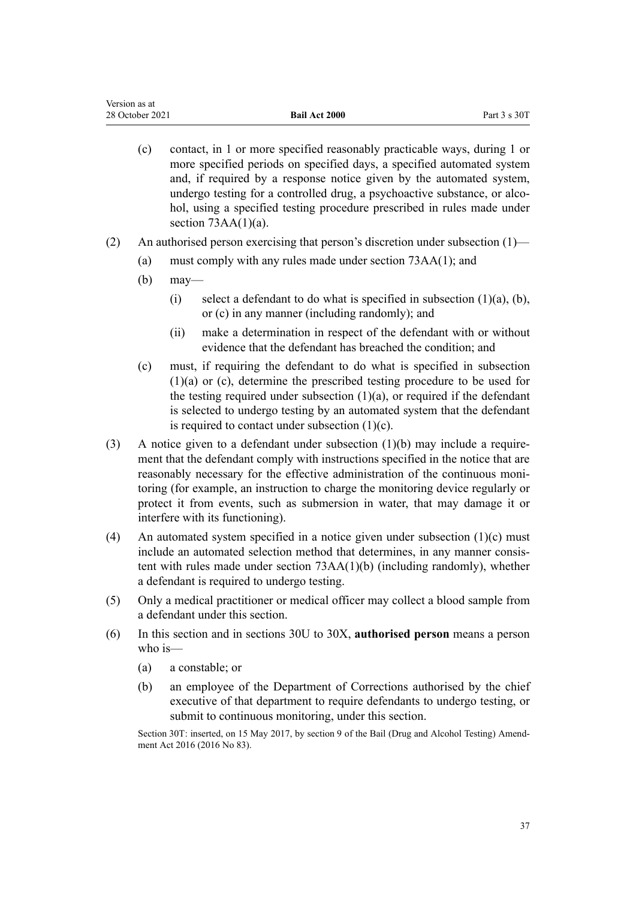(c) contact, in 1 or more specified reasonably practicable ways, during 1 or more specified periods on specified days, a specified automated system and, if required by a response notice given by the automated system, undergo testing for a controlled drug, a psychoactive substance, or alcohol, using a specified testing procedure prescribed in rules made under section 73AA(1)(a).

(2) An authorised person exercising that person's discretion under subsection (1)—

(a) must comply with any rules made under section 73AA(1); and

(b) may—

(i) select a defendant to do what is specified in subsection (1)(a), (b), or (c) in any manner (including randomly); and

(ii) make a determination in respect of the defendant with or without evidence that the defendant has breached the condition; and

(c) must, if requiring the defendant to do what is specified in subsection (1)(a) or (c), determine the prescribed testing procedure to be used for the testing required under subsection (1)(a), or required if the defendant is selected to undergo testing by an automated system that the defendant is required to contact under subsection (1)(c).

(3) A notice given to a defendant under subsection (1)(b) may include a requirement that the defendant comply with instructions specified in the notice that are reasonably necessary for the effective administration of the continuous monitoring (for example, an instruction to charge the monitoring device regularly or protect it from events, such as submersion in water, that may damage it or interfere with its functioning).

(4) An automated system specified in a notice given under subsection (1)(c) must include an automated selection method that determines, in any manner consistent with rules made under section 73AA(1)(b) (including randomly), whether a defendant is required to undergo testing.

(5) Only a medical practitioner or medical officer may collect a blood sample from a defendant under this section.

(6) In this section and in sections 30U to 30X, **authorised person** means a person who is—

(a) a constable; or

(b) an employee of the Department of Corrections authorised by the chief executive of that department to require defendants to undergo testing, or submit to continuous monitoring, under this section.

Section 30T: inserted, on 15 May 2017, by section 9 of the Bail (Drug and Alcohol Testing) Amendment Act 2016 (2016 No 83).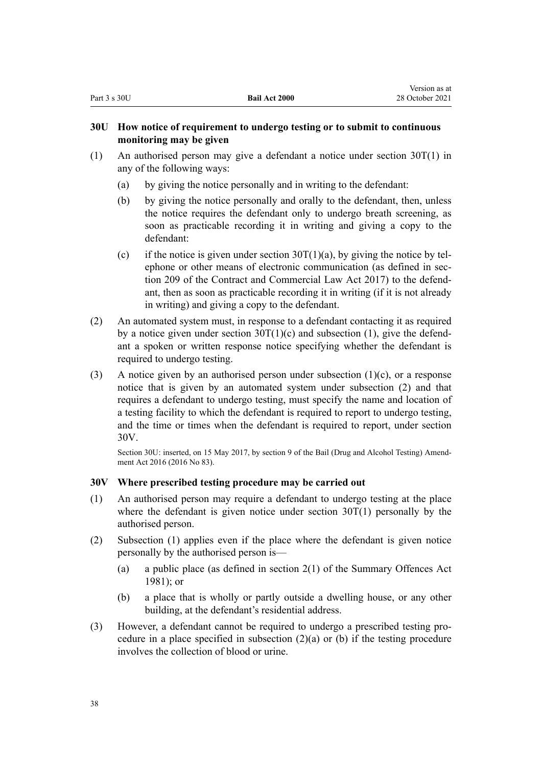### 30U How notice of requirement to undergo testing or to submit to continuous monitoring may be given

(1) An authorised person may give a defendant a notice under section 30T(1) in any of the following ways:

(a) by giving the notice personally and in writing to the defendant:

(b) by giving the notice personally and orally to the defendant, then, unless the notice requires the defendant only to undergo breath screening, as soon as practicable recording it in writing and giving a copy to the defendant:

(c) if the notice is given under section 30T(1)(a), by giving the notice by telephone or other means of electronic communication (as defined in section 209 of the Contract and Commercial Law Act 2017) to the defendant, then as soon as practicable recording it in writing (if it is not already in writing) and giving a copy to the defendant.

(2) An automated system must, in response to a defendant contacting it as required by a notice given under section 30T(1)(c) and subsection (1), give the defendant a spoken or written response notice specifying whether the defendant is required to undergo testing.

(3) A notice given by an authorised person under subsection (1)(c), or a response notice that is given by an automated system under subsection (2) and that requires a defendant to undergo testing, must specify the name and location of a testing facility to which the defendant is required to report to undergo testing, and the time or times when the defendant is required to report, under section 30V.

Section 30U: inserted, on 15 May 2017, by section 9 of the Bail (Drug and Alcohol Testing) Amendment Act 2016 (2016 No 83).

### 30V Where prescribed testing procedure may be carried out

(1) An authorised person may require a defendant to undergo testing at the place where the defendant is given notice under section 30T(1) personally by the authorised person.

(2) Subsection (1) applies even if the place where the defendant is given notice personally by the authorised person is—

(a) a public place (as defined in section 2(1) of the Summary Offences Act 1981); or

(b) a place that is wholly or partly outside a dwelling house, or any other building, at the defendant's residential address.

(3) However, a defendant cannot be required to undergo a prescribed testing procedure in a place specified in subsection (2)(a) or (b) if the testing procedure involves the collection of blood or urine.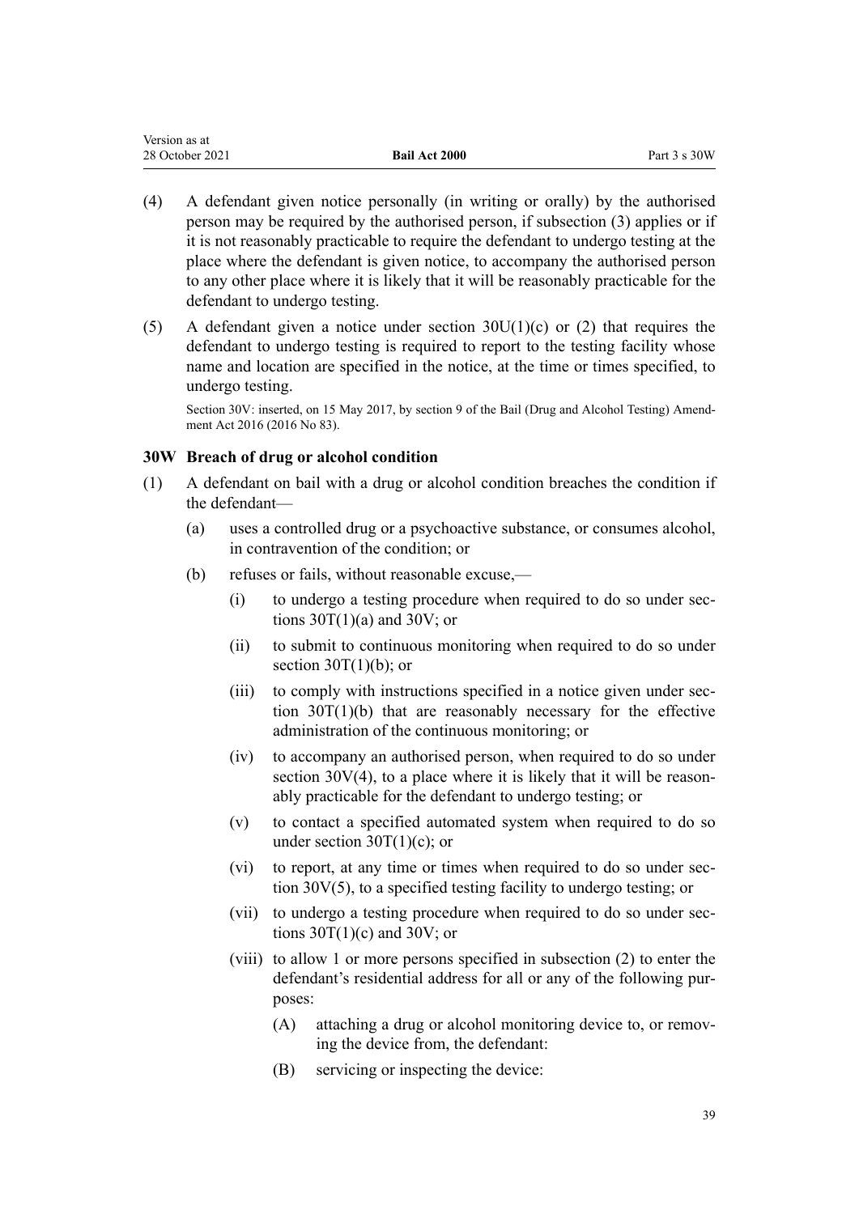(4) A defendant given notice personally (in writing or orally) by the authorised person may be required by the authorised person, if subsection (3) applies or if it is not reasonably practicable to require the defendant to undergo testing at the place where the defendant is given notice, to accompany the authorised person to any other place where it is likely that it will be reasonably practicable for the defendant to undergo testing.

(5) A defendant given a notice under section 30U(1)(c) or (2) that requires the defendant to undergo testing is required to report to the testing facility whose name and location are specified in the notice, at the time or times specified, to undergo testing.

Section 30V: inserted, on 15 May 2017, by section 9 of the Bail (Drug and Alcohol Testing) Amendment Act 2016 (2016 No 83).

### 30W Breach of drug or alcohol condition

(1) A defendant on bail with a drug or alcohol condition breaches the condition if the defendant—

- (a) uses a controlled drug or a psychoactive substance, or consumes alcohol, in contravention of the condition; or
- (b) refuses or fails, without reasonable excuse,—
  - (i) to undergo a testing procedure when required to do so under sections 30T(1)(a) and 30V; or
  - (ii) to submit to continuous monitoring when required to do so under section 30T(1)(b); or
  - (iii) to comply with instructions specified in a notice given under section 30T(1)(b) that are reasonably necessary for the effective administration of the continuous monitoring; or
  - (iv) to accompany an authorised person, when required to do so under section 30V(4), to a place where it is likely that it will be reasonably practicable for the defendant to undergo testing; or
  - (v) to contact a specified automated system when required to do so under section 30T(1)(c); or
  - (vi) to report, at any time or times when required to do so under section 30V(5), to a specified testing facility to undergo testing; or
  - (vii) to undergo a testing procedure when required to do so under sections 30T(1)(c) and 30V; or
  - (viii) to allow 1 or more persons specified in subsection (2) to enter the defendant's residential address for all or any of the following purposes:
    - (A) attaching a drug or alcohol monitoring device to, or removing the device from, the defendant:
    - (B) servicing or inspecting the device: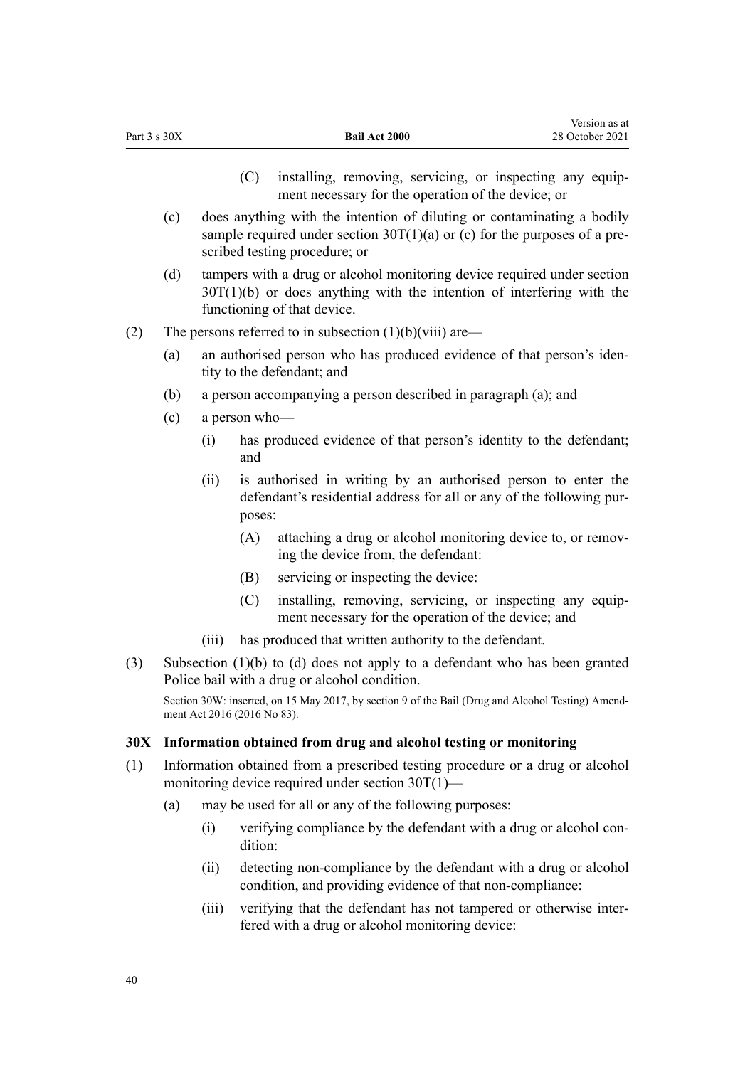(C) installing, removing, servicing, or inspecting any equipment necessary for the operation of the device; or

(c) does anything with the intention of diluting or contaminating a bodily sample required under section 30T(1)(a) or (c) for the purposes of a prescribed testing procedure; or

(d) tampers with a drug or alcohol monitoring device required under section 30T(1)(b) or does anything with the intention of interfering with the functioning of that device.

(2) The persons referred to in subsection (1)(b)(viii) are—

(a) an authorised person who has produced evidence of that person's identity to the defendant; and

(b) a person accompanying a person described in paragraph (a); and

(c) a person who—

(i) has produced evidence of that person's identity to the defendant; and

(ii) is authorised in writing by an authorised person to enter the defendant's residential address for all or any of the following purposes:

(A) attaching a drug or alcohol monitoring device to, or removing the device from, the defendant:

(B) servicing or inspecting the device:

(C) installing, removing, servicing, or inspecting any equipment necessary for the operation of the device; and

(iii) has produced that written authority to the defendant.

(3) Subsection (1)(b) to (d) does not apply to a defendant who has been granted Police bail with a drug or alcohol condition.

Section 30W: inserted, on 15 May 2017, by section 9 of the Bail (Drug and Alcohol Testing) Amendment Act 2016 (2016 No 83).

### 30X Information obtained from drug and alcohol testing or monitoring

(1) Information obtained from a prescribed testing procedure or a drug or alcohol monitoring device required under section 30T(1)—

(a) may be used for all or any of the following purposes:

(i) verifying compliance by the defendant with a drug or alcohol condition:

(ii) detecting non-compliance by the defendant with a drug or alcohol condition, and providing evidence of that non-compliance:

(iii) verifying that the defendant has not tampered or otherwise interfered with a drug or alcohol monitoring device: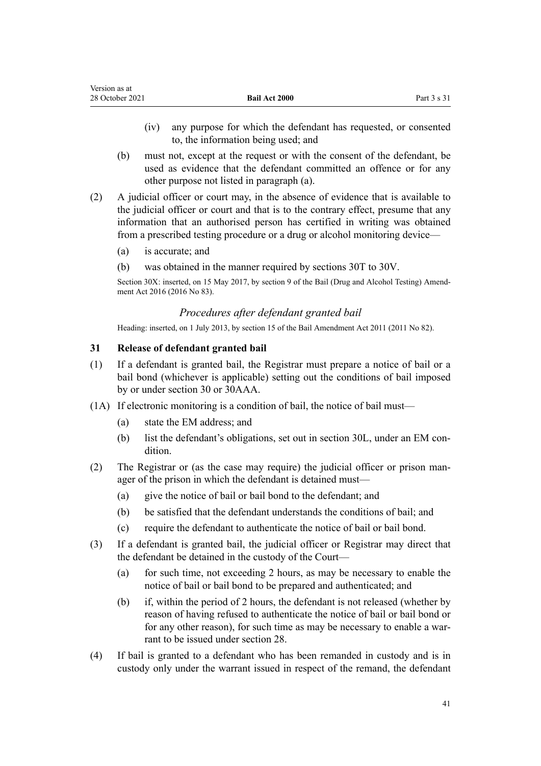(iv) any purpose for which the defendant has requested, or consented to, the information being used; and

(b) must not, except at the request or with the consent of the defendant, be used as evidence that the defendant committed an offence or for any other purpose not listed in paragraph (a).

(2) A judicial officer or court may, in the absence of evidence that is available to the judicial officer or court and that is to the contrary effect, presume that any information that an authorised person has certified in writing was obtained from a prescribed testing procedure or a drug or alcohol monitoring device—

(a) is accurate; and

(b) was obtained in the manner required by sections 30T to 30V.

Section 30X: inserted, on 15 May 2017, by section 9 of the Bail (Drug and Alcohol Testing) Amendment Act 2016 (2016 No 83).

### *Procedures after defendant granted bail*

Heading: inserted, on 1 July 2013, by section 15 of the Bail Amendment Act 2011 (2011 No 82).

### 31 Release of defendant granted bail

(1) If a defendant is granted bail, the Registrar must prepare a notice of bail or a bail bond (whichever is applicable) setting out the conditions of bail imposed by or under section 30 or 30AAA.

(1A) If electronic monitoring is a condition of bail, the notice of bail must—

(a) state the EM address; and

(b) list the defendant's obligations, set out in section 30L, under an EM condition.

(2) The Registrar or (as the case may require) the judicial officer or prison manager of the prison in which the defendant is detained must—

(a) give the notice of bail or bail bond to the defendant; and

(b) be satisfied that the defendant understands the conditions of bail; and

(c) require the defendant to authenticate the notice of bail or bail bond.

(3) If a defendant is granted bail, the judicial officer or Registrar may direct that the defendant be detained in the custody of the Court—

(a) for such time, not exceeding 2 hours, as may be necessary to enable the notice of bail or bail bond to be prepared and authenticated; and

(b) if, within the period of 2 hours, the defendant is not released (whether by reason of having refused to authenticate the notice of bail or bail bond or for any other reason), for such time as may be necessary to enable a warrant to be issued under section 28.

(4) If bail is granted to a defendant who has been remanded in custody and is in custody only under the warrant issued in respect of the remand, the defendant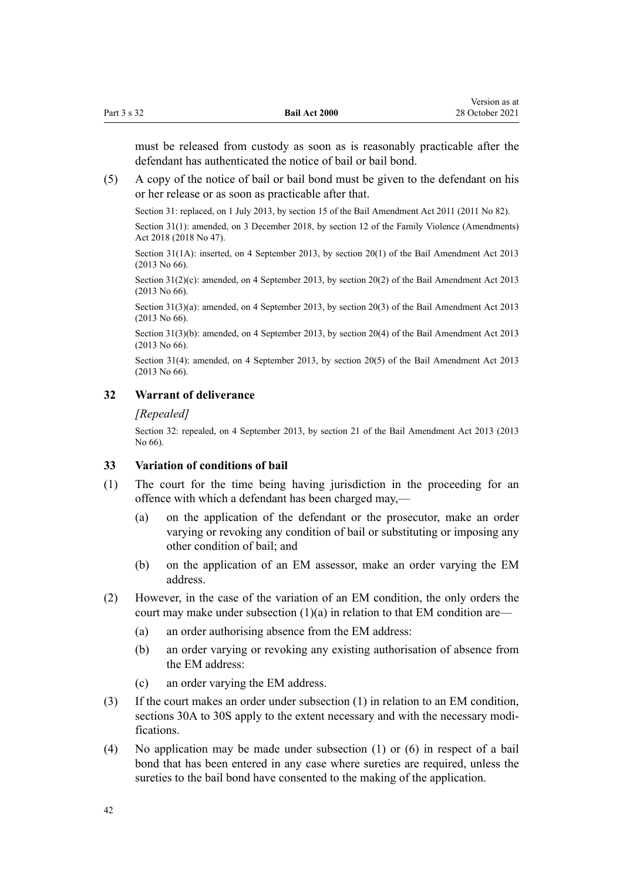must be released from custody as soon as is reasonably practicable after the defendant has authenticated the notice of bail or bail bond.

(5) A copy of the notice of bail or bail bond must be given to the defendant on his or her release or as soon as practicable after that.

Section 31: replaced, on 1 July 2013, by section 15 of the Bail Amendment Act 2011 (2011 No 82).

Section 31(1): amended, on 3 December 2018, by section 12 of the Family Violence (Amendments) Act 2018 (2018 No 47).

Section 31(1A): inserted, on 4 September 2013, by section 20(1) of the Bail Amendment Act 2013 (2013 No 66).

Section 31(2)(c): amended, on 4 September 2013, by section 20(2) of the Bail Amendment Act 2013 (2013 No 66).

Section 31(3)(a): amended, on 4 September 2013, by section 20(3) of the Bail Amendment Act 2013 (2013 No 66).

Section 31(3)(b): amended, on 4 September 2013, by section 20(4) of the Bail Amendment Act 2013 (2013 No 66).

Section 31(4): amended, on 4 September 2013, by section 20(5) of the Bail Amendment Act 2013 (2013 No 66).

### 32 Warrant of deliverance

*[Repealed]*

Section 32: repealed, on 4 September 2013, by section 21 of the Bail Amendment Act 2013 (2013 No 66).

### 33 Variation of conditions of bail

(1) The court for the time being having jurisdiction in the proceeding for an offence with which a defendant has been charged may,—

  (a) on the application of the defendant or the prosecutor, make an order varying or revoking any condition of bail or substituting or imposing any other condition of bail; and

  (b) on the application of an EM assessor, make an order varying the EM address.

(2) However, in the case of the variation of an EM condition, the only orders the court may make under subsection (1)(a) in relation to that EM condition are—

  (a) an order authorising absence from the EM address:

  (b) an order varying or revoking any existing authorisation of absence from the EM address:

  (c) an order varying the EM address.

(3) If the court makes an order under subsection (1) in relation to an EM condition, sections 30A to 30S apply to the extent necessary and with the necessary modifications.

(4) No application may be made under subsection (1) or (6) in respect of a bail bond that has been entered in any case where sureties are required, unless the sureties to the bail bond have consented to the making of the application.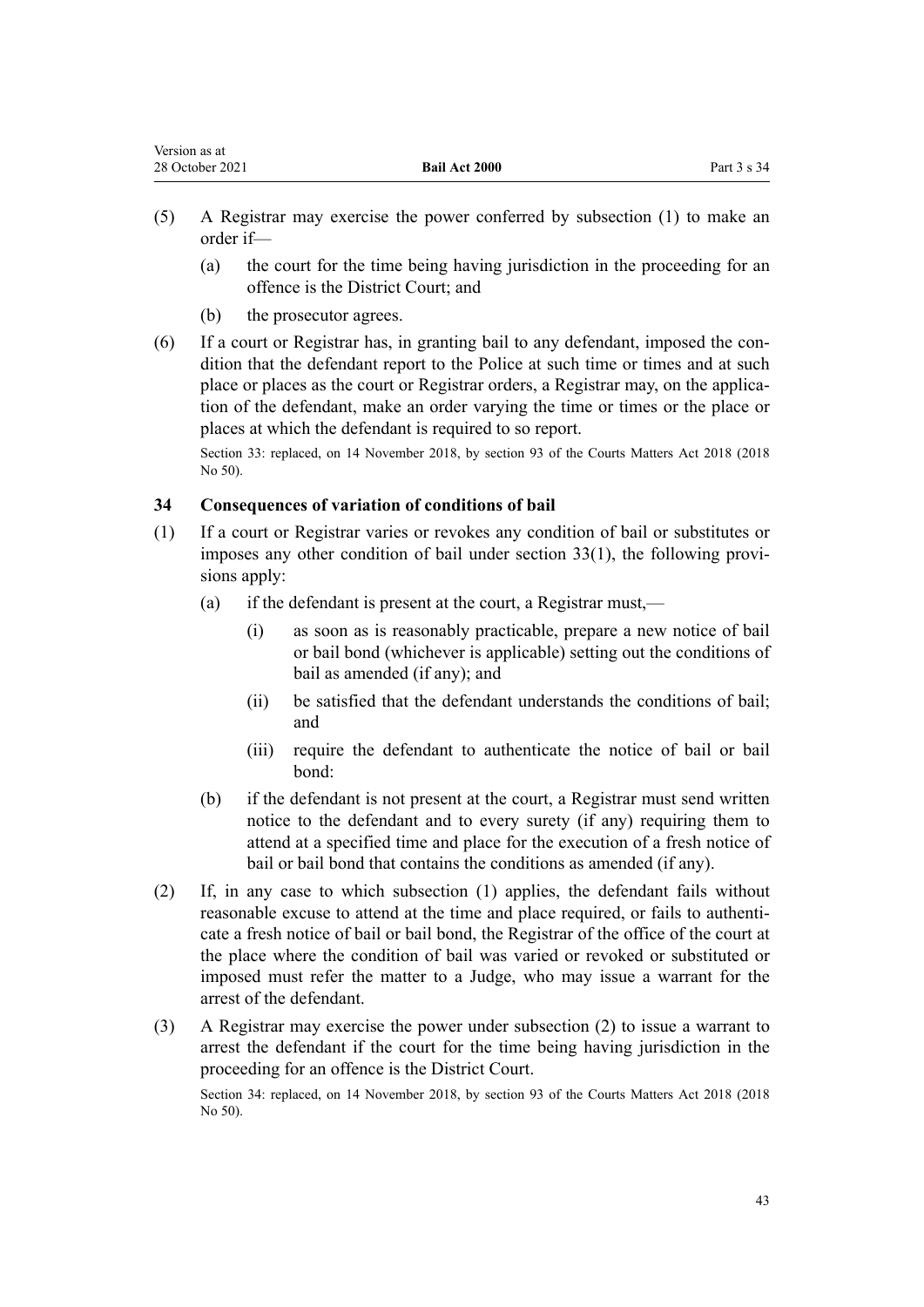(5) A Registrar may exercise the power conferred by subsection (1) to make an order if—

    (a) the court for the time being having jurisdiction in the proceeding for an offence is the District Court; and

    (b) the prosecutor agrees.

(6) If a court or Registrar has, in granting bail to any defendant, imposed the condition that the defendant report to the Police at such time or times and at such place or places as the court or Registrar orders, a Registrar may, on the application of the defendant, make an order varying the time or times or the place or places at which the defendant is required to so report.

Section 33: replaced, on 14 November 2018, by section 93 of the Courts Matters Act 2018 (2018 No 50).

### 34 Consequences of variation of conditions of bail

(1) If a court or Registrar varies or revokes any condition of bail or substitutes or imposes any other condition of bail under section 33(1), the following provisions apply:

    (a) if the defendant is present at the court, a Registrar must,—

        (i) as soon as is reasonably practicable, prepare a new notice of bail or bail bond (whichever is applicable) setting out the conditions of bail as amended (if any); and

        (ii) be satisfied that the defendant understands the conditions of bail; and

        (iii) require the defendant to authenticate the notice of bail or bail bond:

    (b) if the defendant is not present at the court, a Registrar must send written notice to the defendant and to every surety (if any) requiring them to attend at a specified time and place for the execution of a fresh notice of bail or bail bond that contains the conditions as amended (if any).

(2) If, in any case to which subsection (1) applies, the defendant fails without reasonable excuse to attend at the time and place required, or fails to authenticate a fresh notice of bail or bail bond, the Registrar of the office of the court at the place where the condition of bail was varied or revoked or substituted or imposed must refer the matter to a Judge, who may issue a warrant for the arrest of the defendant.

(3) A Registrar may exercise the power under subsection (2) to issue a warrant to arrest the defendant if the court for the time being having jurisdiction in the proceeding for an offence is the District Court.

Section 34: replaced, on 14 November 2018, by section 93 of the Courts Matters Act 2018 (2018 No 50).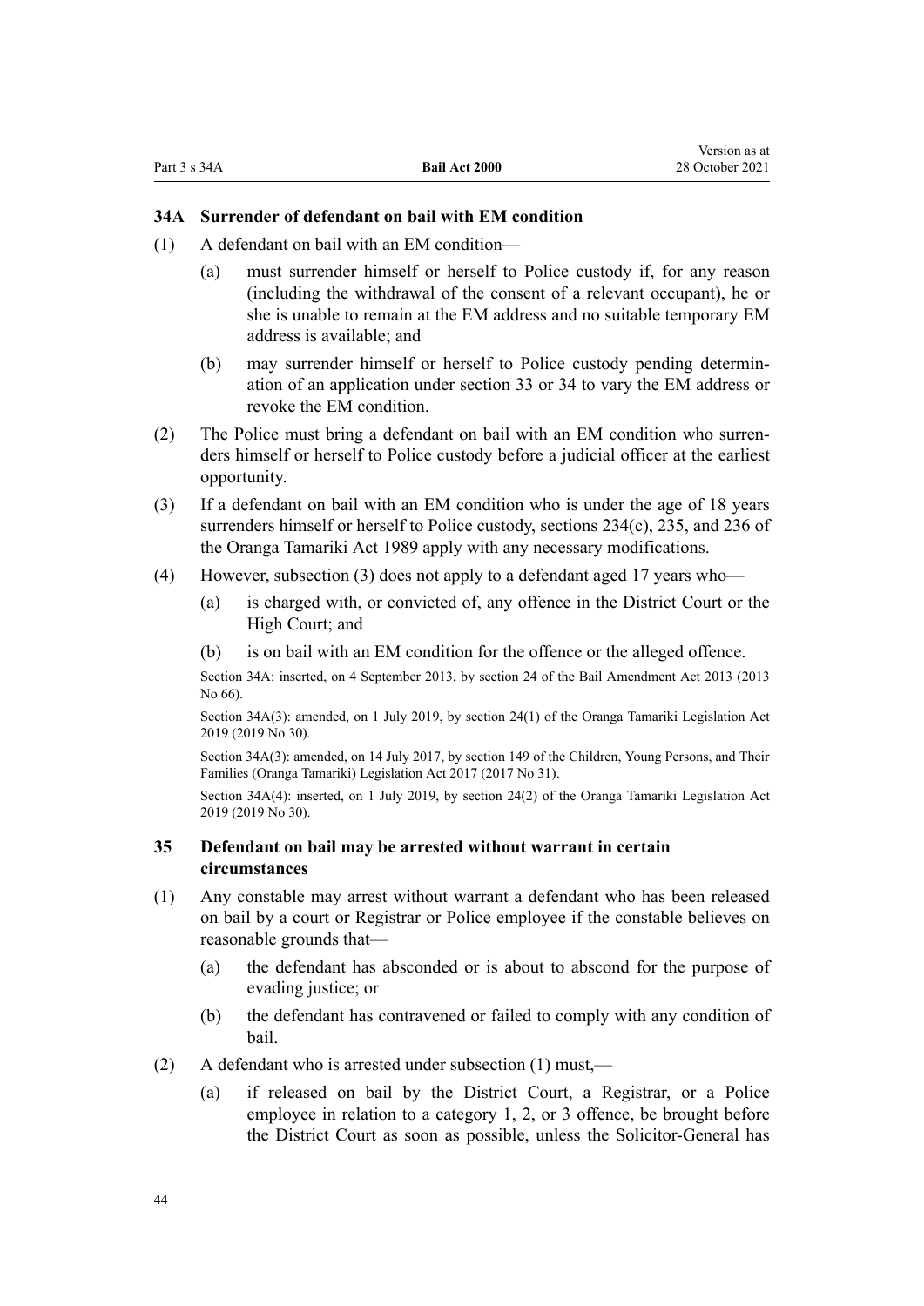### 34A Surrender of defendant on bail with EM condition

(1) A defendant on bail with an EM condition—

(a) must surrender himself or herself to Police custody if, for any reason (including the withdrawal of the consent of a relevant occupant), he or she is unable to remain at the EM address and no suitable temporary EM address is available; and

(b) may surrender himself or herself to Police custody pending determination of an application under section 33 or 34 to vary the EM address or revoke the EM condition.

(2) The Police must bring a defendant on bail with an EM condition who surrenders himself or herself to Police custody before a judicial officer at the earliest opportunity.

(3) If a defendant on bail with an EM condition who is under the age of 18 years surrenders himself or herself to Police custody, sections 234(c), 235, and 236 of the Oranga Tamariki Act 1989 apply with any necessary modifications.

(4) However, subsection (3) does not apply to a defendant aged 17 years who—

(a) is charged with, or convicted of, any offence in the District Court or the High Court; and

(b) is on bail with an EM condition for the offence or the alleged offence.

Section 34A: inserted, on 4 September 2013, by section 24 of the Bail Amendment Act 2013 (2013 No 66).

Section 34A(3): amended, on 1 July 2019, by section 24(1) of the Oranga Tamariki Legislation Act 2019 (2019 No 30).

Section 34A(3): amended, on 14 July 2017, by section 149 of the Children, Young Persons, and Their Families (Oranga Tamariki) Legislation Act 2017 (2017 No 31).

Section 34A(4): inserted, on 1 July 2019, by section 24(2) of the Oranga Tamariki Legislation Act 2019 (2019 No 30).

### 35 Defendant on bail may be arrested without warrant in certain circumstances

(1) Any constable may arrest without warrant a defendant who has been released on bail by a court or Registrar or Police employee if the constable believes on reasonable grounds that—

(a) the defendant has absconded or is about to abscond for the purpose of evading justice; or

(b) the defendant has contravened or failed to comply with any condition of bail.

(2) A defendant who is arrested under subsection (1) must,—

(a) if released on bail by the District Court, a Registrar, or a Police employee in relation to a category 1, 2, or 3 offence, be brought before the District Court as soon as possible, unless the Solicitor-General has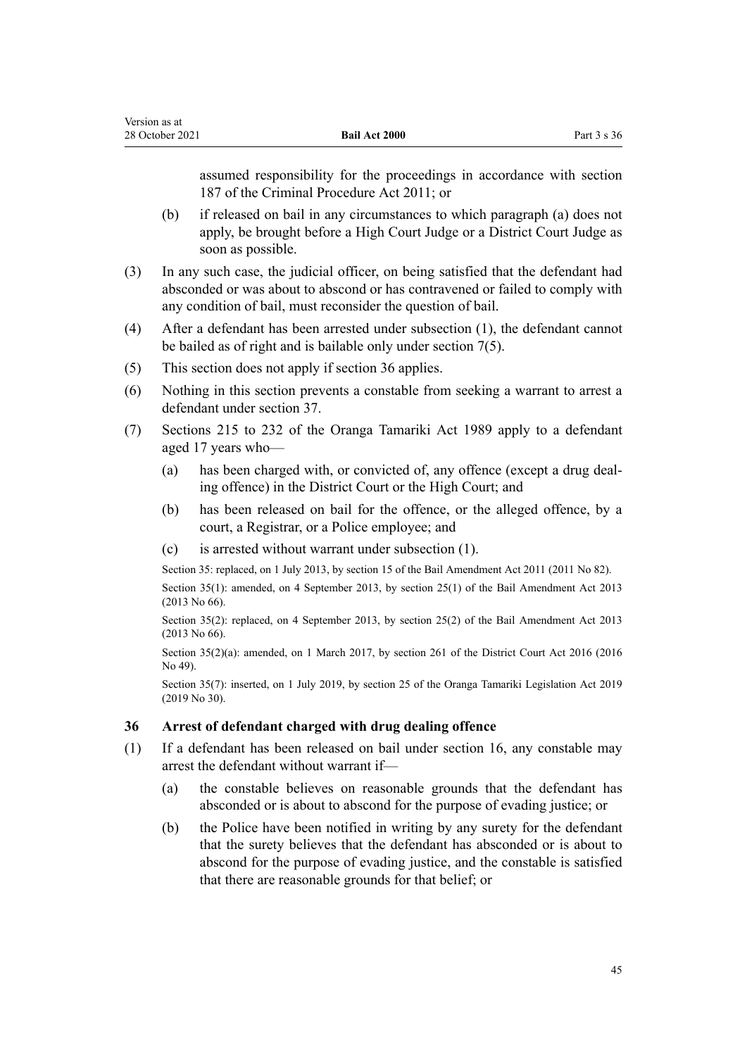assumed responsibility for the proceedings in accordance with section 187 of the Criminal Procedure Act 2011; or

(b) if released on bail in any circumstances to which paragraph (a) does not apply, be brought before a High Court Judge or a District Court Judge as soon as possible.

(3) In any such case, the judicial officer, on being satisfied that the defendant had absconded or was about to abscond or has contravened or failed to comply with any condition of bail, must reconsider the question of bail.

(4) After a defendant has been arrested under subsection (1), the defendant cannot be bailed as of right and is bailable only under section 7(5).

(5) This section does not apply if section 36 applies.

(6) Nothing in this section prevents a constable from seeking a warrant to arrest a defendant under section 37.

(7) Sections 215 to 232 of the Oranga Tamariki Act 1989 apply to a defendant aged 17 years who—

(a) has been charged with, or convicted of, any offence (except a drug dealing offence) in the District Court or the High Court; and

(b) has been released on bail for the offence, or the alleged offence, by a court, a Registrar, or a Police employee; and

(c) is arrested without warrant under subsection (1).

Section 35: replaced, on 1 July 2013, by section 15 of the Bail Amendment Act 2011 (2011 No 82).

Section 35(1): amended, on 4 September 2013, by section 25(1) of the Bail Amendment Act 2013 (2013 No 66).

Section 35(2): replaced, on 4 September 2013, by section 25(2) of the Bail Amendment Act 2013 (2013 No 66).

Section 35(2)(a): amended, on 1 March 2017, by section 261 of the District Court Act 2016 (2016 No 49).

Section 35(7): inserted, on 1 July 2019, by section 25 of the Oranga Tamariki Legislation Act 2019 (2019 No 30).

### 36 Arrest of defendant charged with drug dealing offence

(1) If a defendant has been released on bail under section 16, any constable may arrest the defendant without warrant if—

(a) the constable believes on reasonable grounds that the defendant has absconded or is about to abscond for the purpose of evading justice; or

(b) the Police have been notified in writing by any surety for the defendant that the surety believes that the defendant has absconded or is about to abscond for the purpose of evading justice, and the constable is satisfied that there are reasonable grounds for that belief; or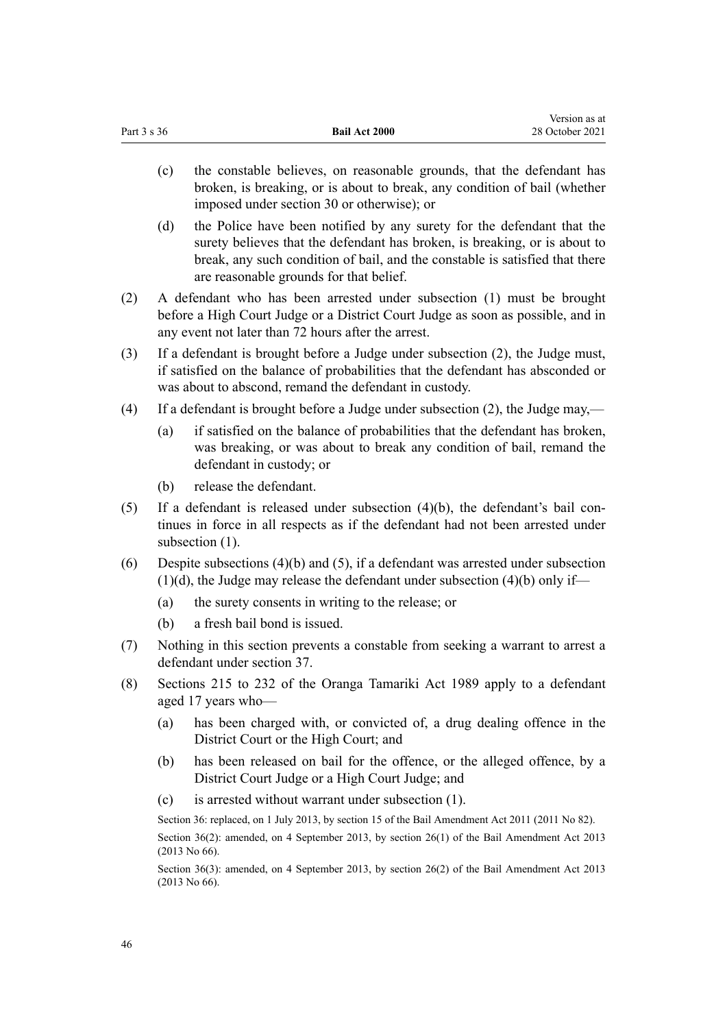(c) the constable believes, on reasonable grounds, that the defendant has broken, is breaking, or is about to break, any condition of bail (whether imposed under section 30 or otherwise); or

(d) the Police have been notified by any surety for the defendant that the surety believes that the defendant has broken, is breaking, or is about to break, any such condition of bail, and the constable is satisfied that there are reasonable grounds for that belief.

(2) A defendant who has been arrested under subsection (1) must be brought before a High Court Judge or a District Court Judge as soon as possible, and in any event not later than 72 hours after the arrest.

(3) If a defendant is brought before a Judge under subsection (2), the Judge must, if satisfied on the balance of probabilities that the defendant has absconded or was about to abscond, remand the defendant in custody.

(4) If a defendant is brought before a Judge under subsection (2), the Judge may,—

(a) if satisfied on the balance of probabilities that the defendant has broken, was breaking, or was about to break any condition of bail, remand the defendant in custody; or

(b) release the defendant.

(5) If a defendant is released under subsection (4)(b), the defendant's bail continues in force in all respects as if the defendant had not been arrested under subsection (1).

(6) Despite subsections (4)(b) and (5), if a defendant was arrested under subsection (1)(d), the Judge may release the defendant under subsection (4)(b) only if—

(a) the surety consents in writing to the release; or

(b) a fresh bail bond is issued.

(7) Nothing in this section prevents a constable from seeking a warrant to arrest a defendant under section 37.

(8) Sections 215 to 232 of the Oranga Tamariki Act 1989 apply to a defendant aged 17 years who—

(a) has been charged with, or convicted of, a drug dealing offence in the District Court or the High Court; and

(b) has been released on bail for the offence, or the alleged offence, by a District Court Judge or a High Court Judge; and

(c) is arrested without warrant under subsection (1).

Section 36: replaced, on 1 July 2013, by section 15 of the Bail Amendment Act 2011 (2011 No 82).

Section 36(2): amended, on 4 September 2013, by section 26(1) of the Bail Amendment Act 2013 (2013 No 66).

Section 36(3): amended, on 4 September 2013, by section 26(2) of the Bail Amendment Act 2013 (2013 No 66).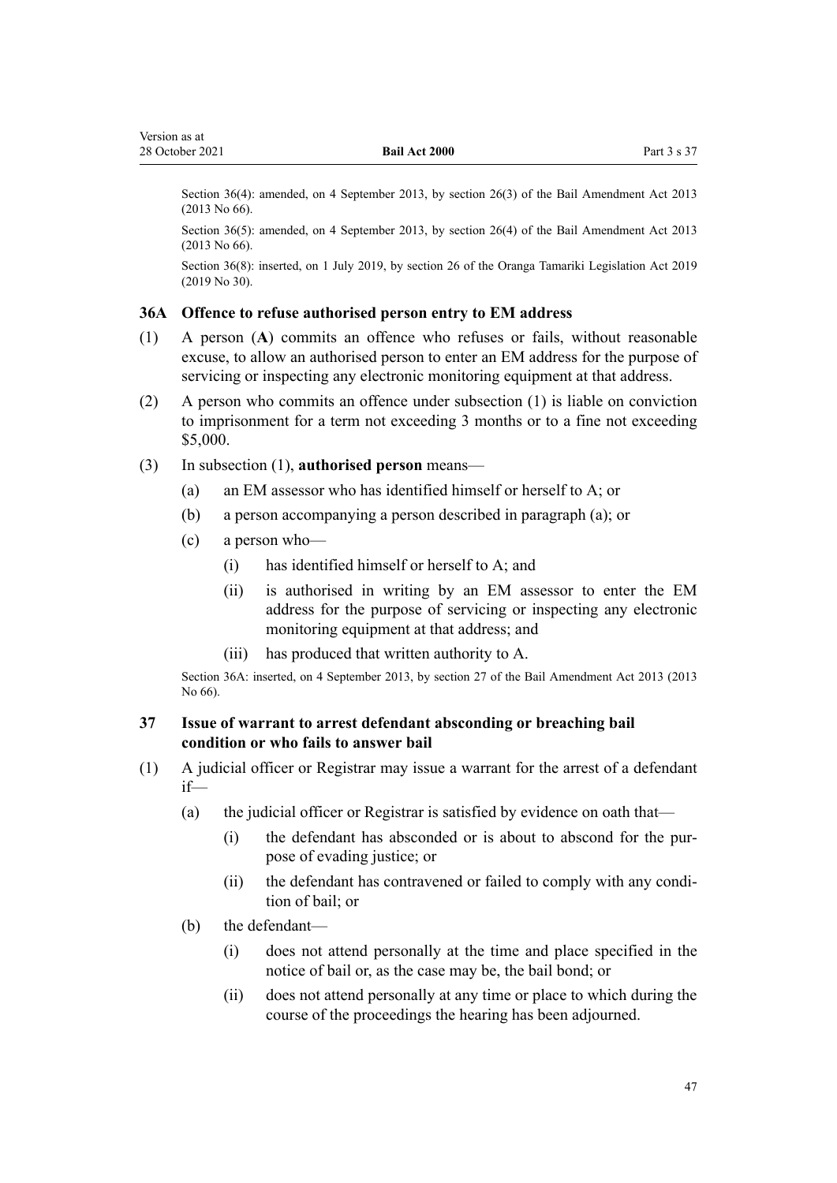Section 36(4): amended, on 4 September 2013, by section 26(3) of the Bail Amendment Act 2013 (2013 No 66).

Section 36(5): amended, on 4 September 2013, by section 26(4) of the Bail Amendment Act 2013 (2013 No 66).

Section 36(8): inserted, on 1 July 2019, by section 26 of the Oranga Tamariki Legislation Act 2019 (2019 No 30).

### 36A Offence to refuse authorised person entry to EM address

(1) A person (**A**) commits an offence who refuses or fails, without reasonable excuse, to allow an authorised person to enter an EM address for the purpose of servicing or inspecting any electronic monitoring equipment at that address.

(2) A person who commits an offence under subsection (1) is liable on conviction to imprisonment for a term not exceeding 3 months or to a fine not exceeding $5,000.

(3) In subsection (1), **authorised person** means—

- (a) an EM assessor who has identified himself or herself to A; or
- (b) a person accompanying a person described in paragraph (a); or
- (c) a person who—
  - (i) has identified himself or herself to A; and
  - (ii) is authorised in writing by an EM assessor to enter the EM address for the purpose of servicing or inspecting any electronic monitoring equipment at that address; and
  - (iii) has produced that written authority to A.

Section 36A: inserted, on 4 September 2013, by section 27 of the Bail Amendment Act 2013 (2013 No 66).

### 37 Issue of warrant to arrest defendant absconding or breaching bail condition or who fails to answer bail

(1) A judicial officer or Registrar may issue a warrant for the arrest of a defendant if—

- (a) the judicial officer or Registrar is satisfied by evidence on oath that—
  - (i) the defendant has absconded or is about to abscond for the purpose of evading justice; or
  - (ii) the defendant has contravened or failed to comply with any condition of bail; or
- (b) the defendant—
  - (i) does not attend personally at the time and place specified in the notice of bail or, as the case may be, the bail bond; or
  - (ii) does not attend personally at any time or place to which during the course of the proceedings the hearing has been adjourned.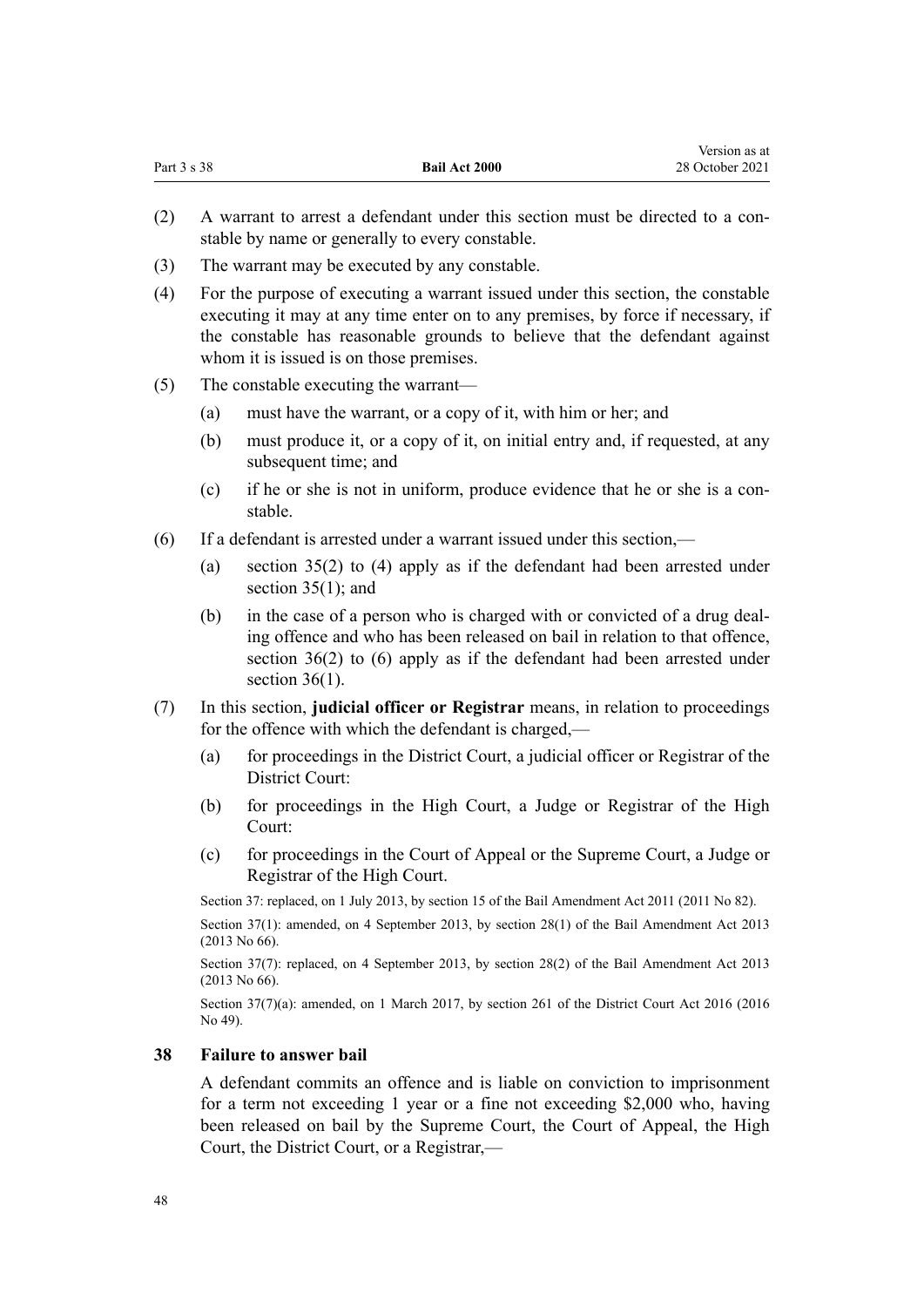(2) A warrant to arrest a defendant under this section must be directed to a constable by name or generally to every constable.

(3) The warrant may be executed by any constable.

(4) For the purpose of executing a warrant issued under this section, the constable executing it may at any time enter on to any premises, by force if necessary, if the constable has reasonable grounds to believe that the defendant against whom it is issued is on those premises.

(5) The constable executing the warrant—

(a) must have the warrant, or a copy of it, with him or her; and

(b) must produce it, or a copy of it, on initial entry and, if requested, at any subsequent time; and

(c) if he or she is not in uniform, produce evidence that he or she is a constable.

(6) If a defendant is arrested under a warrant issued under this section,—

(a) section 35(2) to (4) apply as if the defendant had been arrested under section 35(1); and

(b) in the case of a person who is charged with or convicted of a drug dealing offence and who has been released on bail in relation to that offence, section 36(2) to (6) apply as if the defendant had been arrested under section 36(1).

(7) In this section, **judicial officer or Registrar** means, in relation to proceedings for the offence with which the defendant is charged,—

(a) for proceedings in the District Court, a judicial officer or Registrar of the District Court:

(b) for proceedings in the High Court, a Judge or Registrar of the High Court:

(c) for proceedings in the Court of Appeal or the Supreme Court, a Judge or Registrar of the High Court.

Section 37: replaced, on 1 July 2013, by section 15 of the Bail Amendment Act 2011 (2011 No 82).

Section 37(1): amended, on 4 September 2013, by section 28(1) of the Bail Amendment Act 2013 (2013 No 66).

Section 37(7): replaced, on 4 September 2013, by section 28(2) of the Bail Amendment Act 2013 (2013 No 66).

Section 37(7)(a): amended, on 1 March 2017, by section 261 of the District Court Act 2016 (2016 No 49).

### 38 Failure to answer bail

A defendant commits an offence and is liable on conviction to imprisonment for a term not exceeding 1 year or a fine not exceeding $2,000 who, having been released on bail by the Supreme Court, the Court of Appeal, the High Court, the District Court, or a Registrar,—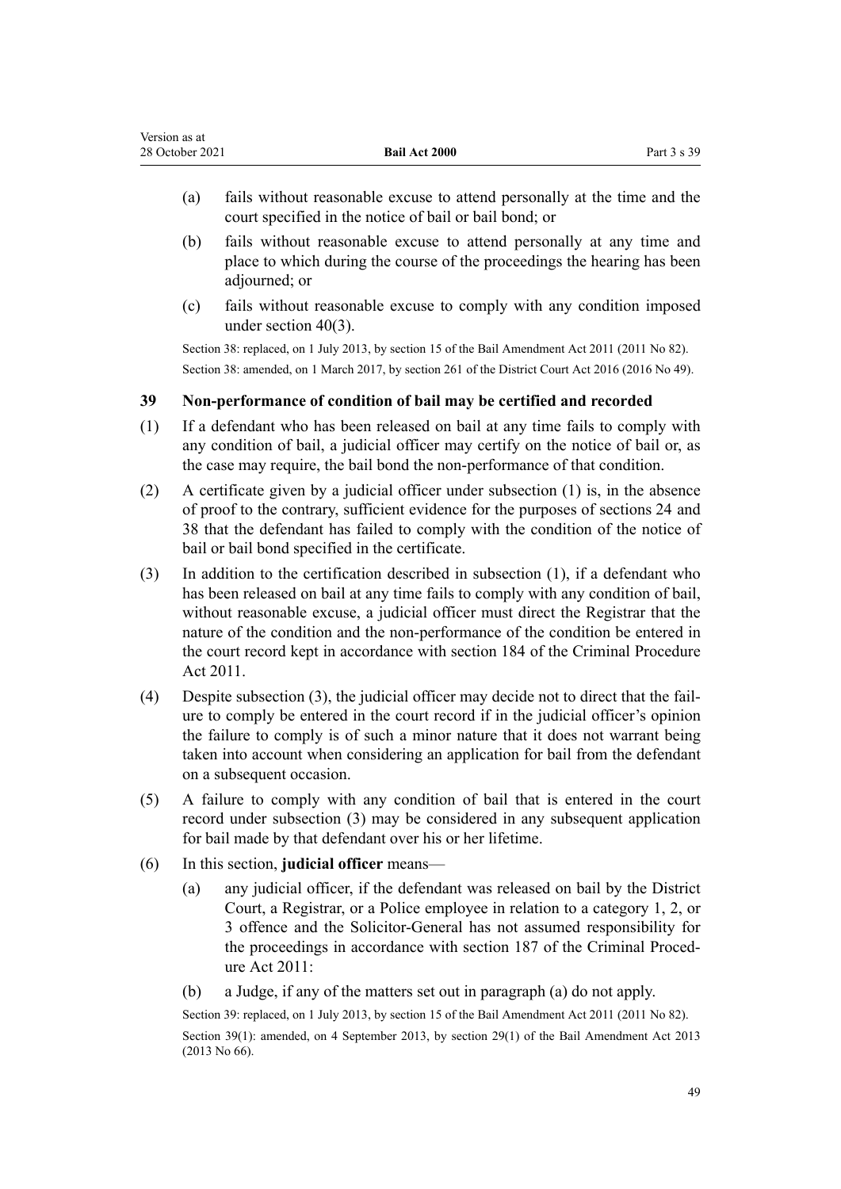(a) fails without reasonable excuse to attend personally at the time and the court specified in the notice of bail or bail bond; or

(b) fails without reasonable excuse to attend personally at any time and place to which during the course of the proceedings the hearing has been adjourned; or

(c) fails without reasonable excuse to comply with any condition imposed under section 40(3).

Section 38: replaced, on 1 July 2013, by section 15 of the Bail Amendment Act 2011 (2011 No 82).

Section 38: amended, on 1 March 2017, by section 261 of the District Court Act 2016 (2016 No 49).

### 39 Non-performance of condition of bail may be certified and recorded

(1) If a defendant who has been released on bail at any time fails to comply with any condition of bail, a judicial officer may certify on the notice of bail or, as the case may require, the bail bond the non-performance of that condition.

(2) A certificate given by a judicial officer under subsection (1) is, in the absence of proof to the contrary, sufficient evidence for the purposes of sections 24 and 38 that the defendant has failed to comply with the condition of the notice of bail or bail bond specified in the certificate.

(3) In addition to the certification described in subsection (1), if a defendant who has been released on bail at any time fails to comply with any condition of bail, without reasonable excuse, a judicial officer must direct the Registrar that the nature of the condition and the non-performance of the condition be entered in the court record kept in accordance with section 184 of the Criminal Procedure Act 2011.

(4) Despite subsection (3), the judicial officer may decide not to direct that the failure to comply be entered in the court record if in the judicial officer's opinion the failure to comply is of such a minor nature that it does not warrant being taken into account when considering an application for bail from the defendant on a subsequent occasion.

(5) A failure to comply with any condition of bail that is entered in the court record under subsection (3) may be considered in any subsequent application for bail made by that defendant over his or her lifetime.

(6) In this section, **judicial officer** means—

(a) any judicial officer, if the defendant was released on bail by the District Court, a Registrar, or a Police employee in relation to a category 1, 2, or 3 offence and the Solicitor-General has not assumed responsibility for the proceedings in accordance with section 187 of the Criminal Procedure Act 2011:

(b) a Judge, if any of the matters set out in paragraph (a) do not apply.

Section 39: replaced, on 1 July 2013, by section 15 of the Bail Amendment Act 2011 (2011 No 82).

Section 39(1): amended, on 4 September 2013, by section 29(1) of the Bail Amendment Act 2013 (2013 No 66).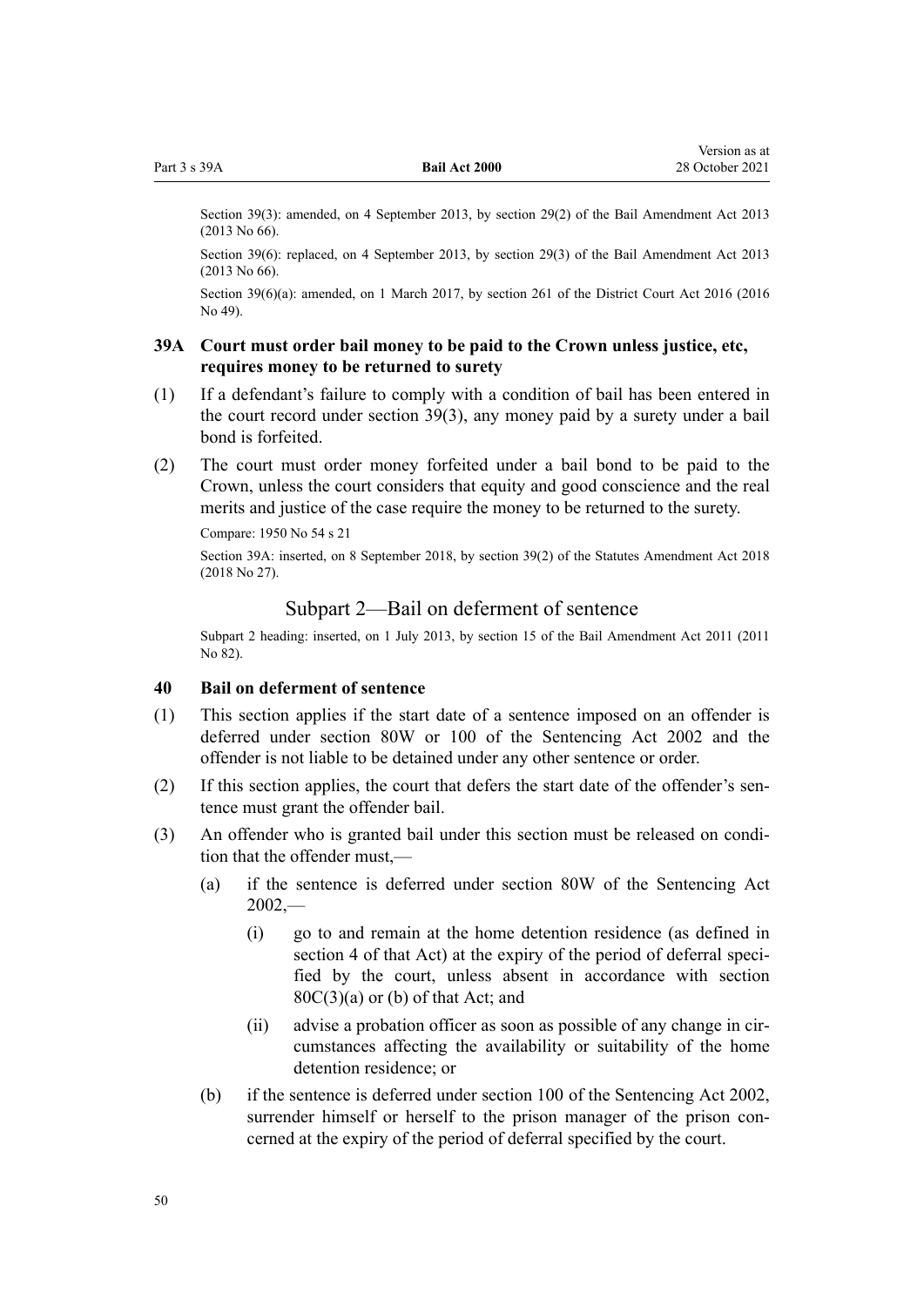Section 39(3): amended, on 4 September 2013, by section 29(2) of the Bail Amendment Act 2013 (2013 No 66).

Section 39(6): replaced, on 4 September 2013, by section 29(3) of the Bail Amendment Act 2013 (2013 No 66).

Section 39(6)(a): amended, on 1 March 2017, by section 261 of the District Court Act 2016 (2016 No 49).

### 39A Court must order bail money to be paid to the Crown unless justice, etc, requires money to be returned to surety

(1) If a defendant's failure to comply with a condition of bail has been entered in the court record under section 39(3), any money paid by a surety under a bail bond is forfeited.

(2) The court must order money forfeited under a bail bond to be paid to the Crown, unless the court considers that equity and good conscience and the real merits and justice of the case require the money to be returned to the surety.

Compare: 1950 No 54 s 21

Section 39A: inserted, on 8 September 2018, by section 39(2) of the Statutes Amendment Act 2018 (2018 No 27).

## Subpart 2—Bail on deferment of sentence

Subpart 2 heading: inserted, on 1 July 2013, by section 15 of the Bail Amendment Act 2011 (2011 No 82).

### 40 Bail on deferment of sentence

(1) This section applies if the start date of a sentence imposed on an offender is deferred under section 80W or 100 of the Sentencing Act 2002 and the offender is not liable to be detained under any other sentence or order.

(2) If this section applies, the court that defers the start date of the offender's sentence must grant the offender bail.

(3) An offender who is granted bail under this section must be released on condition that the offender must,—

- (a) if the sentence is deferred under section 80W of the Sentencing Act 2002,—
  - (i) go to and remain at the home detention residence (as defined in section 4 of that Act) at the expiry of the period of deferral specified by the court, unless absent in accordance with section 80C(3)(a) or (b) of that Act; and
  - (ii) advise a probation officer as soon as possible of any change in circumstances affecting the availability or suitability of the home detention residence; or
- (b) if the sentence is deferred under section 100 of the Sentencing Act 2002, surrender himself or herself to the prison manager of the prison concerned at the expiry of the period of deferral specified by the court.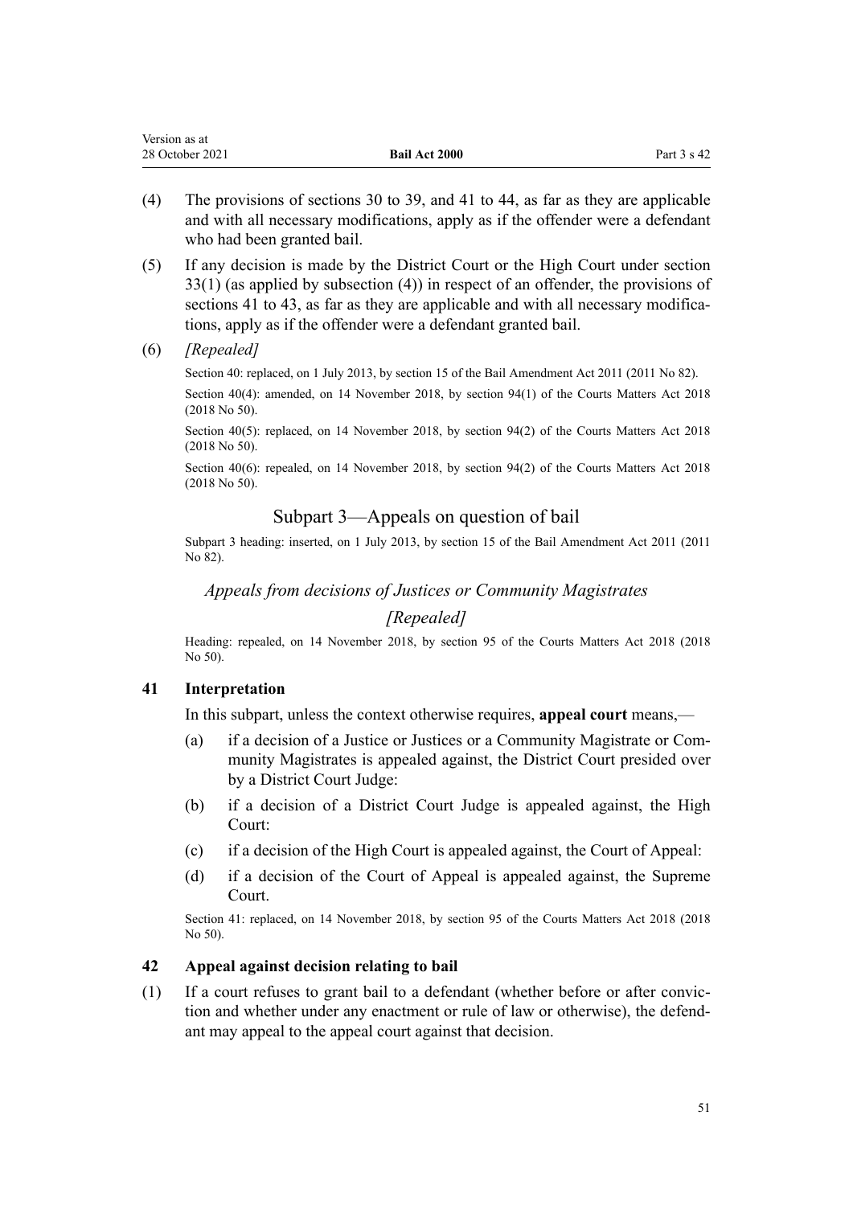(4) The provisions of sections 30 to 39, and 41 to 44, as far as they are applicable and with all necessary modifications, apply as if the offender were a defendant who had been granted bail.

(5) If any decision is made by the District Court or the High Court under section 33(1) (as applied by subsection (4)) in respect of an offender, the provisions of sections 41 to 43, as far as they are applicable and with all necessary modifications, apply as if the offender were a defendant granted bail.

(6) *[Repealed]*

Section 40: replaced, on 1 July 2013, by section 15 of the Bail Amendment Act 2011 (2011 No 82).

Section 40(4): amended, on 14 November 2018, by section 94(1) of the Courts Matters Act 2018 (2018 No 50).

Section 40(5): replaced, on 14 November 2018, by section 94(2) of the Courts Matters Act 2018 (2018 No 50).

Section 40(6): repealed, on 14 November 2018, by section 94(2) of the Courts Matters Act 2018 (2018 No 50).

## Subpart 3—Appeals on question of bail

Subpart 3 heading: inserted, on 1 July 2013, by section 15 of the Bail Amendment Act 2011 (2011 No 82).

### *Appeals from decisions of Justices or Community Magistrates [Repealed]*

Heading: repealed, on 14 November 2018, by section 95 of the Courts Matters Act 2018 (2018 No 50).

### 41 Interpretation

In this subpart, unless the context otherwise requires, **appeal court** means,—

(a) if a decision of a Justice or Justices or a Community Magistrate or Community Magistrates is appealed against, the District Court presided over by a District Court Judge:

(b) if a decision of a District Court Judge is appealed against, the High Court:

(c) if a decision of the High Court is appealed against, the Court of Appeal:

(d) if a decision of the Court of Appeal is appealed against, the Supreme Court.

Section 41: replaced, on 14 November 2018, by section 95 of the Courts Matters Act 2018 (2018 No 50).

### 42 Appeal against decision relating to bail

(1) If a court refuses to grant bail to a defendant (whether before or after conviction and whether under any enactment or rule of law or otherwise), the defendant may appeal to the appeal court against that decision.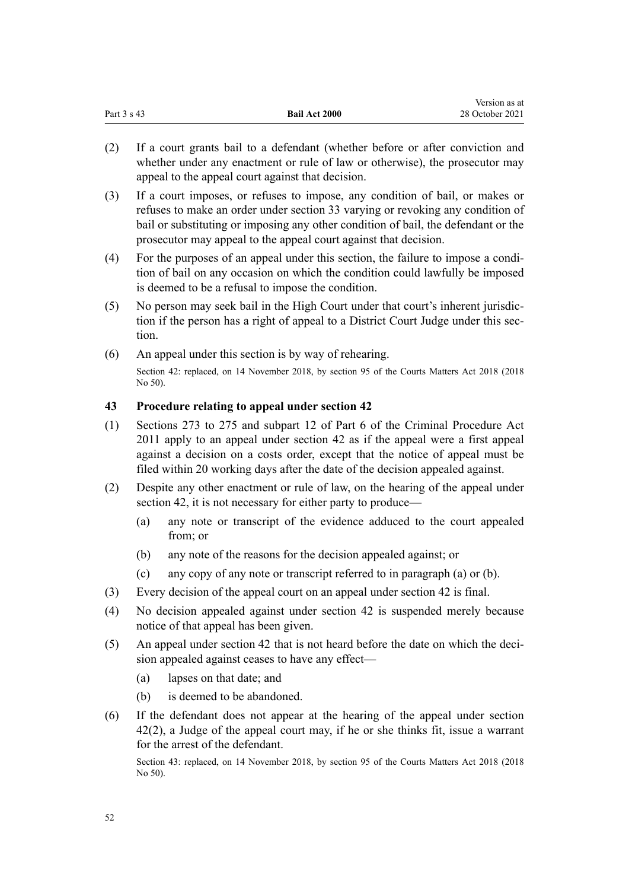(2) If a court grants bail to a defendant (whether before or after conviction and whether under any enactment or rule of law or otherwise), the prosecutor may appeal to the appeal court against that decision.

(3) If a court imposes, or refuses to impose, any condition of bail, or makes or refuses to make an order under section 33 varying or revoking any condition of bail or substituting or imposing any other condition of bail, the defendant or the prosecutor may appeal to the appeal court against that decision.

(4) For the purposes of an appeal under this section, the failure to impose a condition of bail on any occasion on which the condition could lawfully be imposed is deemed to be a refusal to impose the condition.

(5) No person may seek bail in the High Court under that court's inherent jurisdiction if the person has a right of appeal to a District Court Judge under this section.

(6) An appeal under this section is by way of rehearing.

Section 42: replaced, on 14 November 2018, by section 95 of the Courts Matters Act 2018 (2018 No 50).

### 43 Procedure relating to appeal under section 42

(1) Sections 273 to 275 and subpart 12 of Part 6 of the Criminal Procedure Act 2011 apply to an appeal under section 42 as if the appeal were a first appeal against a decision on a costs order, except that the notice of appeal must be filed within 20 working days after the date of the decision appealed against.

(2) Despite any other enactment or rule of law, on the hearing of the appeal under section 42, it is not necessary for either party to produce—

- (a) any note or transcript of the evidence adduced to the court appealed from; or
- (b) any note of the reasons for the decision appealed against; or
- (c) any copy of any note or transcript referred to in paragraph (a) or (b).

(3) Every decision of the appeal court on an appeal under section 42 is final.

(4) No decision appealed against under section 42 is suspended merely because notice of that appeal has been given.

(5) An appeal under section 42 that is not heard before the date on which the decision appealed against ceases to have any effect—

- (a) lapses on that date; and
- (b) is deemed to be abandoned.

(6) If the defendant does not appear at the hearing of the appeal under section 42(2), a Judge of the appeal court may, if he or she thinks fit, issue a warrant for the arrest of the defendant.

Section 43: replaced, on 14 November 2018, by section 95 of the Courts Matters Act 2018 (2018 No 50).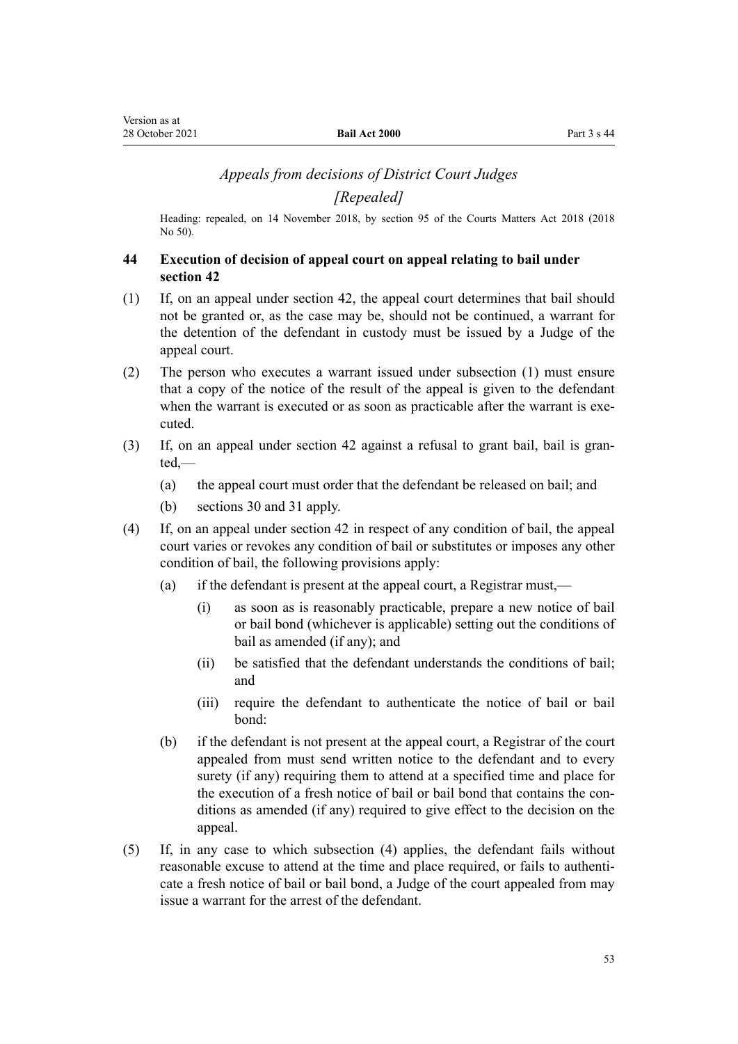*Appeals from decisions of District Court Judges*

*[Repealed]*

Heading: repealed, on 14 November 2018, by section 95 of the Courts Matters Act 2018 (2018 No 50).

### 44 Execution of decision of appeal court on appeal relating to bail under section 42

(1) If, on an appeal under section 42, the appeal court determines that bail should not be granted or, as the case may be, should not be continued, a warrant for the detention of the defendant in custody must be issued by a Judge of the appeal court.

(2) The person who executes a warrant issued under subsection (1) must ensure that a copy of the notice of the result of the appeal is given to the defendant when the warrant is executed or as soon as practicable after the warrant is executed.

(3) If, on an appeal under section 42 against a refusal to grant bail, bail is granted,—

- (a) the appeal court must order that the defendant be released on bail; and
- (b) sections 30 and 31 apply.

(4) If, on an appeal under section 42 in respect of any condition of bail, the appeal court varies or revokes any condition of bail or substitutes or imposes any other condition of bail, the following provisions apply:

- (a) if the defendant is present at the appeal court, a Registrar must,—
  - (i) as soon as is reasonably practicable, prepare a new notice of bail or bail bond (whichever is applicable) setting out the conditions of bail as amended (if any); and
  - (ii) be satisfied that the defendant understands the conditions of bail; and
  - (iii) require the defendant to authenticate the notice of bail or bail bond:
- (b) if the defendant is not present at the appeal court, a Registrar of the court appealed from must send written notice to the defendant and to every surety (if any) requiring them to attend at a specified time and place for the execution of a fresh notice of bail or bail bond that contains the conditions as amended (if any) required to give effect to the decision on the appeal.

(5) If, in any case to which subsection (4) applies, the defendant fails without reasonable excuse to attend at the time and place required, or fails to authenticate a fresh notice of bail or bail bond, a Judge of the court appealed from may issue a warrant for the arrest of the defendant.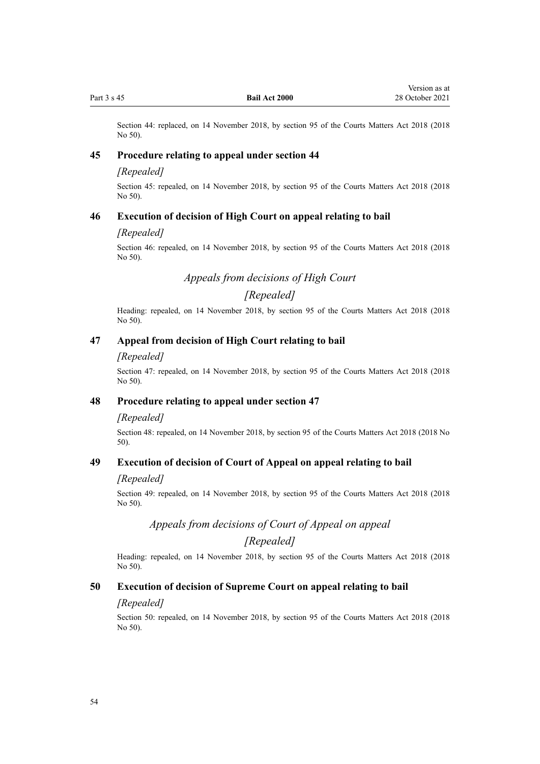Section 44: replaced, on 14 November 2018, by section 95 of the Courts Matters Act 2018 (2018 No 50).

### 45 Procedure relating to appeal under section 44

*[Repealed]*

Section 45: repealed, on 14 November 2018, by section 95 of the Courts Matters Act 2018 (2018 No 50).

### 46 Execution of decision of High Court on appeal relating to bail

*[Repealed]*

Section 46: repealed, on 14 November 2018, by section 95 of the Courts Matters Act 2018 (2018 No 50).

## *Appeals from decisions of High Court*

## *[Repealed]*

Heading: repealed, on 14 November 2018, by section 95 of the Courts Matters Act 2018 (2018 No 50).

### 47 Appeal from decision of High Court relating to bail

*[Repealed]*

Section 47: repealed, on 14 November 2018, by section 95 of the Courts Matters Act 2018 (2018 No 50).

### 48 Procedure relating to appeal under section 47

*[Repealed]*

Section 48: repealed, on 14 November 2018, by section 95 of the Courts Matters Act 2018 (2018 No 50).

### 49 Execution of decision of Court of Appeal on appeal relating to bail

*[Repealed]*

Section 49: repealed, on 14 November 2018, by section 95 of the Courts Matters Act 2018 (2018 No 50).

## *Appeals from decisions of Court of Appeal on appeal*

## *[Repealed]*

Heading: repealed, on 14 November 2018, by section 95 of the Courts Matters Act 2018 (2018 No 50).

### 50 Execution of decision of Supreme Court on appeal relating to bail

*[Repealed]*

Section 50: repealed, on 14 November 2018, by section 95 of the Courts Matters Act 2018 (2018 No 50).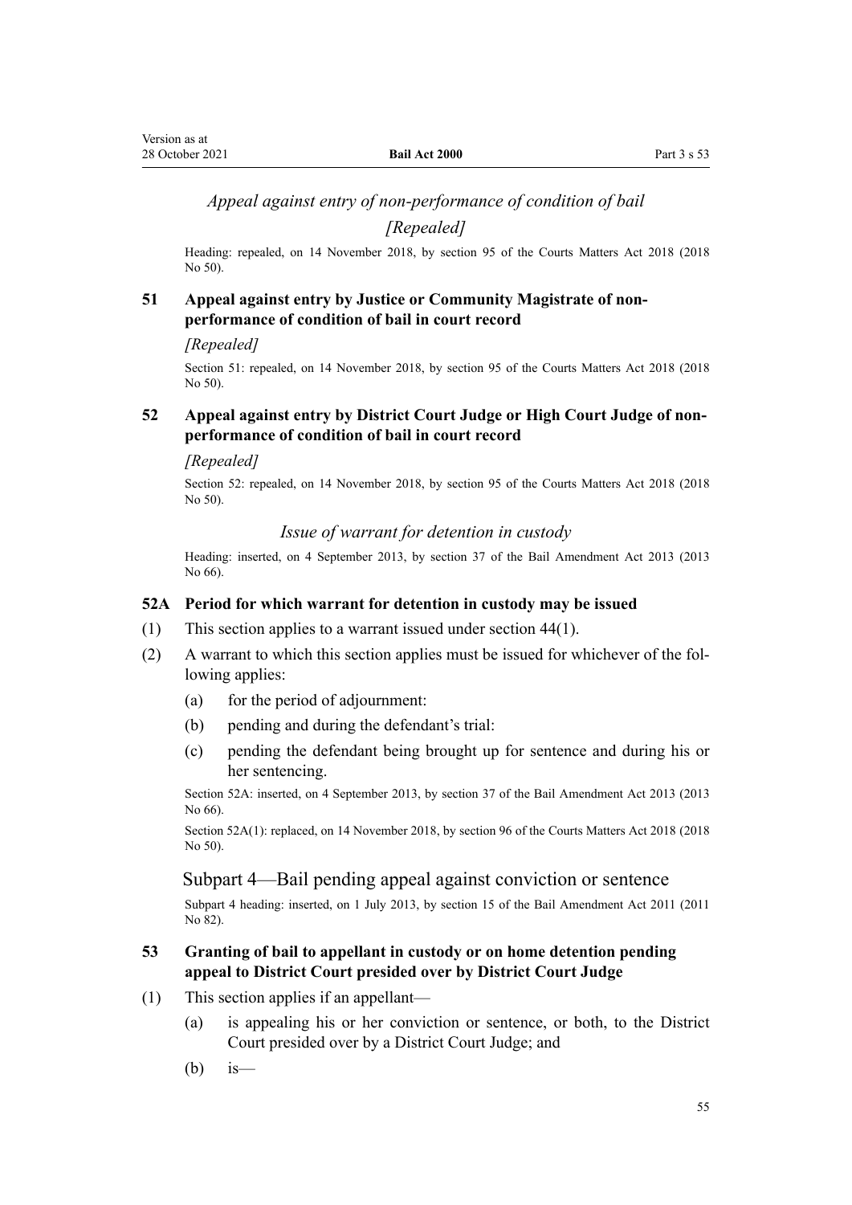*Appeal against entry of non-performance of condition of bail*

*[Repealed]*

Heading: repealed, on 14 November 2018, by section 95 of the Courts Matters Act 2018 (2018 No 50).

### 51 Appeal against entry by Justice or Community Magistrate of non-performance of condition of bail in court record

*[Repealed]*

Section 51: repealed, on 14 November 2018, by section 95 of the Courts Matters Act 2018 (2018 No 50).

### 52 Appeal against entry by District Court Judge or High Court Judge of non-performance of condition of bail in court record

*[Repealed]*

Section 52: repealed, on 14 November 2018, by section 95 of the Courts Matters Act 2018 (2018 No 50).

*Issue of warrant for detention in custody*

Heading: inserted, on 4 September 2013, by section 37 of the Bail Amendment Act 2013 (2013 No 66).

### 52A Period for which warrant for detention in custody may be issued

(1) This section applies to a warrant issued under section 44(1).

(2) A warrant to which this section applies must be issued for whichever of the following applies:

- (a) for the period of adjournment:
- (b) pending and during the defendant's trial:
- (c) pending the defendant being brought up for sentence and during his or her sentencing.

Section 52A: inserted, on 4 September 2013, by section 37 of the Bail Amendment Act 2013 (2013 No 66).

Section 52A(1): replaced, on 14 November 2018, by section 96 of the Courts Matters Act 2018 (2018 No 50).

## Subpart 4—Bail pending appeal against conviction or sentence

Subpart 4 heading: inserted, on 1 July 2013, by section 15 of the Bail Amendment Act 2011 (2011 No 82).

### 53 Granting of bail to appellant in custody or on home detention pending appeal to District Court presided over by District Court Judge

(1) This section applies if an appellant—

- (a) is appealing his or her conviction or sentence, or both, to the District Court presided over by a District Court Judge; and
- (b) is—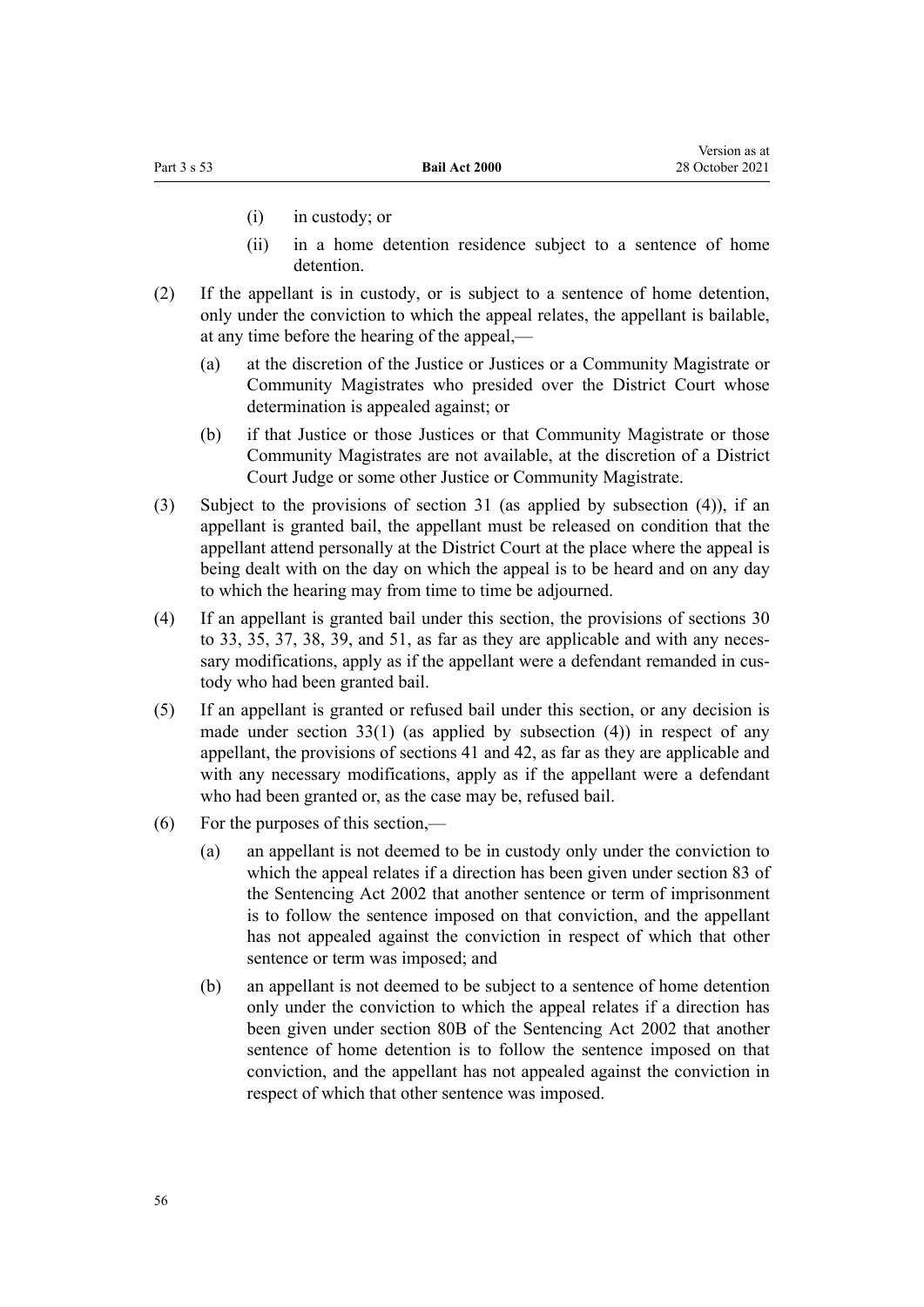(i) in custody; or

(ii) in a home detention residence subject to a sentence of home detention.

(2) If the appellant is in custody, or is subject to a sentence of home detention, only under the conviction to which the appeal relates, the appellant is bailable, at any time before the hearing of the appeal,—

(a) at the discretion of the Justice or Justices or a Community Magistrate or Community Magistrates who presided over the District Court whose determination is appealed against; or

(b) if that Justice or those Justices or that Community Magistrate or those Community Magistrates are not available, at the discretion of a District Court Judge or some other Justice or Community Magistrate.

(3) Subject to the provisions of section 31 (as applied by subsection (4)), if an appellant is granted bail, the appellant must be released on condition that the appellant attend personally at the District Court at the place where the appeal is being dealt with on the day on which the appeal is to be heard and on any day to which the hearing may from time to time be adjourned.

(4) If an appellant is granted bail under this section, the provisions of sections 30 to 33, 35, 37, 38, 39, and 51, as far as they are applicable and with any necessary modifications, apply as if the appellant were a defendant remanded in custody who had been granted bail.

(5) If an appellant is granted or refused bail under this section, or any decision is made under section 33(1) (as applied by subsection (4)) in respect of any appellant, the provisions of sections 41 and 42, as far as they are applicable and with any necessary modifications, apply as if the appellant were a defendant who had been granted or, as the case may be, refused bail.

(6) For the purposes of this section,—

(a) an appellant is not deemed to be in custody only under the conviction to which the appeal relates if a direction has been given under section 83 of the Sentencing Act 2002 that another sentence or term of imprisonment is to follow the sentence imposed on that conviction, and the appellant has not appealed against the conviction in respect of which that other sentence or term was imposed; and

(b) an appellant is not deemed to be subject to a sentence of home detention only under the conviction to which the appeal relates if a direction has been given under section 80B of the Sentencing Act 2002 that another sentence of home detention is to follow the sentence imposed on that conviction, and the appellant has not appealed against the conviction in respect of which that other sentence was imposed.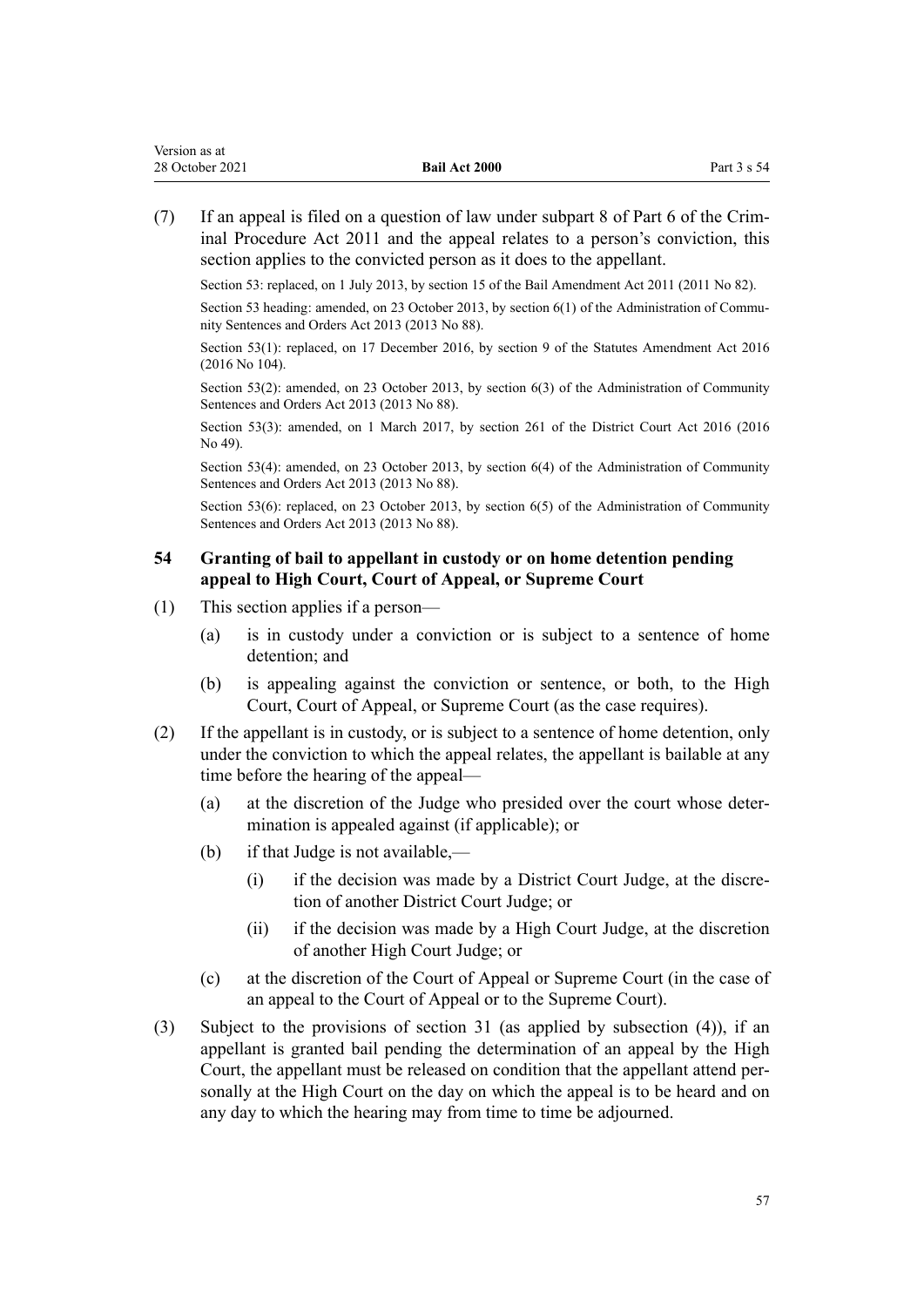(7) If an appeal is filed on a question of law under subpart 8 of Part 6 of the Criminal Procedure Act 2011 and the appeal relates to a person's conviction, this section applies to the convicted person as it does to the appellant.

Section 53: replaced, on 1 July 2013, by section 15 of the Bail Amendment Act 2011 (2011 No 82).

Section 53 heading: amended, on 23 October 2013, by section 6(1) of the Administration of Community Sentences and Orders Act 2013 (2013 No 88).

Section 53(1): replaced, on 17 December 2016, by section 9 of the Statutes Amendment Act 2016 (2016 No 104).

Section 53(2): amended, on 23 October 2013, by section 6(3) of the Administration of Community Sentences and Orders Act 2013 (2013 No 88).

Section 53(3): amended, on 1 March 2017, by section 261 of the District Court Act 2016 (2016 No 49).

Section 53(4): amended, on 23 October 2013, by section 6(4) of the Administration of Community Sentences and Orders Act 2013 (2013 No 88).

Section 53(6): replaced, on 23 October 2013, by section 6(5) of the Administration of Community Sentences and Orders Act 2013 (2013 No 88).

### 54 Granting of bail to appellant in custody or on home detention pending appeal to High Court, Court of Appeal, or Supreme Court

(1) This section applies if a person—

- (a) is in custody under a conviction or is subject to a sentence of home detention; and
- (b) is appealing against the conviction or sentence, or both, to the High Court, Court of Appeal, or Supreme Court (as the case requires).

(2) If the appellant is in custody, or is subject to a sentence of home detention, only under the conviction to which the appeal relates, the appellant is bailable at any time before the hearing of the appeal—

- (a) at the discretion of the Judge who presided over the court whose determination is appealed against (if applicable); or
- (b) if that Judge is not available,—
  - (i) if the decision was made by a District Court Judge, at the discretion of another District Court Judge; or
  - (ii) if the decision was made by a High Court Judge, at the discretion of another High Court Judge; or
- (c) at the discretion of the Court of Appeal or Supreme Court (in the case of an appeal to the Court of Appeal or to the Supreme Court).

(3) Subject to the provisions of section 31 (as applied by subsection (4)), if an appellant is granted bail pending the determination of an appeal by the High Court, the appellant must be released on condition that the appellant attend personally at the High Court on the day on which the appeal is to be heard and on any day to which the hearing may from time to time be adjourned.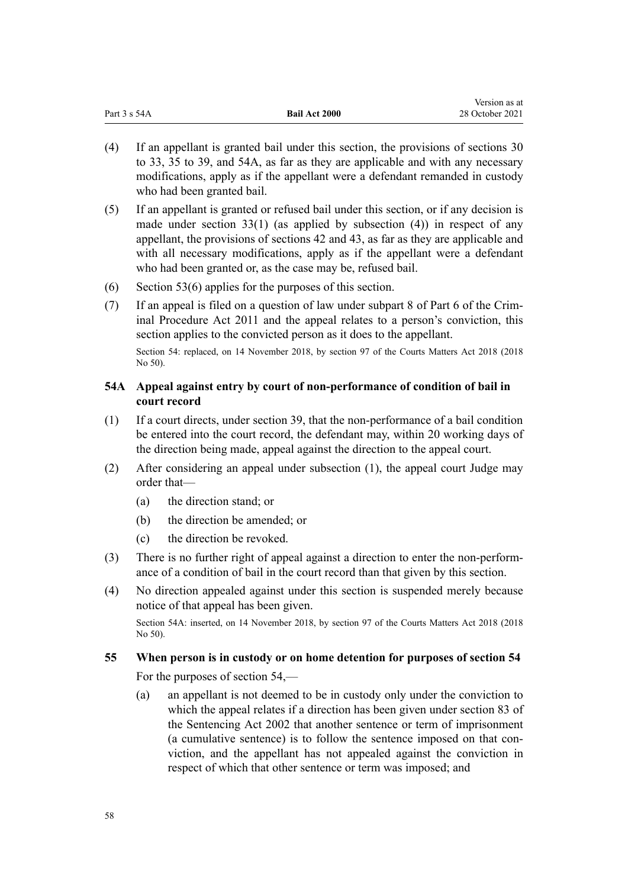(4) If an appellant is granted bail under this section, the provisions of sections 30 to 33, 35 to 39, and 54A, as far as they are applicable and with any necessary modifications, apply as if the appellant were a defendant remanded in custody who had been granted bail.

(5) If an appellant is granted or refused bail under this section, or if any decision is made under section 33(1) (as applied by subsection (4)) in respect of any appellant, the provisions of sections 42 and 43, as far as they are applicable and with all necessary modifications, apply as if the appellant were a defendant who had been granted or, as the case may be, refused bail.

(6) Section 53(6) applies for the purposes of this section.

(7) If an appeal is filed on a question of law under subpart 8 of Part 6 of the Criminal Procedure Act 2011 and the appeal relates to a person's conviction, this section applies to the convicted person as it does to the appellant.

Section 54: replaced, on 14 November 2018, by section 97 of the Courts Matters Act 2018 (2018 No 50).

### 54A Appeal against entry by court of non-performance of condition of bail in court record

(1) If a court directs, under section 39, that the non-performance of a bail condition be entered into the court record, the defendant may, within 20 working days of the direction being made, appeal against the direction to the appeal court.

(2) After considering an appeal under subsection (1), the appeal court Judge may order that—

- (a) the direction stand; or
- (b) the direction be amended; or
- (c) the direction be revoked.

(3) There is no further right of appeal against a direction to enter the non-performance of a condition of bail in the court record than that given by this section.

(4) No direction appealed against under this section is suspended merely because notice of that appeal has been given.

Section 54A: inserted, on 14 November 2018, by section 97 of the Courts Matters Act 2018 (2018 No 50).

### 55 When person is in custody or on home detention for purposes of section 54

For the purposes of section 54,—

- (a) an appellant is not deemed to be in custody only under the conviction to which the appeal relates if a direction has been given under section 83 of the Sentencing Act 2002 that another sentence or term of imprisonment (a cumulative sentence) is to follow the sentence imposed on that conviction, and the appellant has not appealed against the conviction in respect of which that other sentence or term was imposed; and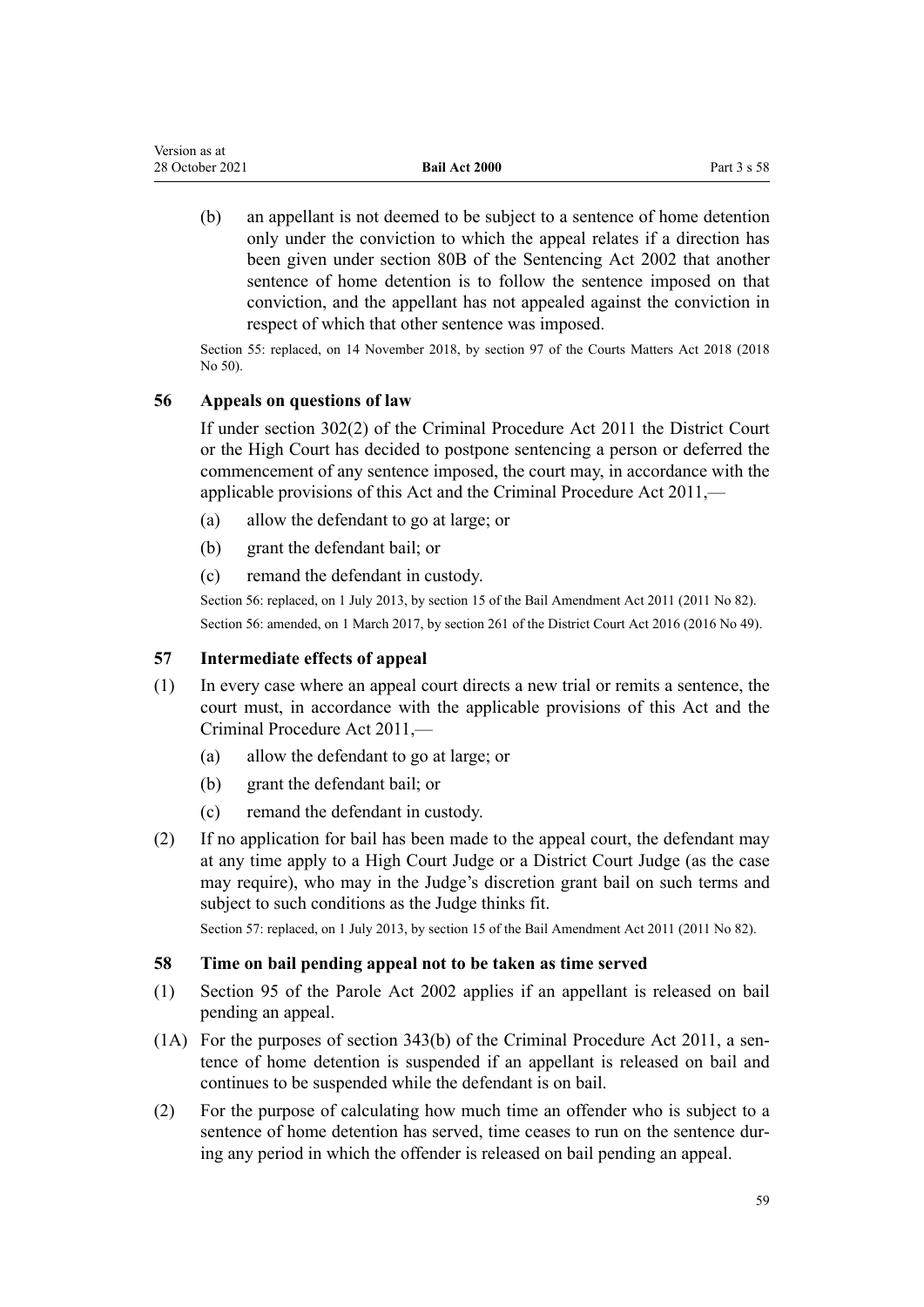(b) an appellant is not deemed to be subject to a sentence of home detention only under the conviction to which the appeal relates if a direction has been given under section 80B of the Sentencing Act 2002 that another sentence of home detention is to follow the sentence imposed on that conviction, and the appellant has not appealed against the conviction in respect of which that other sentence was imposed.

Section 55: replaced, on 14 November 2018, by section 97 of the Courts Matters Act 2018 (2018 No 50).

### 56 Appeals on questions of law

If under section 302(2) of the Criminal Procedure Act 2011 the District Court or the High Court has decided to postpone sentencing a person or deferred the commencement of any sentence imposed, the court may, in accordance with the applicable provisions of this Act and the Criminal Procedure Act 2011,—

(a) allow the defendant to go at large; or

(b) grant the defendant bail; or

(c) remand the defendant in custody.

Section 56: replaced, on 1 July 2013, by section 15 of the Bail Amendment Act 2011 (2011 No 82).

Section 56: amended, on 1 March 2017, by section 261 of the District Court Act 2016 (2016 No 49).

### 57 Intermediate effects of appeal

(1) In every case where an appeal court directs a new trial or remits a sentence, the court must, in accordance with the applicable provisions of this Act and the Criminal Procedure Act 2011,—

(a) allow the defendant to go at large; or

(b) grant the defendant bail; or

(c) remand the defendant in custody.

(2) If no application for bail has been made to the appeal court, the defendant may at any time apply to a High Court Judge or a District Court Judge (as the case may require), who may in the Judge's discretion grant bail on such terms and subject to such conditions as the Judge thinks fit.

Section 57: replaced, on 1 July 2013, by section 15 of the Bail Amendment Act 2011 (2011 No 82).

### 58 Time on bail pending appeal not to be taken as time served

(1) Section 95 of the Parole Act 2002 applies if an appellant is released on bail pending an appeal.

(1A) For the purposes of section 343(b) of the Criminal Procedure Act 2011, a sentence of home detention is suspended if an appellant is released on bail and continues to be suspended while the defendant is on bail.

(2) For the purpose of calculating how much time an offender who is subject to a sentence of home detention has served, time ceases to run on the sentence during any period in which the offender is released on bail pending an appeal.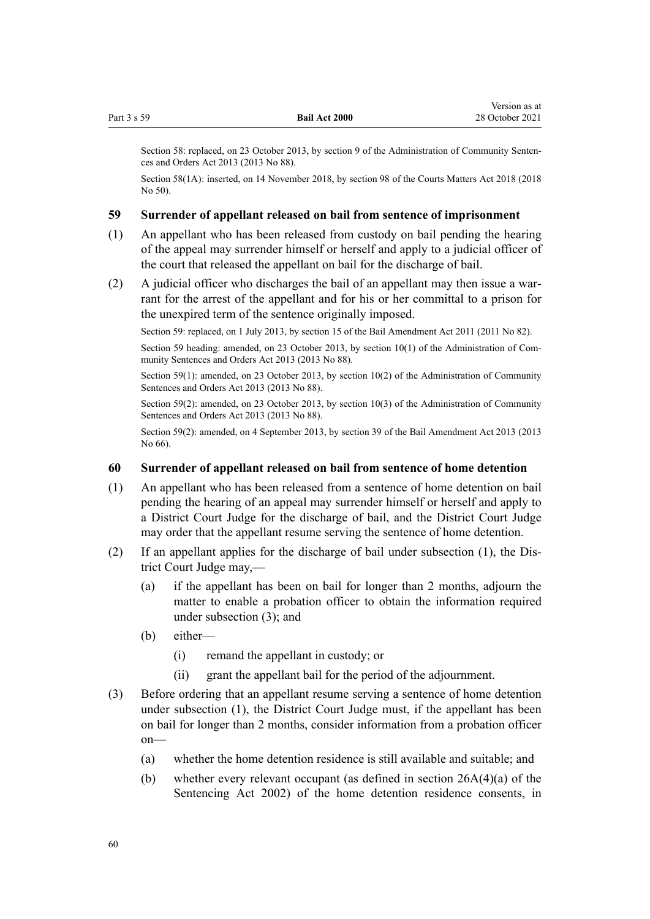Section 58: replaced, on 23 October 2013, by section 9 of the Administration of Community Sentences and Orders Act 2013 (2013 No 88).

Section 58(1A): inserted, on 14 November 2018, by section 98 of the Courts Matters Act 2018 (2018 No 50).

### 59 Surrender of appellant released on bail from sentence of imprisonment

(1) An appellant who has been released from custody on bail pending the hearing of the appeal may surrender himself or herself and apply to a judicial officer of the court that released the appellant on bail for the discharge of bail.

(2) A judicial officer who discharges the bail of an appellant may then issue a warrant for the arrest of the appellant and for his or her committal to a prison for the unexpired term of the sentence originally imposed.

Section 59: replaced, on 1 July 2013, by section 15 of the Bail Amendment Act 2011 (2011 No 82).

Section 59 heading: amended, on 23 October 2013, by section 10(1) of the Administration of Community Sentences and Orders Act 2013 (2013 No 88).

Section 59(1): amended, on 23 October 2013, by section 10(2) of the Administration of Community Sentences and Orders Act 2013 (2013 No 88).

Section 59(2): amended, on 23 October 2013, by section 10(3) of the Administration of Community Sentences and Orders Act 2013 (2013 No 88).

Section 59(2): amended, on 4 September 2013, by section 39 of the Bail Amendment Act 2013 (2013 No 66).

### 60 Surrender of appellant released on bail from sentence of home detention

(1) An appellant who has been released from a sentence of home detention on bail pending the hearing of an appeal may surrender himself or herself and apply to a District Court Judge for the discharge of bail, and the District Court Judge may order that the appellant resume serving the sentence of home detention.

(2) If an appellant applies for the discharge of bail under subsection (1), the District Court Judge may,—

   (a) if the appellant has been on bail for longer than 2 months, adjourn the matter to enable a probation officer to obtain the information required under subsection (3); and

   (b) either—

      (i) remand the appellant in custody; or

      (ii) grant the appellant bail for the period of the adjournment.

(3) Before ordering that an appellant resume serving a sentence of home detention under subsection (1), the District Court Judge must, if the appellant has been on bail for longer than 2 months, consider information from a probation officer on—

   (a) whether the home detention residence is still available and suitable; and

   (b) whether every relevant occupant (as defined in section 26A(4)(a) of the Sentencing Act 2002) of the home detention residence consents, in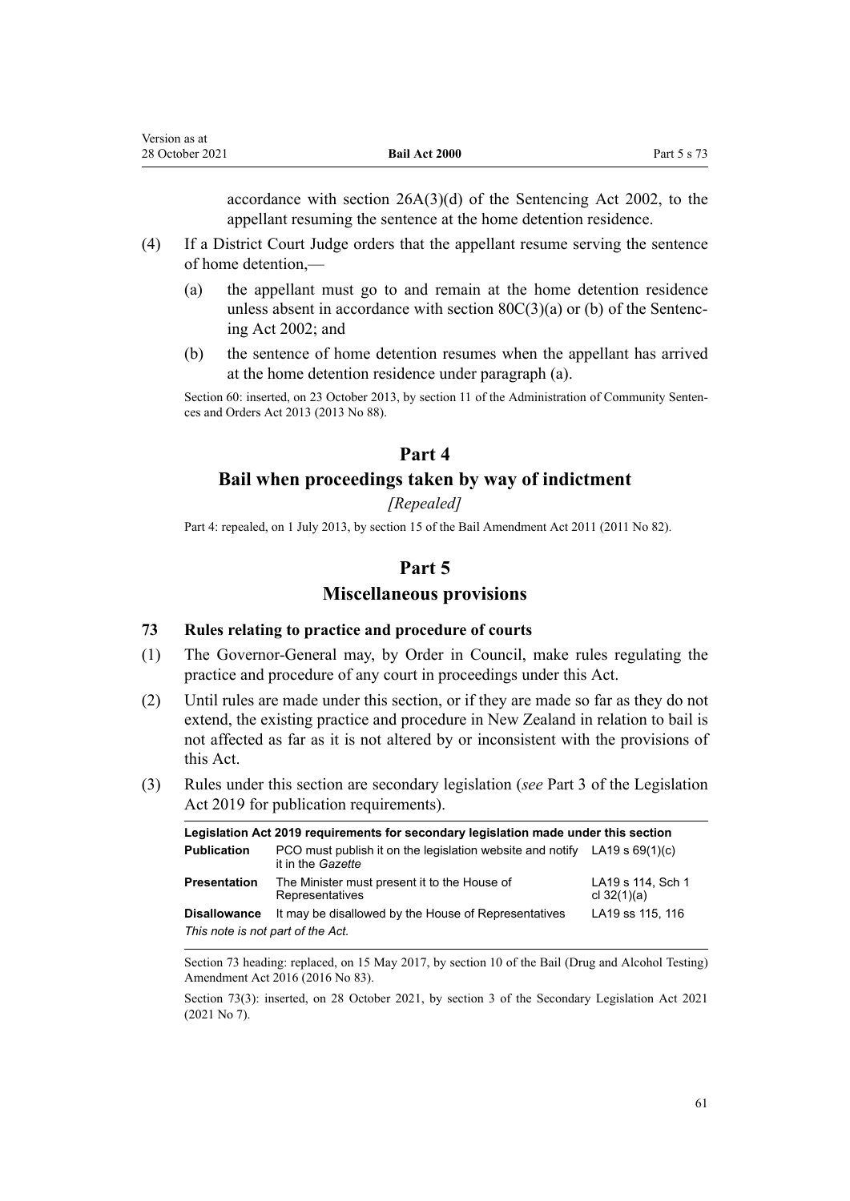accordance with section 26A(3)(d) of the Sentencing Act 2002, to the appellant resuming the sentence at the home detention residence.

(4) If a District Court Judge orders that the appellant resume serving the sentence of home detention,—

(a) the appellant must go to and remain at the home detention residence unless absent in accordance with section 80C(3)(a) or (b) of the Sentencing Act 2002; and

(b) the sentence of home detention resumes when the appellant has arrived at the home detention residence under paragraph (a).

Section 60: inserted, on 23 October 2013, by section 11 of the Administration of Community Sentences and Orders Act 2013 (2013 No 88).

## Part 4
## Bail when proceedings taken by way of indictment

*[Repealed]*

Part 4: repealed, on 1 July 2013, by section 15 of the Bail Amendment Act 2011 (2011 No 82).

## Part 5
## Miscellaneous provisions

### 73 Rules relating to practice and procedure of courts

(1) The Governor-General may, by Order in Council, make rules regulating the practice and procedure of any court in proceedings under this Act.

(2) Until rules are made under this section, or if they are made so far as they do not extend, the existing practice and procedure in New Zealand in relation to bail is not affected as far as it is not altered by or inconsistent with the provisions of this Act.

(3) Rules under this section are secondary legislation (*see* Part 3 of the Legislation Act 2019 for publication requirements).

| Legislation Act 2019 requirements for secondary legislation made under this section | | |
|---|---|---|
| **Publication** | PCO must publish it on the legislation website and notify it in the *Gazette* | LA19 s 69(1)(c) |
| **Presentation** | The Minister must present it to the House of Representatives | LA19 s 114, Sch 1 cl 32(1)(a) |
| **Disallowance** | It may be disallowed by the House of Representatives | LA19 ss 115, 116 |
| *This note is not part of the Act.* | | |

Section 73 heading: replaced, on 15 May 2017, by section 10 of the Bail (Drug and Alcohol Testing) Amendment Act 2016 (2016 No 83).

Section 73(3): inserted, on 28 October 2021, by section 3 of the Secondary Legislation Act 2021 (2021 No 7).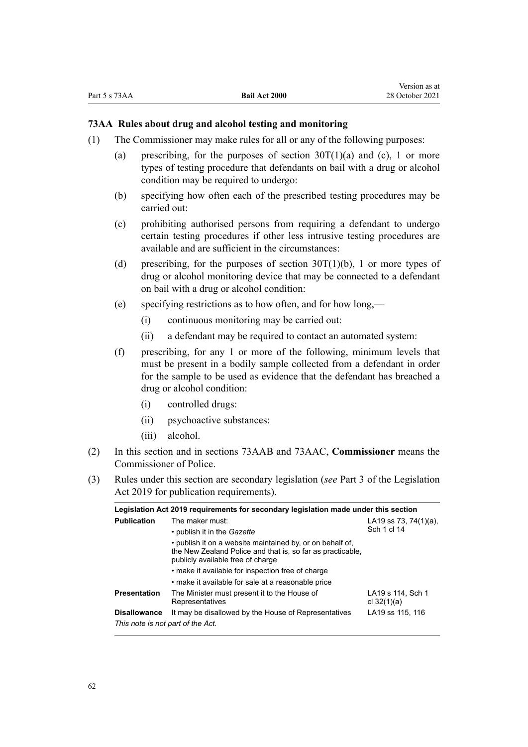### 73AA Rules about drug and alcohol testing and monitoring

(1) The Commissioner may make rules for all or any of the following purposes:

(a) prescribing, for the purposes of section 30T(1)(a) and (c), 1 or more types of testing procedure that defendants on bail with a drug or alcohol condition may be required to undergo:

(b) specifying how often each of the prescribed testing procedures may be carried out:

(c) prohibiting authorised persons from requiring a defendant to undergo certain testing procedures if other less intrusive testing procedures are available and are sufficient in the circumstances:

(d) prescribing, for the purposes of section 30T(1)(b), 1 or more types of drug or alcohol monitoring device that may be connected to a defendant on bail with a drug or alcohol condition:

(e) specifying restrictions as to how often, and for how long,—

(i) continuous monitoring may be carried out:

(ii) a defendant may be required to contact an automated system:

(f) prescribing, for any 1 or more of the following, minimum levels that must be present in a bodily sample collected from a defendant in order for the sample to be used as evidence that the defendant has breached a drug or alcohol condition:

(i) controlled drugs:

(ii) psychoactive substances:

(iii) alcohol.

(2) In this section and in sections 73AAB and 73AAC, **Commissioner** means the Commissioner of Police.

(3) Rules under this section are secondary legislation (*see* Part 3 of the Legislation Act 2019 for publication requirements).

| Legislation Act 2019 requirements for secondary legislation made under this section | | |
|---|---|---|
| **Publication** | The maker must:<br>• publish it in the *Gazette*<br>• publish it on a website maintained by, or on behalf of, the New Zealand Police and that is, so far as practicable, publicly available free of charge<br>• make it available for inspection free of charge<br>• make it available for sale at a reasonable price | LA19 ss 73, 74(1)(a), Sch 1 cl 14 |
| **Presentation** | The Minister must present it to the House of Representatives | LA19 s 114, Sch 1 cl 32(1)(a) |
| **Disallowance** | It may be disallowed by the House of Representatives | LA19 ss 115, 116 |

*This note is not part of the Act.*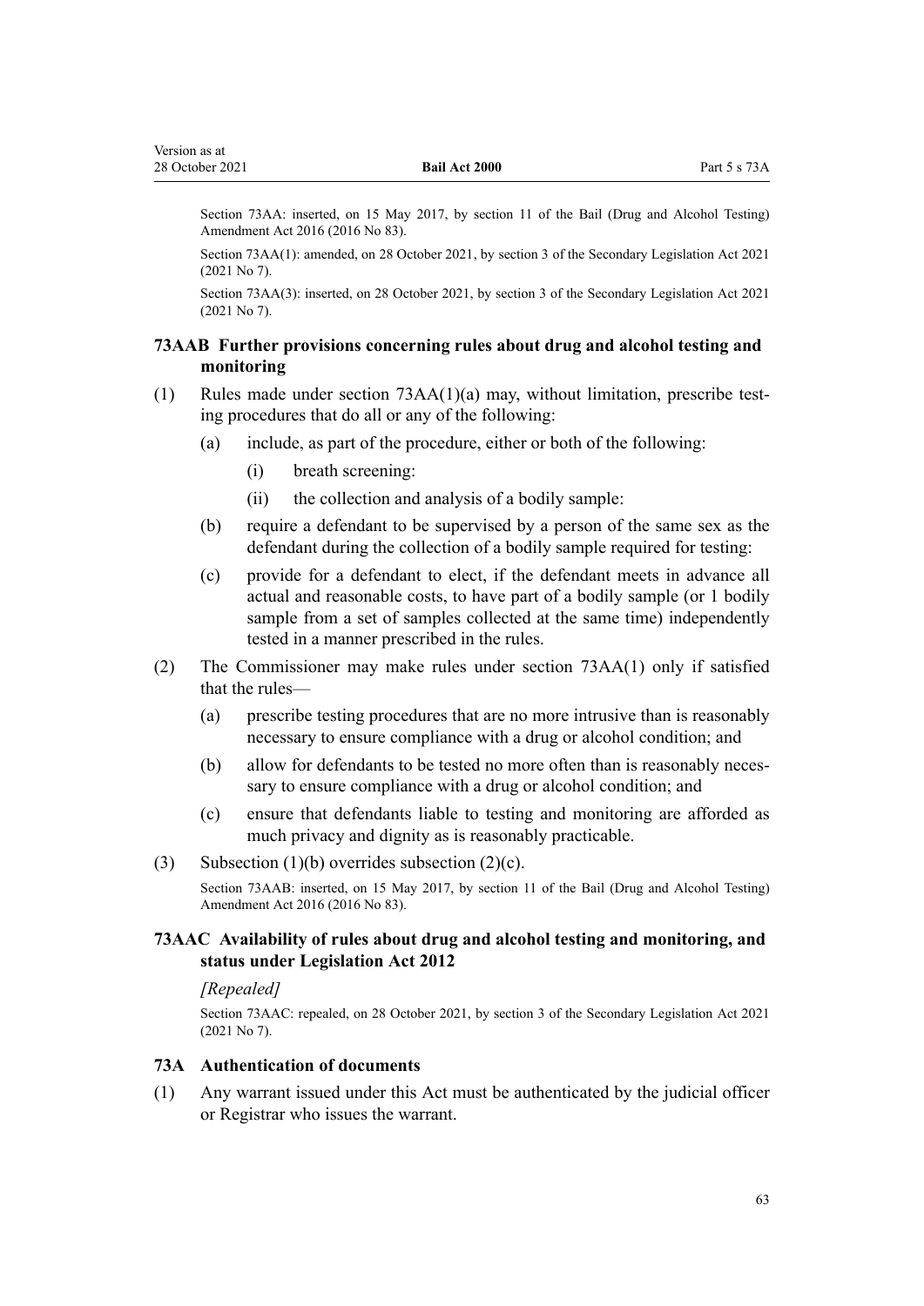Section 73AA: inserted, on 15 May 2017, by section 11 of the Bail (Drug and Alcohol Testing) Amendment Act 2016 (2016 No 83).

Section 73AA(1): amended, on 28 October 2021, by section 3 of the Secondary Legislation Act 2021 (2021 No 7).

Section 73AA(3): inserted, on 28 October 2021, by section 3 of the Secondary Legislation Act 2021 (2021 No 7).

### 73AAB Further provisions concerning rules about drug and alcohol testing and monitoring

(1) Rules made under section 73AA(1)(a) may, without limitation, prescribe testing procedures that do all or any of the following:

  (a) include, as part of the procedure, either or both of the following:

    (i) breath screening:

    (ii) the collection and analysis of a bodily sample:

  (b) require a defendant to be supervised by a person of the same sex as the defendant during the collection of a bodily sample required for testing:

  (c) provide for a defendant to elect, if the defendant meets in advance all actual and reasonable costs, to have part of a bodily sample (or 1 bodily sample from a set of samples collected at the same time) independently tested in a manner prescribed in the rules.

(2) The Commissioner may make rules under section 73AA(1) only if satisfied that the rules—

  (a) prescribe testing procedures that are no more intrusive than is reasonably necessary to ensure compliance with a drug or alcohol condition; and

  (b) allow for defendants to be tested no more often than is reasonably necessary to ensure compliance with a drug or alcohol condition; and

  (c) ensure that defendants liable to testing and monitoring are afforded as much privacy and dignity as is reasonably practicable.

(3) Subsection (1)(b) overrides subsection (2)(c).

Section 73AAB: inserted, on 15 May 2017, by section 11 of the Bail (Drug and Alcohol Testing) Amendment Act 2016 (2016 No 83).

### 73AAC Availability of rules about drug and alcohol testing and monitoring, and status under Legislation Act 2012

*[Repealed]*

Section 73AAC: repealed, on 28 October 2021, by section 3 of the Secondary Legislation Act 2021 (2021 No 7).

### 73A Authentication of documents

(1) Any warrant issued under this Act must be authenticated by the judicial officer or Registrar who issues the warrant.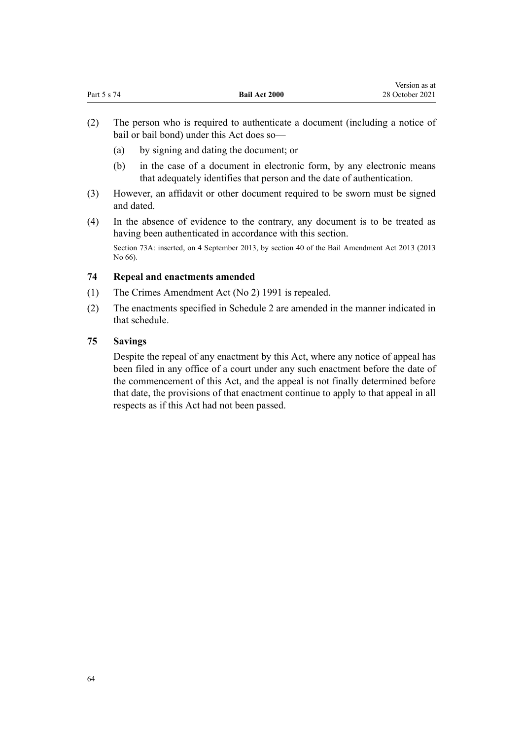(2) The person who is required to authenticate a document (including a notice of bail or bail bond) under this Act does so—

(a) by signing and dating the document; or

(b) in the case of a document in electronic form, by any electronic means that adequately identifies that person and the date of authentication.

(3) However, an affidavit or other document required to be sworn must be signed and dated.

(4) In the absence of evidence to the contrary, any document is to be treated as having been authenticated in accordance with this section.

Section 73A: inserted, on 4 September 2013, by section 40 of the Bail Amendment Act 2013 (2013 No 66).

### 74 Repeal and enactments amended

(1) The Crimes Amendment Act (No 2) 1991 is repealed.

(2) The enactments specified in Schedule 2 are amended in the manner indicated in that schedule.

### 75 Savings

Despite the repeal of any enactment by this Act, where any notice of appeal has been filed in any office of a court under any such enactment before the date of the commencement of this Act, and the appeal is not finally determined before that date, the provisions of that enactment continue to apply to that appeal in all respects as if this Act had not been passed.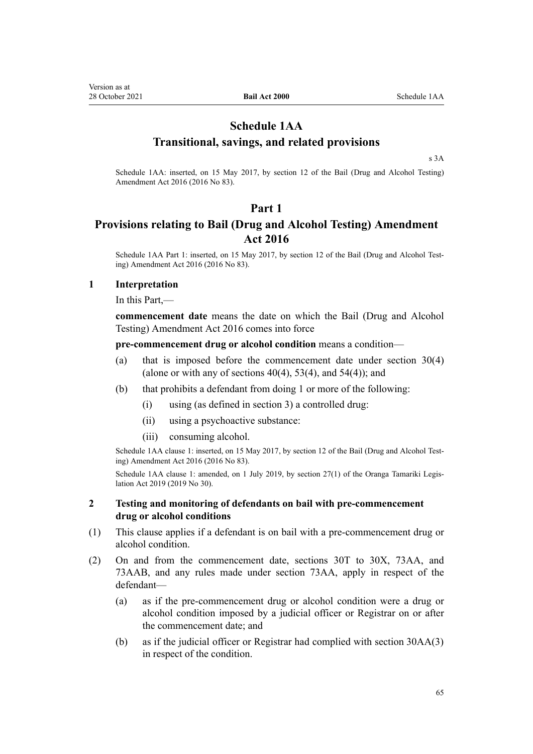# Schedule 1AA
## Transitional, savings, and related provisions

s 3A

Schedule 1AA: inserted, on 15 May 2017, by section 12 of the Bail (Drug and Alcohol Testing) Amendment Act 2016 (2016 No 83).

## Part 1
## Provisions relating to Bail (Drug and Alcohol Testing) Amendment Act 2016

Schedule 1AA Part 1: inserted, on 15 May 2017, by section 12 of the Bail (Drug and Alcohol Testing) Amendment Act 2016 (2016 No 83).

### 1 Interpretation

In this Part,—

**commencement date** means the date on which the Bail (Drug and Alcohol Testing) Amendment Act 2016 comes into force

**pre-commencement drug or alcohol condition** means a condition—

(a) that is imposed before the commencement date under section 30(4) (alone or with any of sections 40(4), 53(4), and 54(4)); and

(b) that prohibits a defendant from doing 1 or more of the following:

  (i) using (as defined in section 3) a controlled drug:

  (ii) using a psychoactive substance:

  (iii) consuming alcohol.

Schedule 1AA clause 1: inserted, on 15 May 2017, by section 12 of the Bail (Drug and Alcohol Testing) Amendment Act 2016 (2016 No 83).

Schedule 1AA clause 1: amended, on 1 July 2019, by section 27(1) of the Oranga Tamariki Legislation Act 2019 (2019 No 30).

### 2 Testing and monitoring of defendants on bail with pre-commencement drug or alcohol conditions

(1) This clause applies if a defendant is on bail with a pre-commencement drug or alcohol condition.

(2) On and from the commencement date, sections 30T to 30X, 73AA, and 73AAB, and any rules made under section 73AA, apply in respect of the defendant—

  (a) as if the pre-commencement drug or alcohol condition were a drug or alcohol condition imposed by a judicial officer or Registrar on or after the commencement date; and

  (b) as if the judicial officer or Registrar had complied with section 30AA(3) in respect of the condition.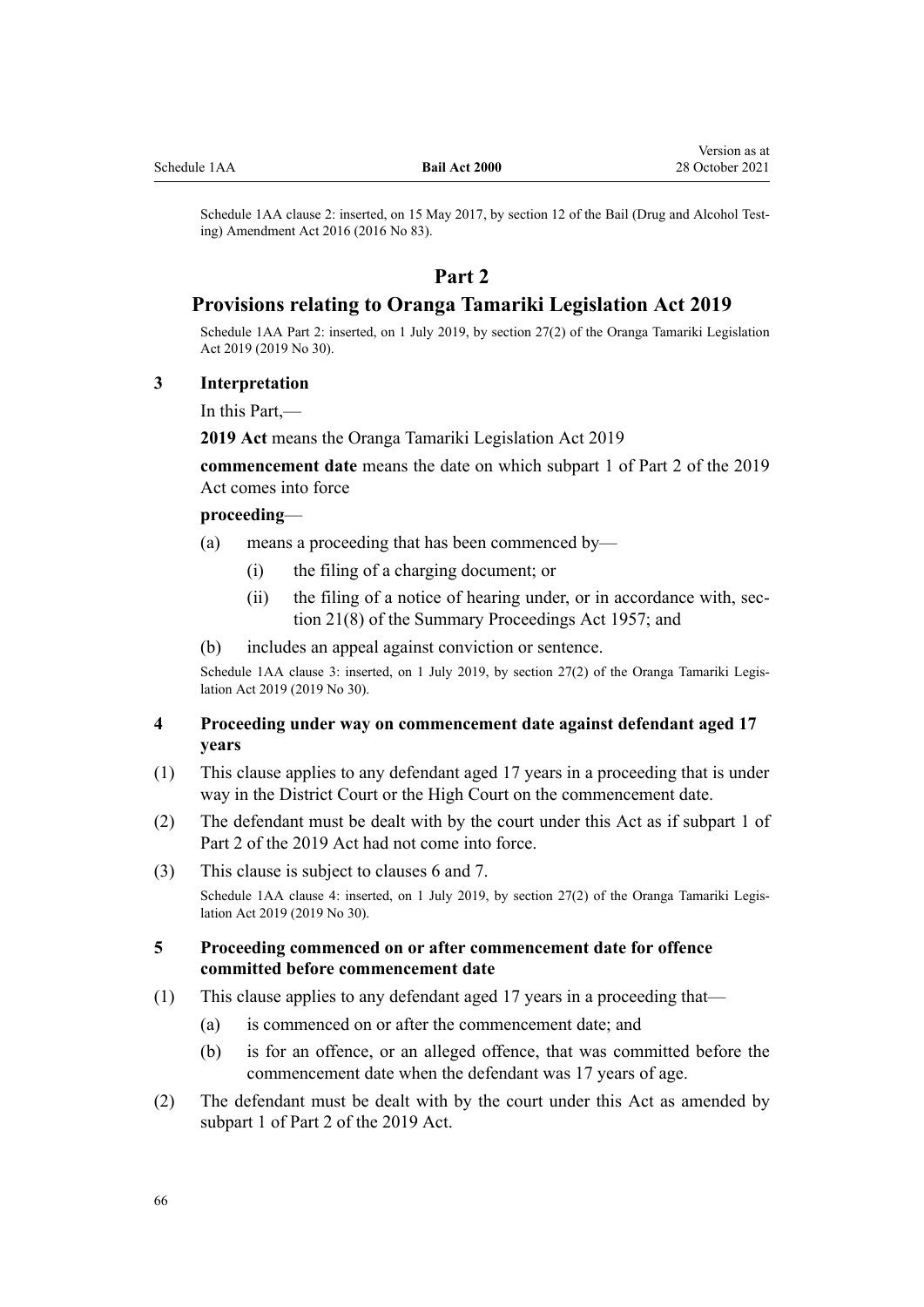Schedule 1AA clause 2: inserted, on 15 May 2017, by section 12 of the Bail (Drug and Alcohol Testing) Amendment Act 2016 (2016 No 83).

## Part 2

## Provisions relating to Oranga Tamariki Legislation Act 2019

Schedule 1AA Part 2: inserted, on 1 July 2019, by section 27(2) of the Oranga Tamariki Legislation Act 2019 (2019 No 30).

### 3 Interpretation

In this Part,—

**2019 Act** means the Oranga Tamariki Legislation Act 2019

**commencement date** means the date on which subpart 1 of Part 2 of the 2019 Act comes into force

**proceeding**—

(a) means a proceeding that has been commenced by—

  (i) the filing of a charging document; or

  (ii) the filing of a notice of hearing under, or in accordance with, section 21(8) of the Summary Proceedings Act 1957; and

(b) includes an appeal against conviction or sentence.

Schedule 1AA clause 3: inserted, on 1 July 2019, by section 27(2) of the Oranga Tamariki Legislation Act 2019 (2019 No 30).

### 4 Proceeding under way on commencement date against defendant aged 17 years

(1) This clause applies to any defendant aged 17 years in a proceeding that is under way in the District Court or the High Court on the commencement date.

(2) The defendant must be dealt with by the court under this Act as if subpart 1 of Part 2 of the 2019 Act had not come into force.

(3) This clause is subject to clauses 6 and 7.

Schedule 1AA clause 4: inserted, on 1 July 2019, by section 27(2) of the Oranga Tamariki Legislation Act 2019 (2019 No 30).

### 5 Proceeding commenced on or after commencement date for offence committed before commencement date

(1) This clause applies to any defendant aged 17 years in a proceeding that—

  (a) is commenced on or after the commencement date; and

  (b) is for an offence, or an alleged offence, that was committed before the commencement date when the defendant was 17 years of age.

(2) The defendant must be dealt with by the court under this Act as amended by subpart 1 of Part 2 of the 2019 Act.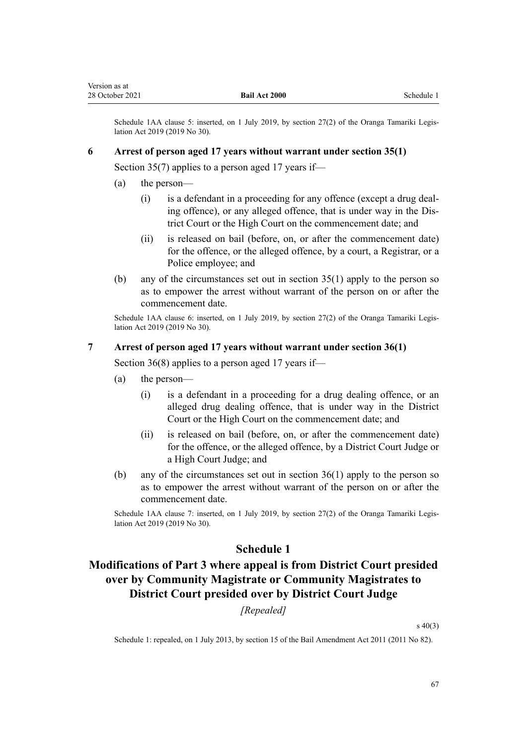Schedule 1AA clause 5: inserted, on 1 July 2019, by section 27(2) of the Oranga Tamariki Legislation Act 2019 (2019 No 30).

### 6 Arrest of person aged 17 years without warrant under section 35(1)

Section 35(7) applies to a person aged 17 years if—

(a) the person—

(i) is a defendant in a proceeding for any offence (except a drug dealing offence), or any alleged offence, that is under way in the District Court or the High Court on the commencement date; and

(ii) is released on bail (before, on, or after the commencement date) for the offence, or the alleged offence, by a court, a Registrar, or a Police employee; and

(b) any of the circumstances set out in section 35(1) apply to the person so as to empower the arrest without warrant of the person on or after the commencement date.

Schedule 1AA clause 6: inserted, on 1 July 2019, by section 27(2) of the Oranga Tamariki Legislation Act 2019 (2019 No 30).

### 7 Arrest of person aged 17 years without warrant under section 36(1)

Section 36(8) applies to a person aged 17 years if—

(a) the person—

(i) is a defendant in a proceeding for a drug dealing offence, or an alleged drug dealing offence, that is under way in the District Court or the High Court on the commencement date; and

(ii) is released on bail (before, on, or after the commencement date) for the offence, or the alleged offence, by a District Court Judge or a High Court Judge; and

(b) any of the circumstances set out in section 36(1) apply to the person so as to empower the arrest without warrant of the person on or after the commencement date.

Schedule 1AA clause 7: inserted, on 1 July 2019, by section 27(2) of the Oranga Tamariki Legislation Act 2019 (2019 No 30).

# Schedule 1
## Modifications of Part 3 where appeal is from District Court presided over by Community Magistrate or Community Magistrates to District Court presided over by District Court Judge

*[Repealed]*

s 40(3)

Schedule 1: repealed, on 1 July 2013, by section 15 of the Bail Amendment Act 2011 (2011 No 82).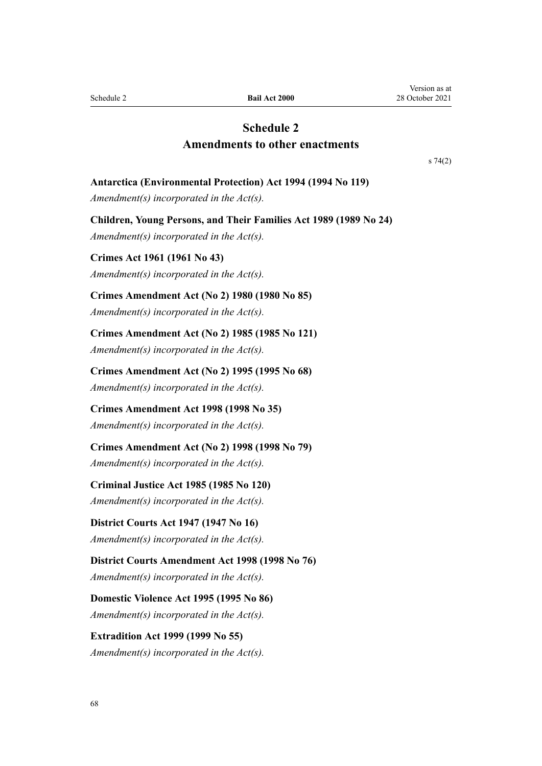# Schedule 2
## Amendments to other enactments

s 74(2)

**Antarctica (Environmental Protection) Act 1994 (1994 No 119)**

*Amendment(s) incorporated in the Act(s).*

**Children, Young Persons, and Their Families Act 1989 (1989 No 24)**

*Amendment(s) incorporated in the Act(s).*

**Crimes Act 1961 (1961 No 43)**

*Amendment(s) incorporated in the Act(s).*

**Crimes Amendment Act (No 2) 1980 (1980 No 85)**

*Amendment(s) incorporated in the Act(s).*

**Crimes Amendment Act (No 2) 1985 (1985 No 121)**

*Amendment(s) incorporated in the Act(s).*

**Crimes Amendment Act (No 2) 1995 (1995 No 68)**

*Amendment(s) incorporated in the Act(s).*

**Crimes Amendment Act 1998 (1998 No 35)**

*Amendment(s) incorporated in the Act(s).*

**Crimes Amendment Act (No 2) 1998 (1998 No 79)**

*Amendment(s) incorporated in the Act(s).*

**Criminal Justice Act 1985 (1985 No 120)**

*Amendment(s) incorporated in the Act(s).*

**District Courts Act 1947 (1947 No 16)**

*Amendment(s) incorporated in the Act(s).*

**District Courts Amendment Act 1998 (1998 No 76)**

*Amendment(s) incorporated in the Act(s).*

**Domestic Violence Act 1995 (1995 No 86)**

*Amendment(s) incorporated in the Act(s).*

**Extradition Act 1999 (1999 No 55)**

*Amendment(s) incorporated in the Act(s).*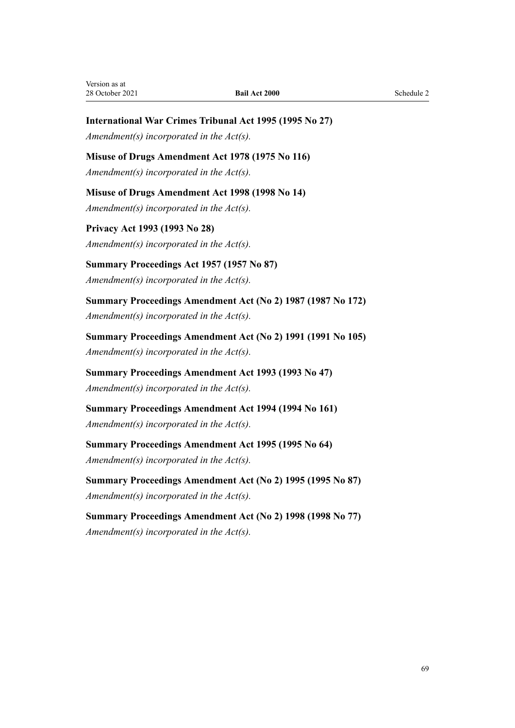**International War Crimes Tribunal Act 1995 (1995 No 27)**

*Amendment(s) incorporated in the Act(s).*

**Misuse of Drugs Amendment Act 1978 (1975 No 116)**

*Amendment(s) incorporated in the Act(s).*

**Misuse of Drugs Amendment Act 1998 (1998 No 14)**

*Amendment(s) incorporated in the Act(s).*

**Privacy Act 1993 (1993 No 28)**

*Amendment(s) incorporated in the Act(s).*

**Summary Proceedings Act 1957 (1957 No 87)**

*Amendment(s) incorporated in the Act(s).*

**Summary Proceedings Amendment Act (No 2) 1987 (1987 No 172)**

*Amendment(s) incorporated in the Act(s).*

**Summary Proceedings Amendment Act (No 2) 1991 (1991 No 105)**

*Amendment(s) incorporated in the Act(s).*

**Summary Proceedings Amendment Act 1993 (1993 No 47)**

*Amendment(s) incorporated in the Act(s).*

**Summary Proceedings Amendment Act 1994 (1994 No 161)**

*Amendment(s) incorporated in the Act(s).*

**Summary Proceedings Amendment Act 1995 (1995 No 64)**

*Amendment(s) incorporated in the Act(s).*

**Summary Proceedings Amendment Act (No 2) 1995 (1995 No 87)**

*Amendment(s) incorporated in the Act(s).*

**Summary Proceedings Amendment Act (No 2) 1998 (1998 No 77)**

*Amendment(s) incorporated in the Act(s).*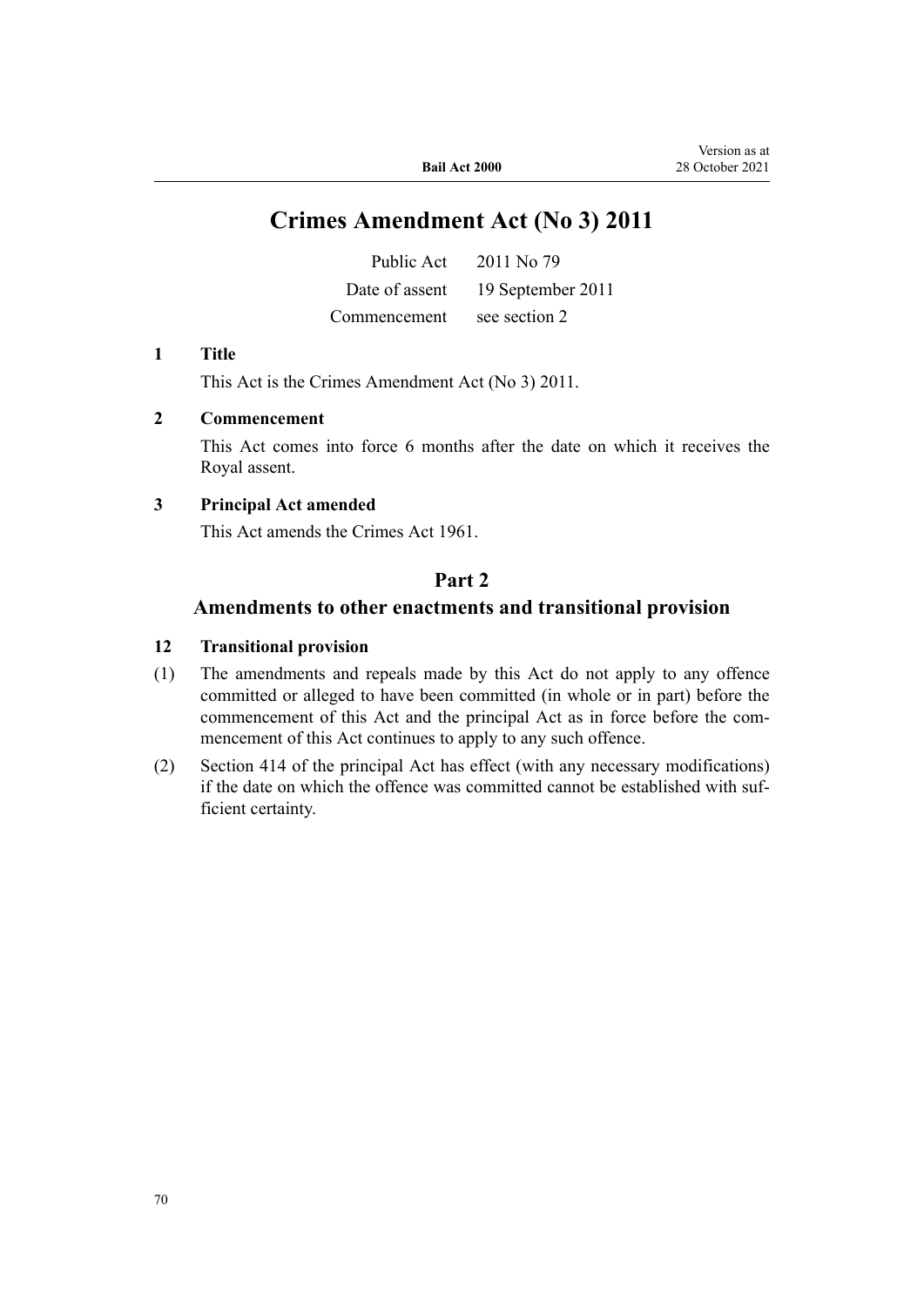# Crimes Amendment Act (No 3) 2011

| | |
|---|---|
| Public Act | 2011 No 79 |
| Date of assent | 19 September 2011 |
| Commencement | see section 2 |

### 1 Title

This Act is the Crimes Amendment Act (No 3) 2011.

### 2 Commencement

This Act comes into force 6 months after the date on which it receives the Royal assent.

### 3 Principal Act amended

This Act amends the Crimes Act 1961.

## Part 2
## Amendments to other enactments and transitional provision

### 12 Transitional provision

(1) The amendments and repeals made by this Act do not apply to any offence committed or alleged to have been committed (in whole or in part) before the commencement of this Act and the principal Act as in force before the commencement of this Act continues to apply to any such offence.

(2) Section 414 of the principal Act has effect (with any necessary modifications) if the date on which the offence was committed cannot be established with sufficient certainty.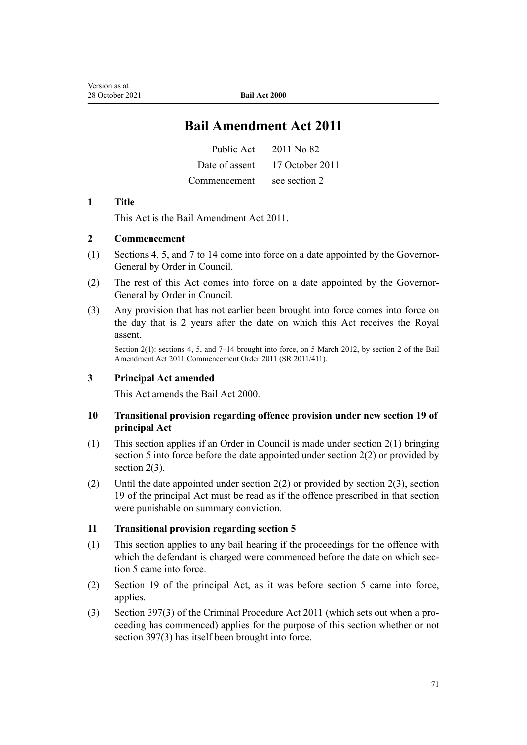# Bail Amendment Act 2011

| | |
|---|---|
| Public Act | 2011 No 82 |
| Date of assent | 17 October 2011 |
| Commencement | see section 2 |

### 1 Title

This Act is the Bail Amendment Act 2011.

### 2 Commencement

(1) Sections 4, 5, and 7 to 14 come into force on a date appointed by the Governor-General by Order in Council.

(2) The rest of this Act comes into force on a date appointed by the Governor-General by Order in Council.

(3) Any provision that has not earlier been brought into force comes into force on the day that is 2 years after the date on which this Act receives the Royal assent.

Section 2(1): sections 4, 5, and 7–14 brought into force, on 5 March 2012, by section 2 of the Bail Amendment Act 2011 Commencement Order 2011 (SR 2011/411).

### 3 Principal Act amended

This Act amends the Bail Act 2000.

### 10 Transitional provision regarding offence provision under new section 19 of principal Act

(1) This section applies if an Order in Council is made under section 2(1) bringing section 5 into force before the date appointed under section 2(2) or provided by section 2(3).

(2) Until the date appointed under section 2(2) or provided by section 2(3), section 19 of the principal Act must be read as if the offence prescribed in that section were punishable on summary conviction.

### 11 Transitional provision regarding section 5

(1) This section applies to any bail hearing if the proceedings for the offence with which the defendant is charged were commenced before the date on which section 5 came into force.

(2) Section 19 of the principal Act, as it was before section 5 came into force, applies.

(3) Section 397(3) of the Criminal Procedure Act 2011 (which sets out when a proceeding has commenced) applies for the purpose of this section whether or not section 397(3) has itself been brought into force.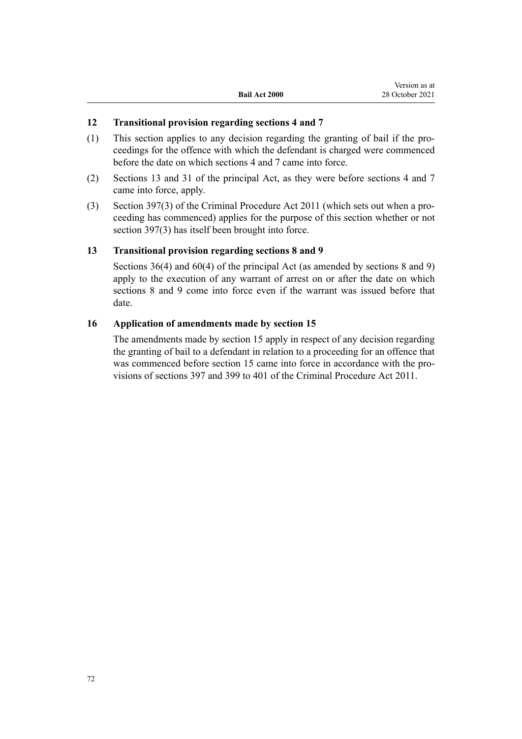### 12 Transitional provision regarding sections 4 and 7

(1) This section applies to any decision regarding the granting of bail if the proceedings for the offence with which the defendant is charged were commenced before the date on which sections 4 and 7 came into force.

(2) Sections 13 and 31 of the principal Act, as they were before sections 4 and 7 came into force, apply.

(3) Section 397(3) of the Criminal Procedure Act 2011 (which sets out when a proceeding has commenced) applies for the purpose of this section whether or not section 397(3) has itself been brought into force.

### 13 Transitional provision regarding sections 8 and 9

Sections 36(4) and 60(4) of the principal Act (as amended by sections 8 and 9) apply to the execution of any warrant of arrest on or after the date on which sections 8 and 9 come into force even if the warrant was issued before that date.

### 16 Application of amendments made by section 15

The amendments made by section 15 apply in respect of any decision regarding the granting of bail to a defendant in relation to a proceeding for an offence that was commenced before section 15 came into force in accordance with the provisions of sections 397 and 399 to 401 of the Criminal Procedure Act 2011.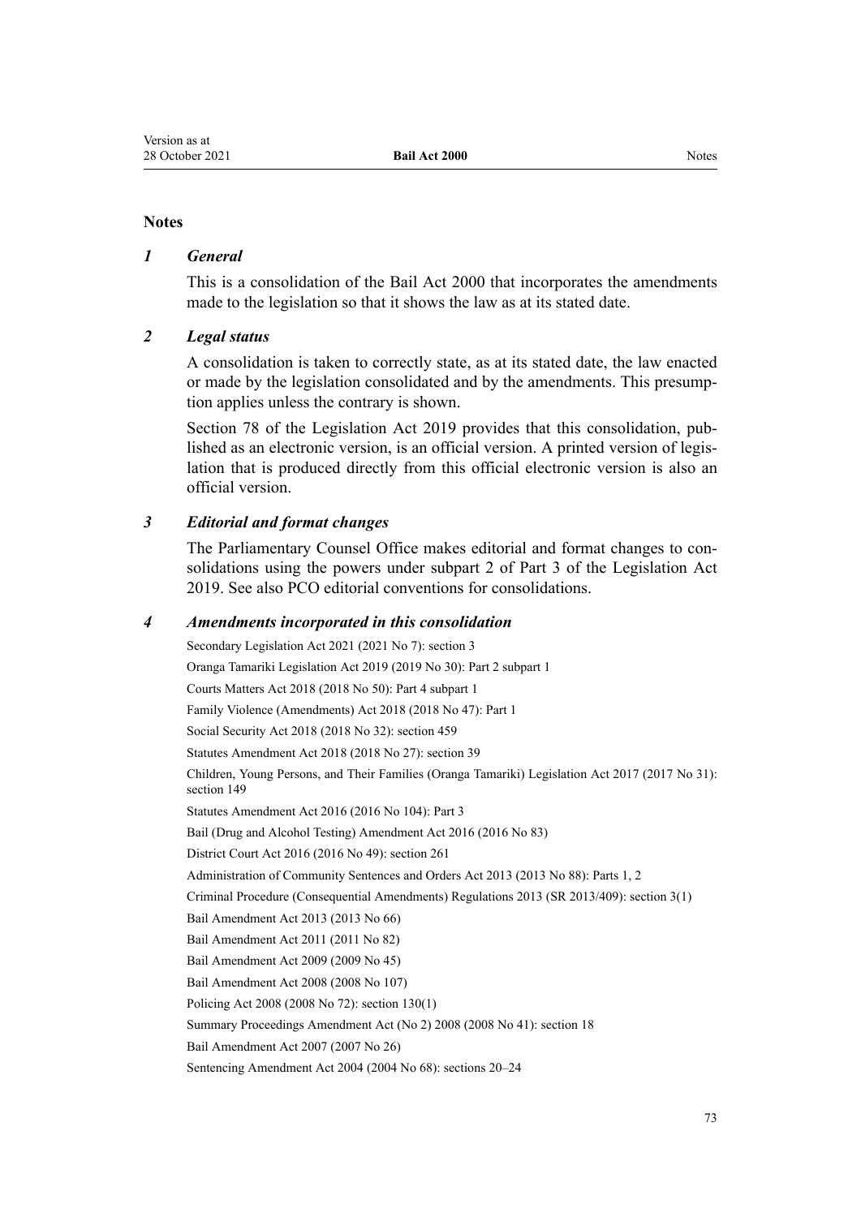## Notes

### *1 General*

This is a consolidation of the Bail Act 2000 that incorporates the amendments made to the legislation so that it shows the law as at its stated date.

### *2 Legal status*

A consolidation is taken to correctly state, as at its stated date, the law enacted or made by the legislation consolidated and by the amendments. This presumption applies unless the contrary is shown.

Section 78 of the Legislation Act 2019 provides that this consolidation, published as an electronic version, is an official version. A printed version of legislation that is produced directly from this official electronic version is also an official version.

### *3 Editorial and format changes*

The Parliamentary Counsel Office makes editorial and format changes to consolidations using the powers under subpart 2 of Part 3 of the Legislation Act 2019. See also PCO editorial conventions for consolidations.

### *4 Amendments incorporated in this consolidation*

Secondary Legislation Act 2021 (2021 No 7): section 3

Oranga Tamariki Legislation Act 2019 (2019 No 30): Part 2 subpart 1

Courts Matters Act 2018 (2018 No 50): Part 4 subpart 1

Family Violence (Amendments) Act 2018 (2018 No 47): Part 1

Social Security Act 2018 (2018 No 32): section 459

Statutes Amendment Act 2018 (2018 No 27): section 39

Children, Young Persons, and Their Families (Oranga Tamariki) Legislation Act 2017 (2017 No 31): section 149

Statutes Amendment Act 2016 (2016 No 104): Part 3

Bail (Drug and Alcohol Testing) Amendment Act 2016 (2016 No 83)

District Court Act 2016 (2016 No 49): section 261

Administration of Community Sentences and Orders Act 2013 (2013 No 88): Parts 1, 2

Criminal Procedure (Consequential Amendments) Regulations 2013 (SR 2013/409): section 3(1)

Bail Amendment Act 2013 (2013 No 66)

Bail Amendment Act 2011 (2011 No 82)

Bail Amendment Act 2009 (2009 No 45)

Bail Amendment Act 2008 (2008 No 107)

Policing Act 2008 (2008 No 72): section 130(1)

Summary Proceedings Amendment Act (No 2) 2008 (2008 No 41): section 18

Bail Amendment Act 2007 (2007 No 26)

Sentencing Amendment Act 2004 (2004 No 68): sections 20–24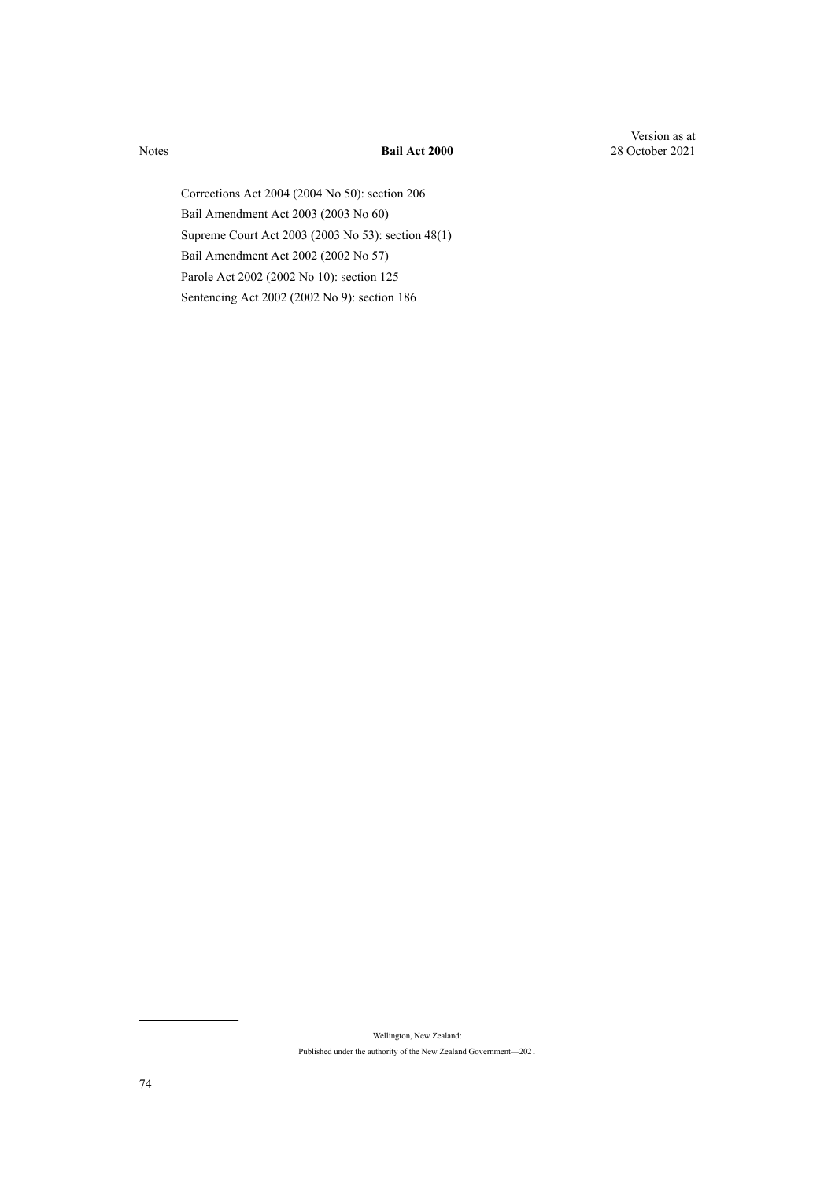Corrections Act 2004 (2004 No 50): section 206

Bail Amendment Act 2003 (2003 No 60)

Supreme Court Act 2003 (2003 No 53): section 48(1)

Bail Amendment Act 2002 (2002 No 57)

Parole Act 2002 (2002 No 10): section 125

Sentencing Act 2002 (2002 No 9): section 186

Wellington, New Zealand:

Published under the authority of the New Zealand Government—2021